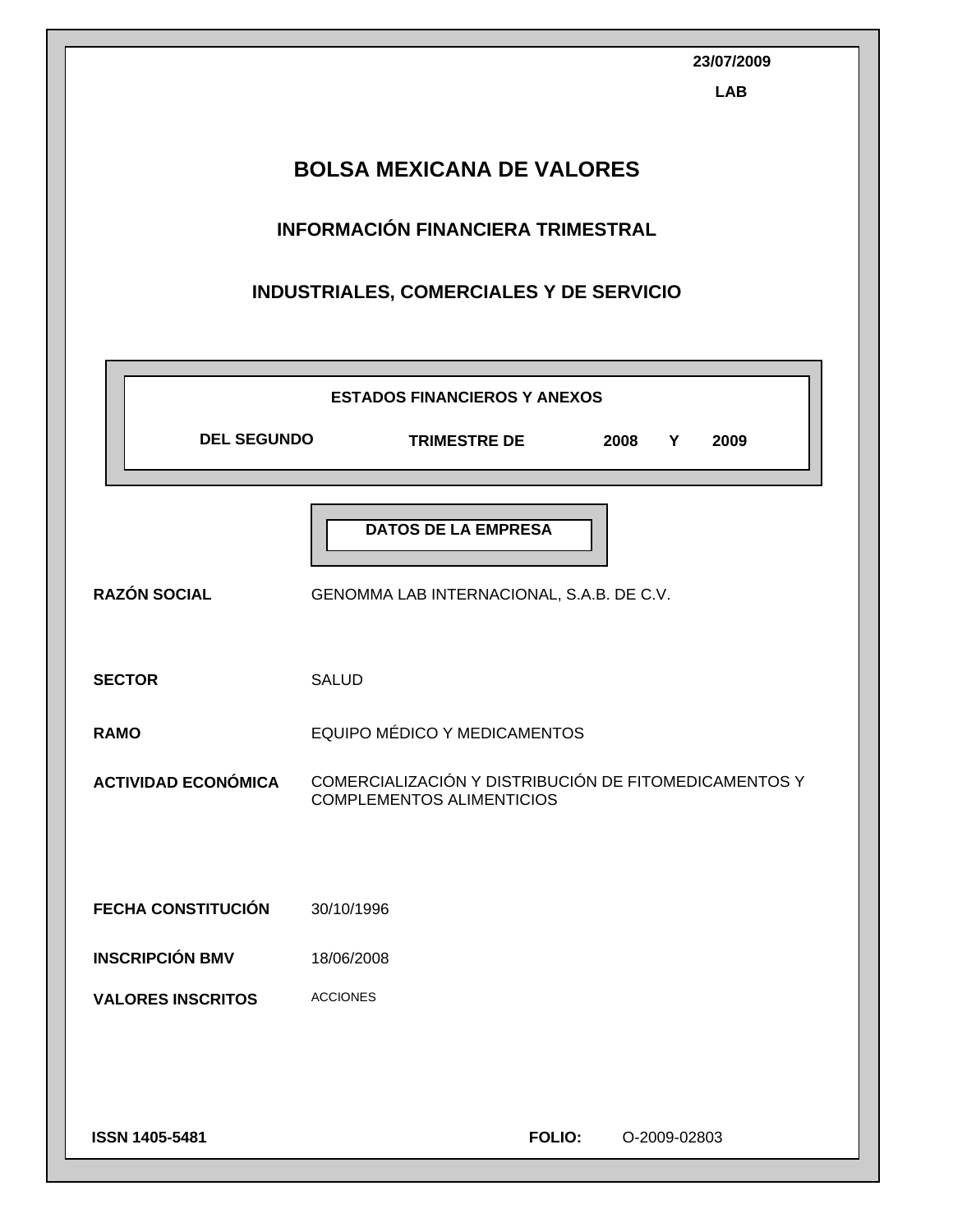23/07/2009

LAB

# BOLSA MEXICANA DE VALORES

## INFORMACIÓN FINANCIERA TRIMESTRAL

## INDUSTRIALES, COMERCIALES Y DE SERVICIO

**ESTADOS FINANCIEROS Y ANEXOS**

**DEL SEGUNDO TRIMESTRE DE 2008 Y 2009**

**DATOS DE LA EMPRESA**

| | |
|---|---|
| **RAZÓN SOCIAL** | GENOMMA LAB INTERNACIONAL, S.A.B. DE C.V. |
| **SECTOR** | SALUD |
| **RAMO** | EQUIPO MÉDICO Y MEDICAMENTOS |
| **ACTIVIDAD ECONÓMICA** | COMERCIALIZACIÓN Y DISTRIBUCIÓN DE FITOMEDICAMENTOS Y COMPLEMENTOS ALIMENTICIOS |
| **FECHA CONSTITUCIÓN** | 30/10/1996 |
| **INSCRIPCIÓN BMV** | 18/06/2008 |
| **VALORES INSCRITOS** | ACCIONES |

**ISSN 1405-5481** **FOLIO:** O-2009-02803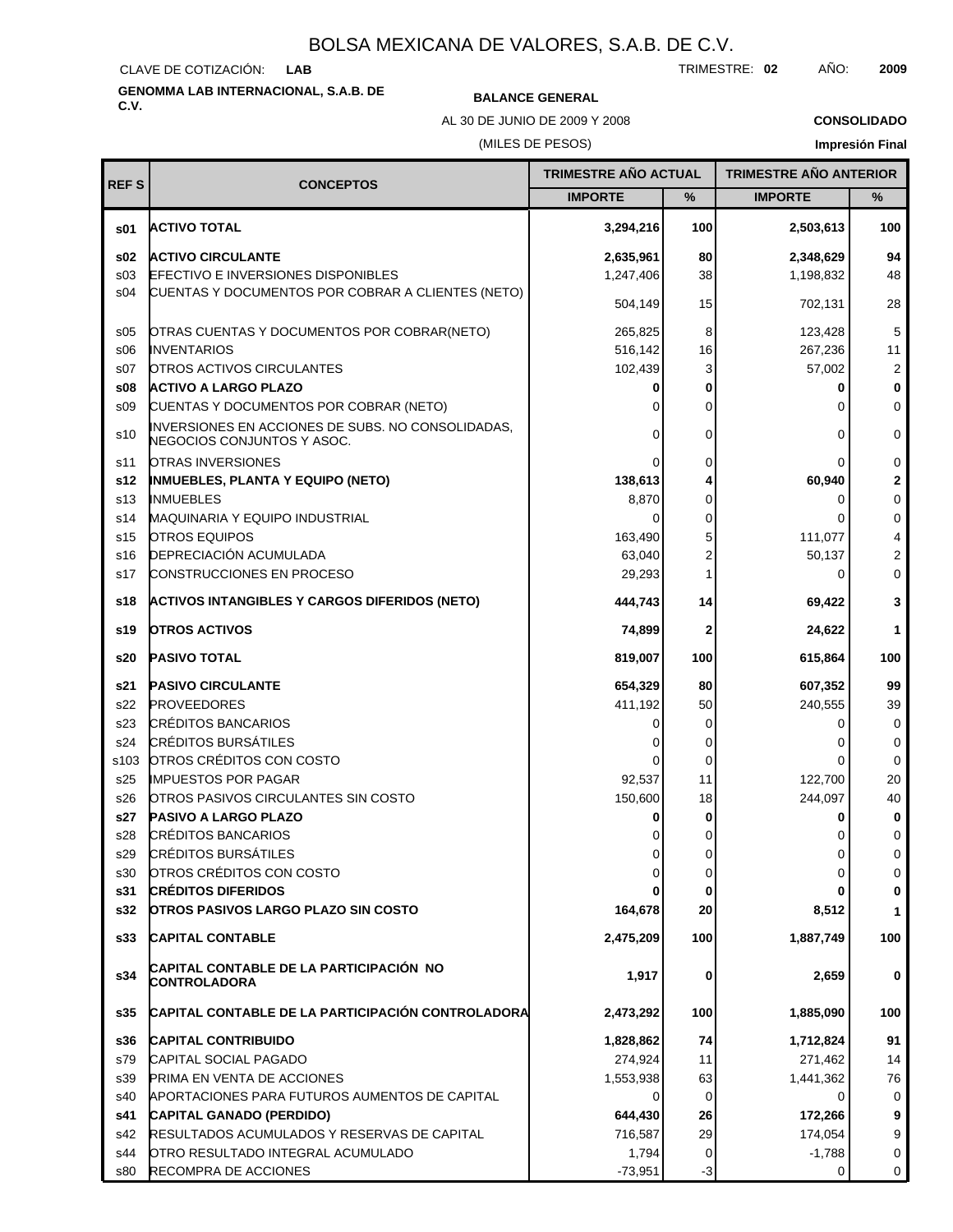# BOLSA MEXICANA DE VALORES, S.A.B. DE C.V.

CLAVE DE COTIZACIÓN: **LAB** TRIMESTRE: **02** AÑO: **2009**

**GENOMMA LAB INTERNACIONAL, S.A.B. DE C.V.**

**BALANCE GENERAL**

AL 30 DE JUNIO DE 2009 Y 2008

(MILES DE PESOS)

**CONSOLIDADO**

**Impresión Final**

| REF S | CONCEPTOS | TRIMESTRE AÑO ACTUAL | | TRIMESTRE AÑO ANTERIOR | |
|---|---|---|---|---|---|
| | | IMPORTE | % | IMPORTE | % |
| **s01** | **ACTIVO TOTAL** | **3,294,216** | **100** | **2,503,613** | **100** |
| **s02** | **ACTIVO CIRCULANTE** | **2,635,961** | **80** | **2,348,629** | **94** |
| s03 | EFECTIVO E INVERSIONES DISPONIBLES | 1,247,406 | 38 | 1,198,832 | 48 |
| s04 | CUENTAS Y DOCUMENTOS POR COBRAR A CLIENTES (NETO) | 504,149 | 15 | 702,131 | 28 |
| s05 | OTRAS CUENTAS Y DOCUMENTOS POR COBRAR(NETO) | 265,825 | 8 | 123,428 | 5 |
| s06 | INVENTARIOS | 516,142 | 16 | 267,236 | 11 |
| s07 | OTROS ACTIVOS CIRCULANTES | 102,439 | 3 | 57,002 | 2 |
| **s08** | **ACTIVO A LARGO PLAZO** | **0** | **0** | **0** | **0** |
| s09 | CUENTAS Y DOCUMENTOS POR COBRAR (NETO) | 0 | 0 | 0 | 0 |
| s10 | INVERSIONES EN ACCIONES DE SUBS. NO CONSOLIDADAS, NEGOCIOS CONJUNTOS Y ASOC. | 0 | 0 | 0 | 0 |
| s11 | OTRAS INVERSIONES | 0 | 0 | 0 | 0 |
| **s12** | **INMUEBLES, PLANTA Y EQUIPO (NETO)** | **138,613** | **4** | **60,940** | **2** |
| s13 | INMUEBLES | 8,870 | 0 | 0 | 0 |
| s14 | MAQUINARIA Y EQUIPO INDUSTRIAL | 0 | 0 | 0 | 0 |
| s15 | OTROS EQUIPOS | 163,490 | 5 | 111,077 | 4 |
| s16 | DEPRECIACIÓN ACUMULADA | 63,040 | 2 | 50,137 | 2 |
| s17 | CONSTRUCCIONES EN PROCESO | 29,293 | 1 | 0 | 0 |
| **s18** | **ACTIVOS INTANGIBLES Y CARGOS DIFERIDOS (NETO)** | **444,743** | **14** | **69,422** | **3** |
| **s19** | **OTROS ACTIVOS** | **74,899** | **2** | **24,622** | **1** |
| **s20** | **PASIVO TOTAL** | **819,007** | **100** | **615,864** | **100** |
| **s21** | **PASIVO CIRCULANTE** | **654,329** | **80** | **607,352** | **99** |
| s22 | PROVEEDORES | 411,192 | 50 | 240,555 | 39 |
| s23 | CRÉDITOS BANCARIOS | 0 | 0 | 0 | 0 |
| s24 | CRÉDITOS BURSÁTILES | 0 | 0 | 0 | 0 |
| s103 | OTROS CRÉDITOS CON COSTO | 0 | 0 | 0 | 0 |
| s25 | IMPUESTOS POR PAGAR | 92,537 | 11 | 122,700 | 20 |
| s26 | OTROS PASIVOS CIRCULANTES SIN COSTO | 150,600 | 18 | 244,097 | 40 |
| **s27** | **PASIVO A LARGO PLAZO** | **0** | **0** | **0** | **0** |
| s28 | CRÉDITOS BANCARIOS | 0 | 0 | 0 | 0 |
| s29 | CRÉDITOS BURSÁTILES | 0 | 0 | 0 | 0 |
| s30 | OTROS CRÉDITOS CON COSTO | 0 | 0 | 0 | 0 |
| **s31** | **CRÉDITOS DIFERIDOS** | **0** | **0** | **0** | **0** |
| **s32** | **OTROS PASIVOS LARGO PLAZO SIN COSTO** | **164,678** | **20** | **8,512** | **1** |
| **s33** | **CAPITAL CONTABLE** | **2,475,209** | **100** | **1,887,749** | **100** |
| **s34** | **CAPITAL CONTABLE DE LA PARTICIPACIÓN NO CONTROLADORA** | **1,917** | **0** | **2,659** | **0** |
| **s35** | **CAPITAL CONTABLE DE LA PARTICIPACIÓN CONTROLADORA** | **2,473,292** | **100** | **1,885,090** | **100** |
| **s36** | **CAPITAL CONTRIBUIDO** | **1,828,862** | **74** | **1,712,824** | **91** |
| s79 | CAPITAL SOCIAL PAGADO | 274,924 | 11 | 271,462 | 14 |
| s39 | PRIMA EN VENTA DE ACCIONES | 1,553,938 | 63 | 1,441,362 | 76 |
| s40 | APORTACIONES PARA FUTUROS AUMENTOS DE CAPITAL | 0 | 0 | 0 | 0 |
| **s41** | **CAPITAL GANADO (PERDIDO)** | **644,430** | **26** | **172,266** | **9** |
| s42 | RESULTADOS ACUMULADOS Y RESERVAS DE CAPITAL | 716,587 | 29 | 174,054 | 9 |
| s44 | OTRO RESULTADO INTEGRAL ACUMULADO | 1,794 | 0 | -1,788 | 0 |
| s80 | RECOMPRA DE ACCIONES | -73,951 | -3 | 0 | 0 |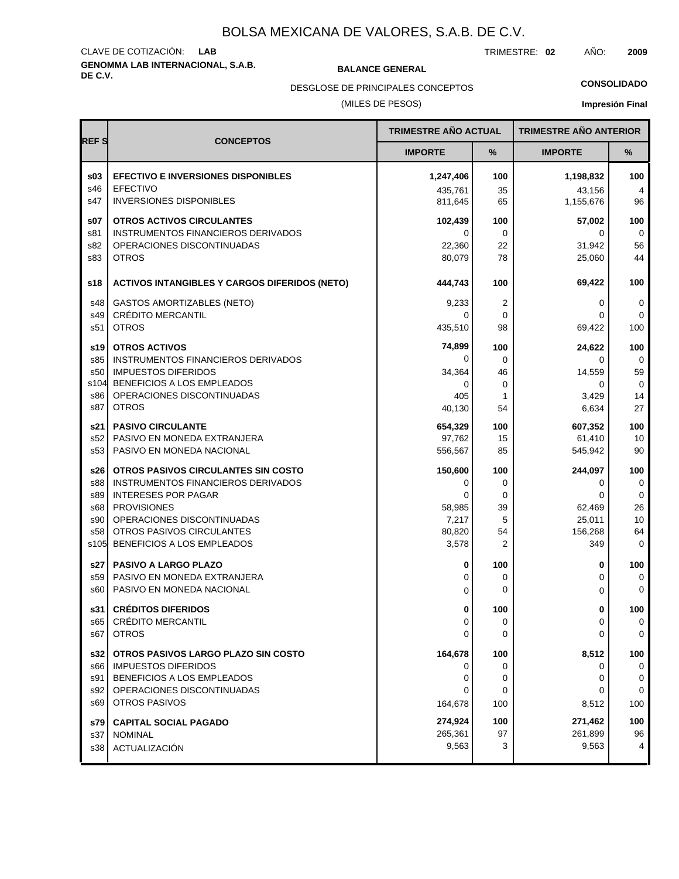# BOLSA MEXICANA DE VALORES, S.A.B. DE C.V.

CLAVE DE COTIZACIÓN: **LAB**

TRIMESTRE: **02** AÑO: **2009**

**GENOMMA LAB INTERNACIONAL, S.A.B. DE C.V.**

**BALANCE GENERAL**

DESGLOSE DE PRINCIPALES CONCEPTOS

(MILES DE PESOS)

**CONSOLIDADO**

**Impresión Final**

| REF S | CONCEPTOS | TRIMESTRE AÑO ACTUAL | | TRIMESTRE AÑO ANTERIOR | |
|---|---|---|---|---|---|
| | | IMPORTE | % | IMPORTE | % |
| **s03** | **EFECTIVO E INVERSIONES DISPONIBLES** | **1,247,406** | **100** | **1,198,832** | **100** |
| s46 | EFECTIVO | 435,761 | 35 | 43,156 | 4 |
| s47 | INVERSIONES DISPONIBLES | 811,645 | 65 | 1,155,676 | 96 |
| **s07** | **OTROS ACTIVOS CIRCULANTES** | **102,439** | **100** | **57,002** | **100** |
| s81 | INSTRUMENTOS FINANCIEROS DERIVADOS | 0 | 0 | 0 | 0 |
| s82 | OPERACIONES DISCONTINUADAS | 22,360 | 22 | 31,942 | 56 |
| s83 | OTROS | 80,079 | 78 | 25,060 | 44 |
| **s18** | **ACTIVOS INTANGIBLES Y CARGOS DIFERIDOS (NETO)** | **444,743** | **100** | **69,422** | **100** |
| s48 | GASTOS AMORTIZABLES (NETO) | 9,233 | 2 | 0 | 0 |
| s49 | CRÉDITO MERCANTIL | 0 | 0 | 0 | 0 |
| s51 | OTROS | 435,510 | 98 | 69,422 | 100 |
| **s19** | **OTROS ACTIVOS** | **74,899** | **100** | **24,622** | **100** |
| s85 | INSTRUMENTOS FINANCIEROS DERIVADOS | 0 | 0 | 0 | 0 |
| s50 | IMPUESTOS DIFERIDOS | 34,364 | 46 | 14,559 | 59 |
| s104 | BENEFICIOS A LOS EMPLEADOS | 0 | 0 | 0 | 0 |
| s86 | OPERACIONES DISCONTINUADAS | 405 | 1 | 3,429 | 14 |
| s87 | OTROS | 40,130 | 54 | 6,634 | 27 |
| **s21** | **PASIVO CIRCULANTE** | **654,329** | **100** | **607,352** | **100** |
| s52 | PASIVO EN MONEDA EXTRANJERA | 97,762 | 15 | 61,410 | 10 |
| s53 | PASIVO EN MONEDA NACIONAL | 556,567 | 85 | 545,942 | 90 |
| **s26** | **OTROS PASIVOS CIRCULANTES SIN COSTO** | **150,600** | **100** | **244,097** | **100** |
| s88 | INSTRUMENTOS FINANCIEROS DERIVADOS | 0 | 0 | 0 | 0 |
| s89 | INTERESES POR PAGAR | 0 | 0 | 0 | 0 |
| s68 | PROVISIONES | 58,985 | 39 | 62,469 | 26 |
| s90 | OPERACIONES DISCONTINUADAS | 7,217 | 5 | 25,011 | 10 |
| s58 | OTROS PASIVOS CIRCULANTES | 80,820 | 54 | 156,268 | 64 |
| s105 | BENEFICIOS A LOS EMPLEADOS | 3,578 | 2 | 349 | 0 |
| **s27** | **PASIVO A LARGO PLAZO** | **0** | **100** | **0** | **100** |
| s59 | PASIVO EN MONEDA EXTRANJERA | 0 | 0 | 0 | 0 |
| s60 | PASIVO EN MONEDA NACIONAL | 0 | 0 | 0 | 0 |
| **s31** | **CRÉDITOS DIFERIDOS** | **0** | **100** | **0** | **100** |
| s65 | CRÉDITO MERCANTIL | 0 | 0 | 0 | 0 |
| s67 | OTROS | 0 | 0 | 0 | 0 |
| **s32** | **OTROS PASIVOS LARGO PLAZO SIN COSTO** | **164,678** | **100** | **8,512** | **100** |
| s66 | IMPUESTOS DIFERIDOS | 0 | 0 | 0 | 0 |
| s91 | BENEFICIOS A LOS EMPLEADOS | 0 | 0 | 0 | 0 |
| s92 | OPERACIONES DISCONTINUADAS | 0 | 0 | 0 | 0 |
| s69 | OTROS PASIVOS | 164,678 | 100 | 8,512 | 100 |
| **s79** | **CAPITAL SOCIAL PAGADO** | **274,924** | **100** | **271,462** | **100** |
| s37 | NOMINAL | 265,361 | 97 | 261,899 | 96 |
| s38 | ACTUALIZACIÓN | 9,563 | 3 | 9,563 | 4 |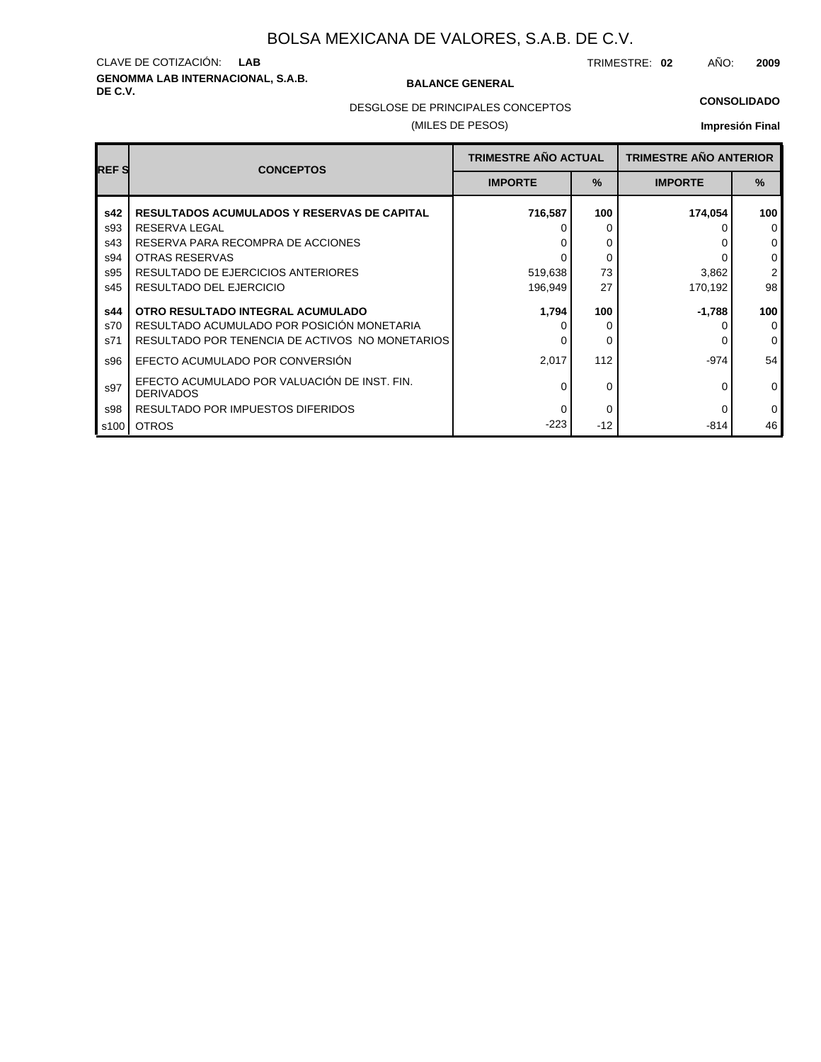BOLSA MEXICANA DE VALORES, S.A.B. DE C.V.

CLAVE DE COTIZACIÓN: **LAB**

TRIMESTRE: **02** AÑO: **2009**

**GENOMMA LAB INTERNACIONAL, S.A.B. DE C.V.**

**BALANCE GENERAL**

DESGLOSE DE PRINCIPALES CONCEPTOS

(MILES DE PESOS)

**CONSOLIDADO**

**Impresión Final**

| REF S | CONCEPTOS | TRIMESTRE AÑO ACTUAL | | TRIMESTRE AÑO ANTERIOR | |
|---|---|---|---|---|---|
| | | IMPORTE | % | IMPORTE | % |
| **s42** | **RESULTADOS ACUMULADOS Y RESERVAS DE CAPITAL** | **716,587** | **100** | **174,054** | **100** |
| s93 | RESERVA LEGAL | 0 | 0 | 0 | 0 |
| s43 | RESERVA PARA RECOMPRA DE ACCIONES | 0 | 0 | 0 | 0 |
| s94 | OTRAS RESERVAS | 0 | 0 | 0 | 0 |
| s95 | RESULTADO DE EJERCICIOS ANTERIORES | 519,638 | 73 | 3,862 | 2 |
| s45 | RESULTADO DEL EJERCICIO | 196,949 | 27 | 170,192 | 98 |
| **s44** | **OTRO RESULTADO INTEGRAL ACUMULADO** | **1,794** | **100** | **-1,788** | **100** |
| s70 | RESULTADO ACUMULADO POR POSICIÓN MONETARIA | 0 | 0 | 0 | 0 |
| s71 | RESULTADO POR TENENCIA DE ACTIVOS NO MONETARIOS | 0 | 0 | 0 | 0 |
| s96 | EFECTO ACUMULADO POR CONVERSIÓN | 2,017 | 112 | -974 | 54 |
| s97 | EFECTO ACUMULADO POR VALUACIÓN DE INST. FIN. DERIVADOS | 0 | 0 | 0 | 0 |
| s98 | RESULTADO POR IMPUESTOS DIFERIDOS | 0 | 0 | 0 | 0 |
| s100 | OTROS | -223 | -12 | -814 | 46 |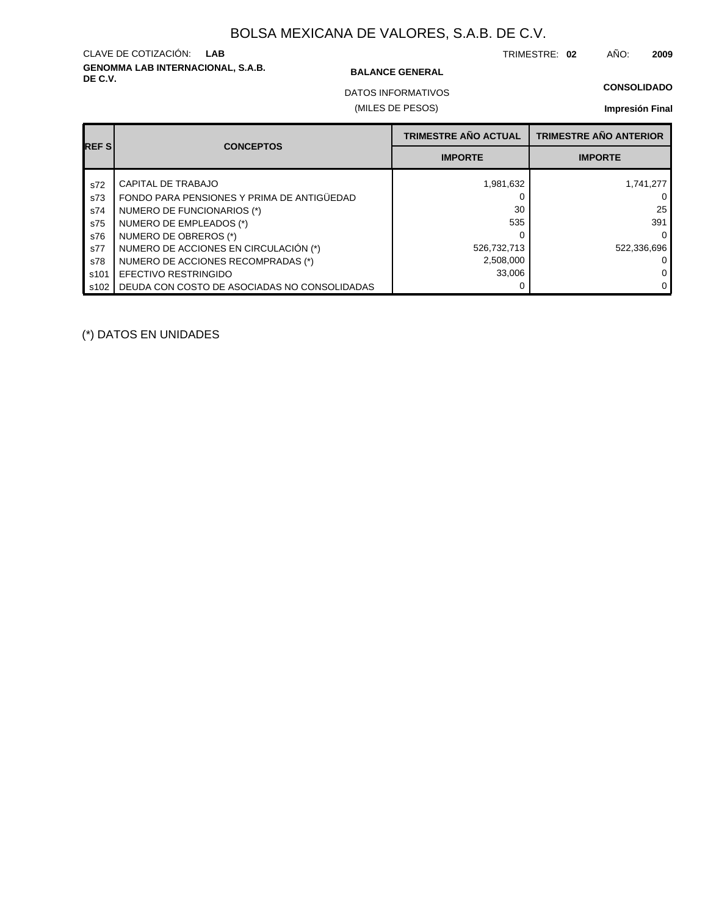# BOLSA MEXICANA DE VALORES, S.A.B. DE C.V.

CLAVE DE COTIZACIÓN: **LAB**

TRIMESTRE: **02** AÑO: **2009**

**GENOMMA LAB INTERNACIONAL, S.A.B. DE C.V.**

**BALANCE GENERAL**

DATOS INFORMATIVOS

(MILES DE PESOS)

**CONSOLIDADO**

**Impresión Final**

| REF S | CONCEPTOS | TRIMESTRE AÑO ACTUAL | TRIMESTRE AÑO ANTERIOR |
|---|---|---|---|
| | | IMPORTE | IMPORTE |
| s72 | CAPITAL DE TRABAJO | 1,981,632 | 1,741,277 |
| s73 | FONDO PARA PENSIONES Y PRIMA DE ANTIGÜEDAD | 0 | 0 |
| s74 | NUMERO DE FUNCIONARIOS (*) | 30 | 25 |
| s75 | NUMERO DE EMPLEADOS (*) | 535 | 391 |
| s76 | NUMERO DE OBREROS (*) | 0 | 0 |
| s77 | NUMERO DE ACCIONES EN CIRCULACIÓN (*) | 526,732,713 | 522,336,696 |
| s78 | NUMERO DE ACCIONES RECOMPRADAS (*) | 2,508,000 | 0 |
| s101 | EFECTIVO RESTRINGIDO | 33,006 | 0 |
| s102 | DEUDA CON COSTO DE ASOCIADAS NO CONSOLIDADAS | 0 | 0 |

(*) DATOS EN UNIDADES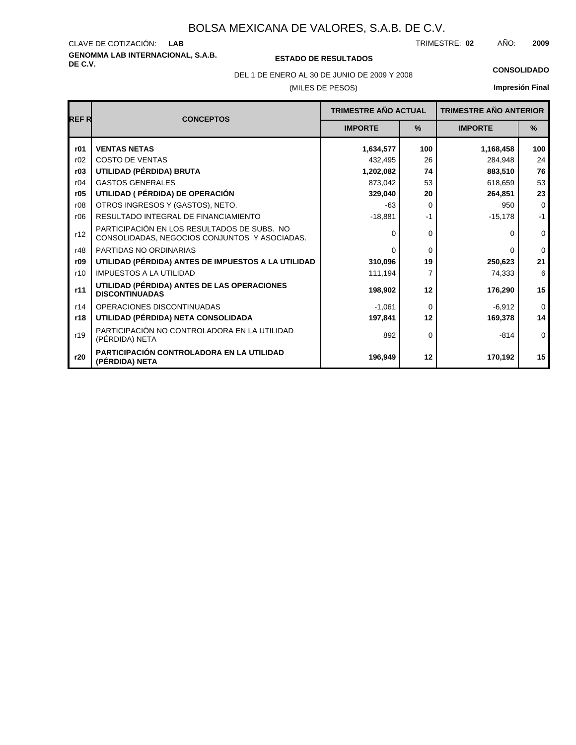# BOLSA MEXICANA DE VALORES, S.A.B. DE C.V.

CLAVE DE COTIZACIÓN: **LAB**

TRIMESTRE: **02** AÑO: **2009**

**GENOMMA LAB INTERNACIONAL, S.A.B. DE C.V.**

**ESTADO DE RESULTADOS**

DEL 1 DE ENERO AL 30 DE JUNIO DE 2009 Y 2008

(MILES DE PESOS)

**CONSOLIDADO**

**Impresión Final**

| REF R | CONCEPTOS | TRIMESTRE AÑO ACTUAL | | TRIMESTRE AÑO ANTERIOR | |
|---|---|---|---|---|---|
| | | IMPORTE | % | IMPORTE | % |
| **r01** | **VENTAS NETAS** | **1,634,577** | **100** | **1,168,458** | **100** |
| r02 | COSTO DE VENTAS | 432,495 | 26 | 284,948 | 24 |
| **r03** | **UTILIDAD (PÉRDIDA) BRUTA** | **1,202,082** | **74** | **883,510** | **76** |
| r04 | GASTOS GENERALES | 873,042 | 53 | 618,659 | 53 |
| **r05** | **UTILIDAD ( PÉRDIDA) DE OPERACIÓN** | **329,040** | **20** | **264,851** | **23** |
| r08 | OTROS INGRESOS Y (GASTOS), NETO. | -63 | 0 | 950 | 0 |
| r06 | RESULTADO INTEGRAL DE FINANCIAMIENTO | -18,881 | -1 | -15,178 | -1 |
| r12 | PARTICIPACIÓN EN LOS RESULTADOS DE SUBS. NO CONSOLIDADAS, NEGOCIOS CONJUNTOS Y ASOCIADAS. | 0 | 0 | 0 | 0 |
| r48 | PARTIDAS NO ORDINARIAS | 0 | 0 | 0 | 0 |
| **r09** | **UTILIDAD (PÉRDIDA) ANTES DE IMPUESTOS A LA UTILIDAD** | **310,096** | **19** | **250,623** | **21** |
| r10 | IMPUESTOS A LA UTILIDAD | 111,194 | 7 | 74,333 | 6 |
| **r11** | **UTILIDAD (PÉRDIDA) ANTES DE LAS OPERACIONES DISCONTINUADAS** | **198,902** | **12** | **176,290** | **15** |
| r14 | OPERACIONES DISCONTINUADAS | -1,061 | 0 | -6,912 | 0 |
| **r18** | **UTILIDAD (PÉRDIDA) NETA CONSOLIDADA** | **197,841** | **12** | **169,378** | **14** |
| r19 | PARTICIPACIÓN NO CONTROLADORA EN LA UTILIDAD (PÉRDIDA) NETA | 892 | 0 | -814 | 0 |
| **r20** | **PARTICIPACIÓN CONTROLADORA EN LA UTILIDAD (PÉRDIDA) NETA** | **196,949** | **12** | **170,192** | **15** |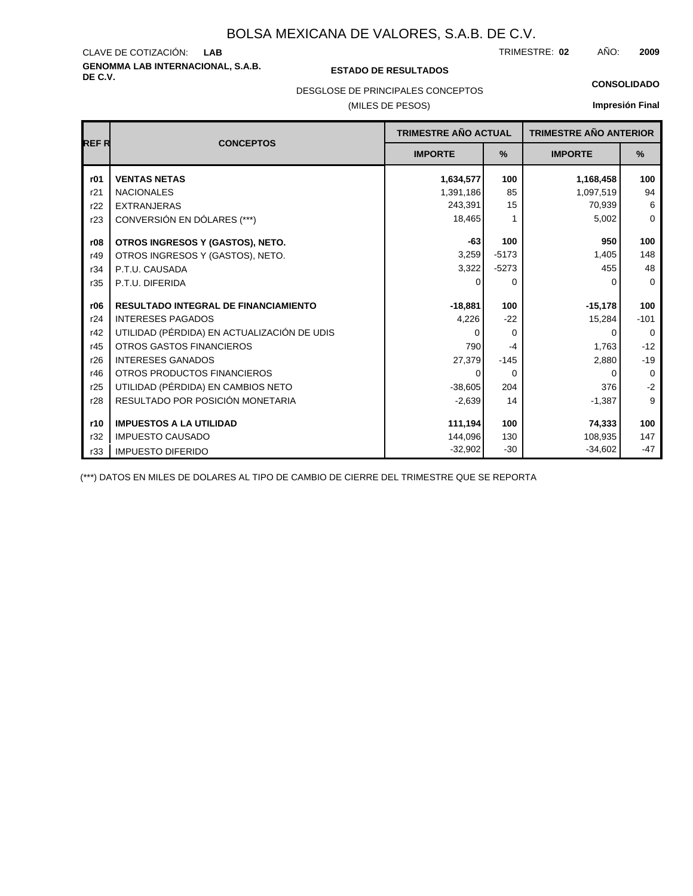# BOLSA MEXICANA DE VALORES, S.A.B. DE C.V.

CLAVE DE COTIZACIÓN: **LAB**

TRIMESTRE: **02** AÑO: **2009**

**GENOMMA LAB INTERNACIONAL, S.A.B. DE C.V.**

**ESTADO DE RESULTADOS**

**CONSOLIDADO**

DESGLOSE DE PRINCIPALES CONCEPTOS

(MILES DE PESOS)

**Impresión Final**

| REF R | CONCEPTOS | TRIMESTRE AÑO ACTUAL | | TRIMESTRE AÑO ANTERIOR | |
|---|---|---|---|---|---|
| | | IMPORTE | % | IMPORTE | % |
| **r01** | **VENTAS NETAS** | **1,634,577** | **100** | **1,168,458** | **100** |
| r21 | NACIONALES | 1,391,186 | 85 | 1,097,519 | 94 |
| r22 | EXTRANJERAS | 243,391 | 15 | 70,939 | 6 |
| r23 | CONVERSIÓN EN DÓLARES (***) | 18,465 | 1 | 5,002 | 0 |
| **r08** | **OTROS INGRESOS Y (GASTOS), NETO.** | **-63** | **100** | **950** | **100** |
| r49 | OTROS INGRESOS Y (GASTOS), NETO. | 3,259 | -5173 | 1,405 | 148 |
| r34 | P.T.U. CAUSADA | 3,322 | -5273 | 455 | 48 |
| r35 | P.T.U. DIFERIDA | 0 | 0 | 0 | 0 |
| **r06** | **RESULTADO INTEGRAL DE FINANCIAMIENTO** | **-18,881** | **100** | **-15,178** | **100** |
| r24 | INTERESES PAGADOS | 4,226 | -22 | 15,284 | -101 |
| r42 | UTILIDAD (PÉRDIDA) EN ACTUALIZACIÓN DE UDIS | 0 | 0 | 0 | 0 |
| r45 | OTROS GASTOS FINANCIEROS | 790 | -4 | 1,763 | -12 |
| r26 | INTERESES GANADOS | 27,379 | -145 | 2,880 | -19 |
| r46 | OTROS PRODUCTOS FINANCIEROS | 0 | 0 | 0 | 0 |
| r25 | UTILIDAD (PÉRDIDA) EN CAMBIOS NETO | -38,605 | 204 | 376 | -2 |
| r28 | RESULTADO POR POSICIÓN MONETARIA | -2,639 | 14 | -1,387 | 9 |
| **r10** | **IMPUESTOS A LA UTILIDAD** | **111,194** | **100** | **74,333** | **100** |
| r32 | IMPUESTO CAUSADO | 144,096 | 130 | 108,935 | 147 |
| r33 | IMPUESTO DIFERIDO | -32,902 | -30 | -34,602 | -47 |

(***) DATOS EN MILES DE DOLARES AL TIPO DE CAMBIO DE CIERRE DEL TRIMESTRE QUE SE REPORTA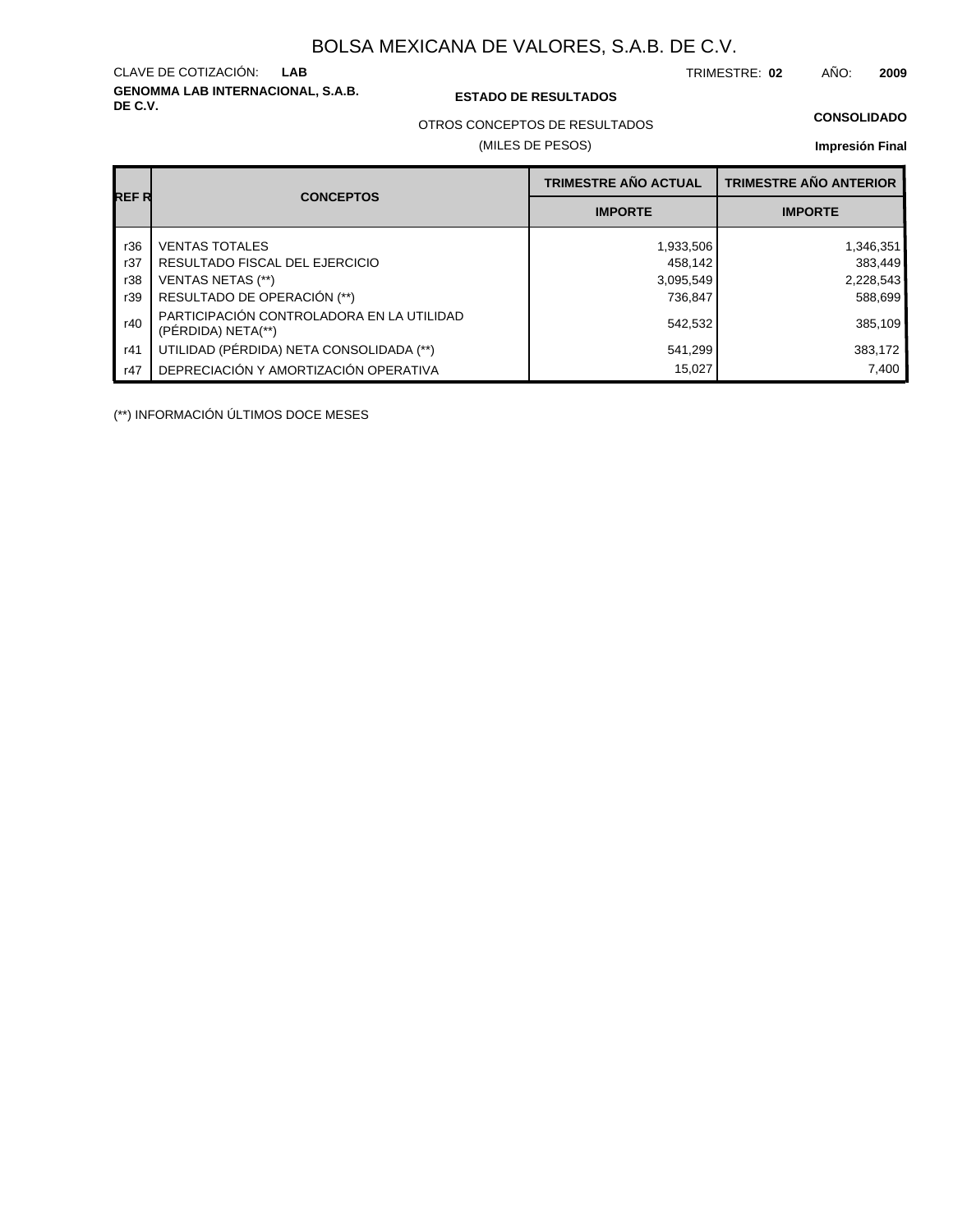# BOLSA MEXICANA DE VALORES, S.A.B. DE C.V.

CLAVE DE COTIZACIÓN: **LAB**

TRIMESTRE: **02** AÑO: **2009**

**GENOMMA LAB INTERNACIONAL, S.A.B. DE C.V.**

**ESTADO DE RESULTADOS**

OTROS CONCEPTOS DE RESULTADOS

(MILES DE PESOS)

**CONSOLIDADO**

**Impresión Final**

| REF R | CONCEPTOS | TRIMESTRE AÑO ACTUAL | TRIMESTRE AÑO ANTERIOR |
|---|---|---|---|
| | | IMPORTE | IMPORTE |
| r36 | VENTAS TOTALES | 1,933,506 | 1,346,351 |
| r37 | RESULTADO FISCAL DEL EJERCICIO | 458,142 | 383,449 |
| r38 | VENTAS NETAS (**) | 3,095,549 | 2,228,543 |
| r39 | RESULTADO DE OPERACIÓN (**) | 736,847 | 588,699 |
| r40 | PARTICIPACIÓN CONTROLADORA EN LA UTILIDAD (PÉRDIDA) NETA(**) | 542,532 | 385,109 |
| r41 | UTILIDAD (PÉRDIDA) NETA CONSOLIDADA (**) | 541,299 | 383,172 |
| r47 | DEPRECIACIÓN Y AMORTIZACIÓN OPERATIVA | 15,027 | 7,400 |

(**) INFORMACIÓN ÚLTIMOS DOCE MESES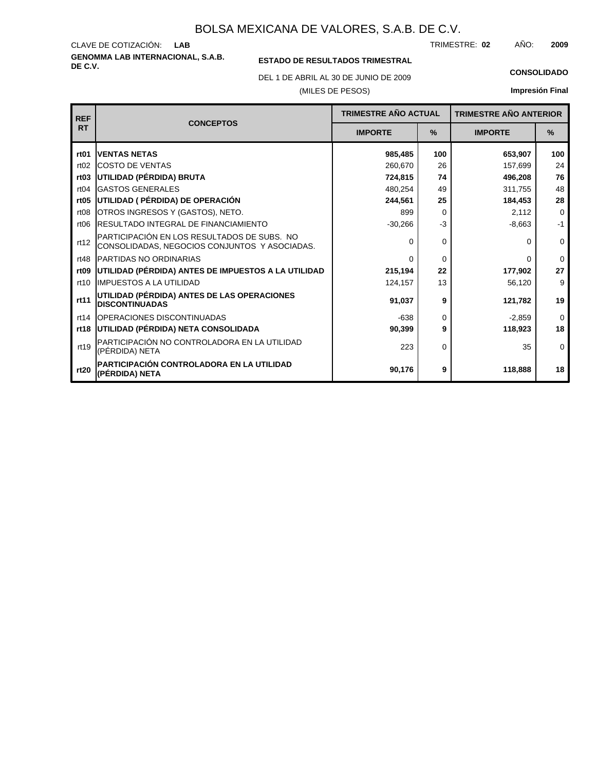# BOLSA MEXICANA DE VALORES, S.A.B. DE C.V.

CLAVE DE COTIZACIÓN: **LAB**

TRIMESTRE: **02** AÑO: **2009**

**GENOMMA LAB INTERNACIONAL, S.A.B. DE C.V.**

**ESTADO DE RESULTADOS TRIMESTRAL**

DEL 1 DE ABRIL AL 30 DE JUNIO DE 2009

(MILES DE PESOS)

**CONSOLIDADO**

**Impresión Final**

| REF RT | CONCEPTOS | TRIMESTRE AÑO ACTUAL | | TRIMESTRE AÑO ANTERIOR | |
|---|---|---|---|---|---|
| | | IMPORTE | % | IMPORTE | % |
| **rt01** | **VENTAS NETAS** | **985,485** | **100** | **653,907** | **100** |
| rt02 | COSTO DE VENTAS | 260,670 | 26 | 157,699 | 24 |
| **rt03** | **UTILIDAD (PÉRDIDA) BRUTA** | **724,815** | **74** | **496,208** | **76** |
| rt04 | GASTOS GENERALES | 480,254 | 49 | 311,755 | 48 |
| **rt05** | **UTILIDAD ( PÉRDIDA) DE OPERACIÓN** | **244,561** | **25** | **184,453** | **28** |
| rt08 | OTROS INGRESOS Y (GASTOS), NETO. | 899 | 0 | 2,112 | 0 |
| rt06 | RESULTADO INTEGRAL DE FINANCIAMIENTO | -30,266 | -3 | -8,663 | -1 |
| rt12 | PARTICIPACIÓN EN LOS RESULTADOS DE SUBS. NO CONSOLIDADAS, NEGOCIOS CONJUNTOS Y ASOCIADAS. | 0 | 0 | 0 | 0 |
| rt48 | PARTIDAS NO ORDINARIAS | 0 | 0 | 0 | 0 |
| **rt09** | **UTILIDAD (PÉRDIDA) ANTES DE IMPUESTOS A LA UTILIDAD** | **215,194** | **22** | **177,902** | **27** |
| rt10 | IMPUESTOS A LA UTILIDAD | 124,157 | 13 | 56,120 | 9 |
| **rt11** | **UTILIDAD (PÉRDIDA) ANTES DE LAS OPERACIONES DISCONTINUADAS** | **91,037** | **9** | **121,782** | **19** |
| rt14 | OPERACIONES DISCONTINUADAS | -638 | 0 | -2,859 | 0 |
| **rt18** | **UTILIDAD (PÉRDIDA) NETA CONSOLIDADA** | **90,399** | **9** | **118,923** | **18** |
| rt19 | PARTICIPACIÓN NO CONTROLADORA EN LA UTILIDAD (PÉRDIDA) NETA | 223 | 0 | 35 | 0 |
| **rt20** | **PARTICIPACIÓN CONTROLADORA EN LA UTILIDAD (PÉRDIDA) NETA** | **90,176** | **9** | **118,888** | **18** |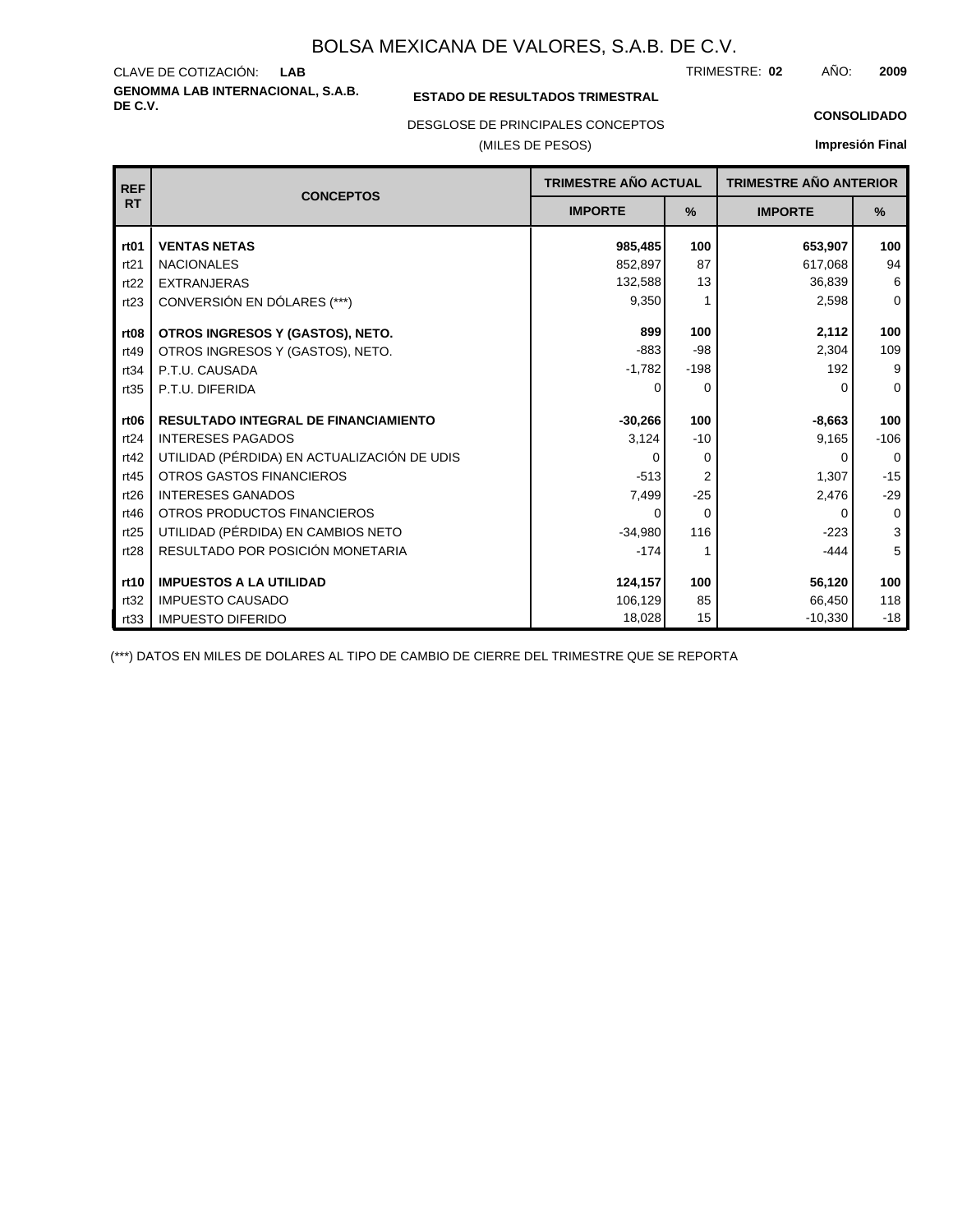# BOLSA MEXICANA DE VALORES, S.A.B. DE C.V.

CLAVE DE COTIZACIÓN: **LAB**

TRIMESTRE: **02** AÑO: **2009**

**GENOMMA LAB INTERNACIONAL, S.A.B. DE C.V.**

**ESTADO DE RESULTADOS TRIMESTRAL**

**CONSOLIDADO**

DESGLOSE DE PRINCIPALES CONCEPTOS

(MILES DE PESOS)

**Impresión Final**

| REF RT | CONCEPTOS | TRIMESTRE AÑO ACTUAL | | TRIMESTRE AÑO ANTERIOR | |
|---|---|---|---|---|---|
| | | IMPORTE | % | IMPORTE | % |
| **rt01** | **VENTAS NETAS** | **985,485** | **100** | **653,907** | **100** |
| rt21 | NACIONALES | 852,897 | 87 | 617,068 | 94 |
| rt22 | EXTRANJERAS | 132,588 | 13 | 36,839 | 6 |
| rt23 | CONVERSIÓN EN DÓLARES (***) | 9,350 | 1 | 2,598 | 0 |
| **rt08** | **OTROS INGRESOS Y (GASTOS), NETO.** | **899** | **100** | **2,112** | **100** |
| rt49 | OTROS INGRESOS Y (GASTOS), NETO. | -883 | -98 | 2,304 | 109 |
| rt34 | P.T.U. CAUSADA | -1,782 | -198 | 192 | 9 |
| rt35 | P.T.U. DIFERIDA | 0 | 0 | 0 | 0 |
| **rt06** | **RESULTADO INTEGRAL DE FINANCIAMIENTO** | **-30,266** | **100** | **-8,663** | **100** |
| rt24 | INTERESES PAGADOS | 3,124 | -10 | 9,165 | -106 |
| rt42 | UTILIDAD (PÉRDIDA) EN ACTUALIZACIÓN DE UDIS | 0 | 0 | 0 | 0 |
| rt45 | OTROS GASTOS FINANCIEROS | -513 | 2 | 1,307 | -15 |
| rt26 | INTERESES GANADOS | 7,499 | -25 | 2,476 | -29 |
| rt46 | OTROS PRODUCTOS FINANCIEROS | 0 | 0 | 0 | 0 |
| rt25 | UTILIDAD (PÉRDIDA) EN CAMBIOS NETO | -34,980 | 116 | -223 | 3 |
| rt28 | RESULTADO POR POSICIÓN MONETARIA | -174 | 1 | -444 | 5 |
| **rt10** | **IMPUESTOS A LA UTILIDAD** | **124,157** | **100** | **56,120** | **100** |
| rt32 | IMPUESTO CAUSADO | 106,129 | 85 | 66,450 | 118 |
| rt33 | IMPUESTO DIFERIDO | 18,028 | 15 | -10,330 | -18 |

(***) DATOS EN MILES DE DOLARES AL TIPO DE CAMBIO DE CIERRE DEL TRIMESTRE QUE SE REPORTA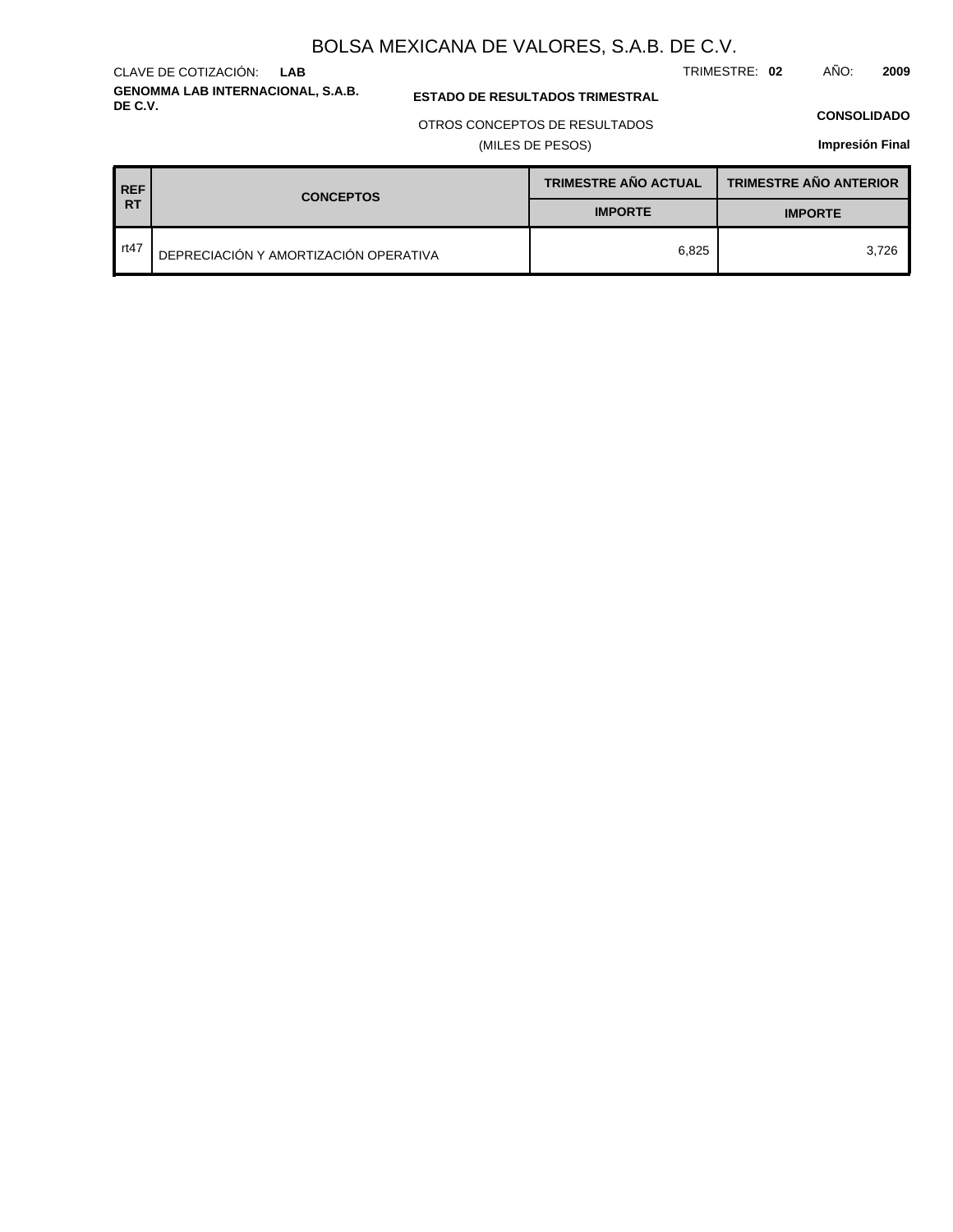# BOLSA MEXICANA DE VALORES, S.A.B. DE C.V.

CLAVE DE COTIZACIÓN: **LAB** TRIMESTRE: **02** AÑO: **2009**

**GENOMMA LAB INTERNACIONAL, S.A.B. DE C.V.**

**ESTADO DE RESULTADOS TRIMESTRAL**

OTROS CONCEPTOS DE RESULTADOS

(MILES DE PESOS)

**CONSOLIDADO**

**Impresión Final**

| REF RT | CONCEPTOS | TRIMESTRE AÑO ACTUAL | TRIMESTRE AÑO ANTERIOR |
|---|---|---|---|
| | | IMPORTE | IMPORTE |
| rt47 | DEPRECIACIÓN Y AMORTIZACIÓN OPERATIVA | 6,825 | 3,726 |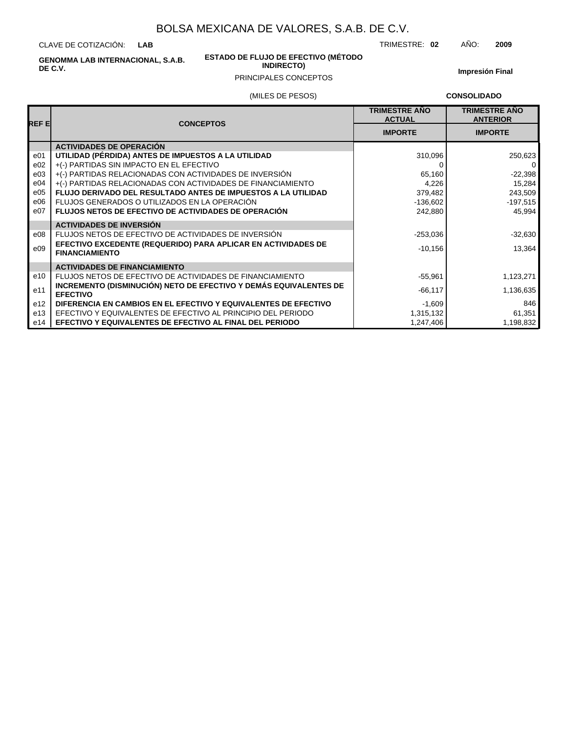# BOLSA MEXICANA DE VALORES, S.A.B. DE C.V.

CLAVE DE COTIZACIÓN: **LAB**

TRIMESTRE: **02** AÑO: **2009**

**GENOMMA LAB INTERNACIONAL, S.A.B. DE C.V.**

**ESTADO DE FLUJO DE EFECTIVO (MÉTODO INDIRECTO)**

PRINCIPALES CONCEPTOS

(MILES DE PESOS)

**Impresión Final**

**CONSOLIDADO**

| REF E | CONCEPTOS | TRIMESTRE AÑO ACTUAL | TRIMESTRE AÑO ANTERIOR |
|---|---|---|---|
| | | IMPORTE | IMPORTE |
| | **ACTIVIDADES DE OPERACIÓN** | | |
| e01 | **UTILIDAD (PÉRDIDA) ANTES DE IMPUESTOS A LA UTILIDAD** | 310,096 | 250,623 |
| e02 | +(-) PARTIDAS SIN IMPACTO EN EL EFECTIVO | 0 | 0 |
| e03 | +(-) PARTIDAS RELACIONADAS CON ACTIVIDADES DE INVERSIÓN | 65,160 | -22,398 |
| e04 | +(-) PARTIDAS RELACIONADAS CON ACTIVIDADES DE FINANCIAMIENTO | 4,226 | 15,284 |
| e05 | **FLUJO DERIVADO DEL RESULTADO ANTES DE IMPUESTOS A LA UTILIDAD** | 379,482 | 243,509 |
| e06 | FLUJOS GENERADOS O UTILIZADOS EN LA OPERACIÓN | -136,602 | -197,515 |
| e07 | **FLUJOS NETOS DE EFECTIVO DE ACTIVIDADES DE OPERACIÓN** | 242,880 | 45,994 |
| | **ACTIVIDADES DE INVERSIÓN** | | |
| e08 | FLUJOS NETOS DE EFECTIVO DE ACTIVIDADES DE INVERSIÓN | -253,036 | -32,630 |
| e09 | **EFECTIVO EXCEDENTE (REQUERIDO) PARA APLICAR EN ACTIVIDADES DE FINANCIAMIENTO** | -10,156 | 13,364 |
| | **ACTIVIDADES DE FINANCIAMIENTO** | | |
| e10 | FLUJOS NETOS DE EFECTIVO DE ACTIVIDADES DE FINANCIAMIENTO | -55,961 | 1,123,271 |
| e11 | **INCREMENTO (DISMINUCIÓN) NETO DE EFECTIVO Y DEMÁS EQUIVALENTES DE EFECTIVO** | -66,117 | 1,136,635 |
| e12 | **DIFERENCIA EN CAMBIOS EN EL EFECTIVO Y EQUIVALENTES DE EFECTIVO** | -1,609 | 846 |
| e13 | EFECTIVO Y EQUIVALENTES DE EFECTIVO AL PRINCIPIO DEL PERIODO | 1,315,132 | 61,351 |
| e14 | **EFECTIVO Y EQUIVALENTES DE EFECTIVO AL FINAL DEL PERIODO** | 1,247,406 | 1,198,832 |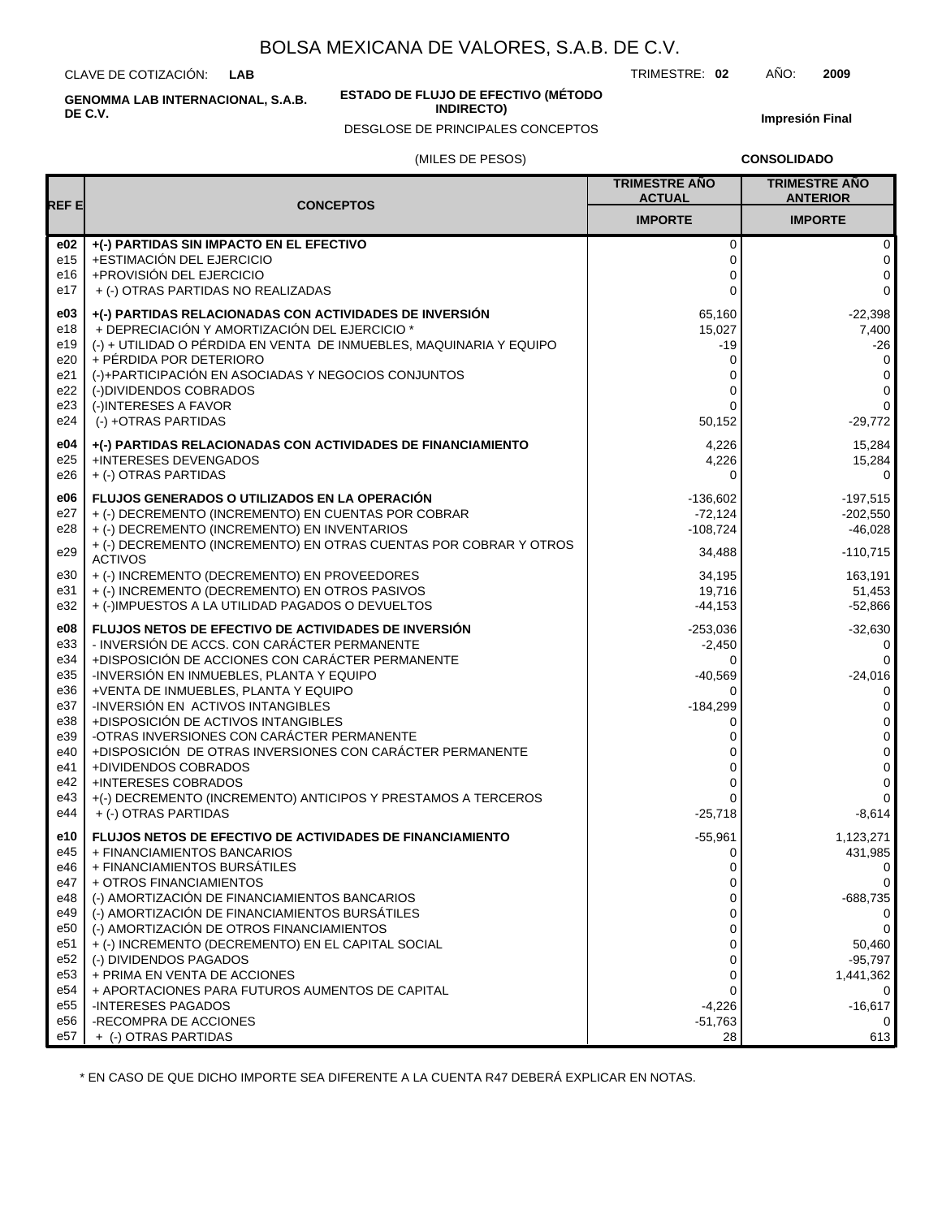# BOLSA MEXICANA DE VALORES, S.A.B. DE C.V.

CLAVE DE COTIZACIÓN: **LAB**

TRIMESTRE: **02** AÑO: **2009**

**GENOMMA LAB INTERNACIONAL, S.A.B. DE C.V.**

**ESTADO DE FLUJO DE EFECTIVO (MÉTODO INDIRECTO)**

DESGLOSE DE PRINCIPALES CONCEPTOS

**Impresión Final**

(MILES DE PESOS)

**CONSOLIDADO**

| REF E | CONCEPTOS | TRIMESTRE AÑO ACTUAL | TRIMESTRE AÑO ANTERIOR |
|---|---|---|---|
| | | IMPORTE | IMPORTE |
| **e02** | **+(-) PARTIDAS SIN IMPACTO EN EL EFECTIVO** | 0 | 0 |
| e15 | +ESTIMACIÓN DEL EJERCICIO | 0 | 0 |
| e16 | +PROVISIÓN DEL EJERCICIO | 0 | 0 |
| e17 | + (-) OTRAS PARTIDAS NO REALIZADAS | 0 | 0 |
| **e03** | **+(-) PARTIDAS RELACIONADAS CON ACTIVIDADES DE INVERSIÓN** | 65,160 | -22,398 |
| e18 | + DEPRECIACIÓN Y AMORTIZACIÓN DEL EJERCICIO * | 15,027 | 7,400 |
| e19 | (-) + UTILIDAD O PÉRDIDA EN VENTA DE INMUEBLES, MAQUINARIA Y EQUIPO | -19 | -26 |
| e20 | + PÉRDIDA POR DETERIORO | 0 | 0 |
| e21 | (-)+PARTICIPACIÓN EN ASOCIADAS Y NEGOCIOS CONJUNTOS | 0 | 0 |
| e22 | (-)DIVIDENDOS COBRADOS | 0 | 0 |
| e23 | (-)INTERESES A FAVOR | 0 | 0 |
| e24 | (-) +OTRAS PARTIDAS | 50,152 | -29,772 |
| **e04** | **+(-) PARTIDAS RELACIONADAS CON ACTIVIDADES DE FINANCIAMIENTO** | 4,226 | 15,284 |
| e25 | +INTERESES DEVENGADOS | 4,226 | 15,284 |
| e26 | + (-) OTRAS PARTIDAS | 0 | 0 |
| **e06** | **FLUJOS GENERADOS O UTILIZADOS EN LA OPERACIÓN** | -136,602 | -197,515 |
| e27 | + (-) DECREMENTO (INCREMENTO) EN CUENTAS POR COBRAR | -72,124 | -202,550 |
| e28 | + (-) DECREMENTO (INCREMENTO) EN INVENTARIOS | -108,724 | -46,028 |
| e29 | + (-) DECREMENTO (INCREMENTO) EN OTRAS CUENTAS POR COBRAR Y OTROS ACTIVOS | 34,488 | -110,715 |
| e30 | + (-) INCREMENTO (DECREMENTO) EN PROVEEDORES | 34,195 | 163,191 |
| e31 | + (-) INCREMENTO (DECREMENTO) EN OTROS PASIVOS | 19,716 | 51,453 |
| e32 | + (-)IMPUESTOS A LA UTILIDAD PAGADOS O DEVUELTOS | -44,153 | -52,866 |
| **e08** | **FLUJOS NETOS DE EFECTIVO DE ACTIVIDADES DE INVERSIÓN** | -253,036 | -32,630 |
| e33 | - INVERSIÓN DE ACCS. CON CARÁCTER PERMANENTE | -2,450 | 0 |
| e34 | +DISPOSICIÓN DE ACCIONES CON CARÁCTER PERMANENTE | 0 | 0 |
| e35 | -INVERSIÓN EN INMUEBLES, PLANTA Y EQUIPO | -40,569 | -24,016 |
| e36 | +VENTA DE INMUEBLES, PLANTA Y EQUIPO | 0 | 0 |
| e37 | -INVERSIÓN EN ACTIVOS INTANGIBLES | -184,299 | 0 |
| e38 | +DISPOSICIÓN DE ACTIVOS INTANGIBLES | 0 | 0 |
| e39 | -OTRAS INVERSIONES CON CARÁCTER PERMANENTE | 0 | 0 |
| e40 | +DISPOSICIÓN DE OTRAS INVERSIONES CON CARÁCTER PERMANENTE | 0 | 0 |
| e41 | +DIVIDENDOS COBRADOS | 0 | 0 |
| e42 | +INTERESES COBRADOS | 0 | 0 |
| e43 | +(-) DECREMENTO (INCREMENTO) ANTICIPOS Y PRESTAMOS A TERCEROS | 0 | 0 |
| e44 | + (-) OTRAS PARTIDAS | -25,718 | -8,614 |
| **e10** | **FLUJOS NETOS DE EFECTIVO DE ACTIVIDADES DE FINANCIAMIENTO** | -55,961 | 1,123,271 |
| e45 | + FINANCIAMIENTOS BANCARIOS | 0 | 431,985 |
| e46 | + FINANCIAMIENTOS BURSÁTILES | 0 | 0 |
| e47 | + OTROS FINANCIAMIENTOS | 0 | 0 |
| e48 | (-) AMORTIZACIÓN DE FINANCIAMIENTOS BANCARIOS | 0 | -688,735 |
| e49 | (-) AMORTIZACIÓN DE FINANCIAMIENTOS BURSÁTILES | 0 | 0 |
| e50 | (-) AMORTIZACIÓN DE OTROS FINANCIAMIENTOS | 0 | 0 |
| e51 | + (-) INCREMENTO (DECREMENTO) EN EL CAPITAL SOCIAL | 0 | 50,460 |
| e52 | (-) DIVIDENDOS PAGADOS | 0 | -95,797 |
| e53 | + PRIMA EN VENTA DE ACCIONES | 0 | 1,441,362 |
| e54 | + APORTACIONES PARA FUTUROS AUMENTOS DE CAPITAL | 0 | 0 |
| e55 | -INTERESES PAGADOS | -4,226 | -16,617 |
| e56 | -RECOMPRA DE ACCIONES | -51,763 | 0 |
| e57 | + (-) OTRAS PARTIDAS | 28 | 613 |

* EN CASO DE QUE DICHO IMPORTE SEA DIFERENTE A LA CUENTA R47 DEBERÁ EXPLICAR EN NOTAS.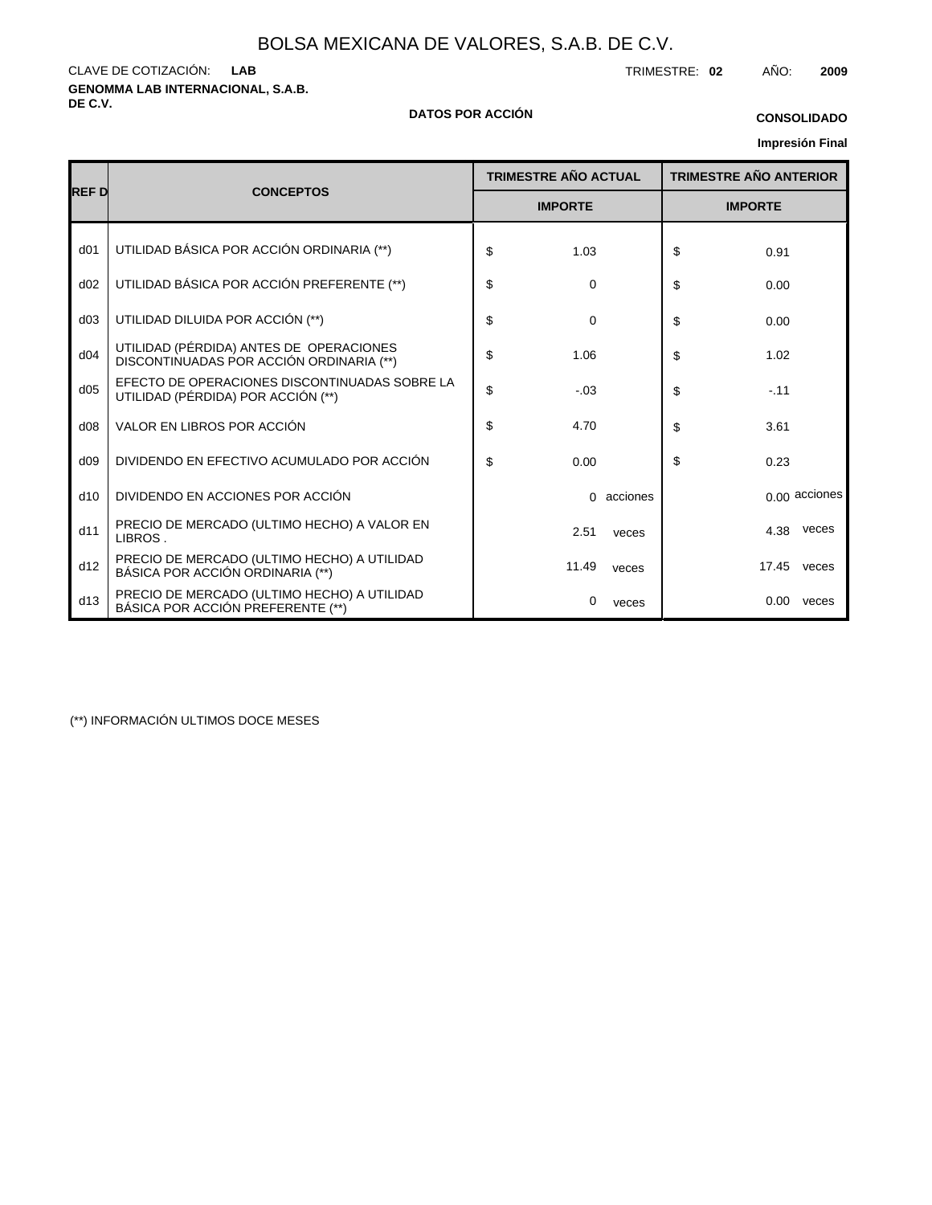# BOLSA MEXICANA DE VALORES, S.A.B. DE C.V.

CLAVE DE COTIZACIÓN: **LAB**

TRIMESTRE: **02** AÑO: **2009**

**GENOMMA LAB INTERNACIONAL, S.A.B. DE C.V.**

**DATOS POR ACCIÓN**

**CONSOLIDADO**

**Impresión Final**

| REF D | CONCEPTOS | TRIMESTRE AÑO ACTUAL | TRIMESTRE AÑO ANTERIOR |
|---|---|---|---|
| | | IMPORTE | IMPORTE |
| d01 | UTILIDAD BÁSICA POR ACCIÓN ORDINARIA (**) | $ 1.03 | $ 0.91 |
| d02 | UTILIDAD BÁSICA POR ACCIÓN PREFERENTE (**) | $ 0 | $ 0.00 |
| d03 | UTILIDAD DILUIDA POR ACCIÓN (**) | $ 0 | $ 0.00 |
| d04 | UTILIDAD (PÉRDIDA) ANTES DE OPERACIONES DISCONTINUADAS POR ACCIÓN ORDINARIA (**) | $ 1.06 | $ 1.02 |
| d05 | EFECTO DE OPERACIONES DISCONTINUADAS SOBRE LA UTILIDAD (PÉRDIDA) POR ACCIÓN (**) | $ -.03 | $ -.11 |
| d08 | VALOR EN LIBROS POR ACCIÓN | $ 4.70 | $ 3.61 |
| d09 | DIVIDENDO EN EFECTIVO ACUMULADO POR ACCIÓN | $ 0.00 | $ 0.23 |
| d10 | DIVIDENDO EN ACCIONES POR ACCIÓN | 0 acciones | 0.00 acciones |
| d11 | PRECIO DE MERCADO (ULTIMO HECHO) A VALOR EN LIBROS . | 2.51 veces | 4.38 veces |
| d12 | PRECIO DE MERCADO (ULTIMO HECHO) A UTILIDAD BÁSICA POR ACCIÓN ORDINARIA (**) | 11.49 veces | 17.45 veces |
| d13 | PRECIO DE MERCADO (ULTIMO HECHO) A UTILIDAD BÁSICA POR ACCIÓN PREFERENTE (**) | 0 veces | 0.00 veces |

(**) INFORMACIÓN ULTIMOS DOCE MESES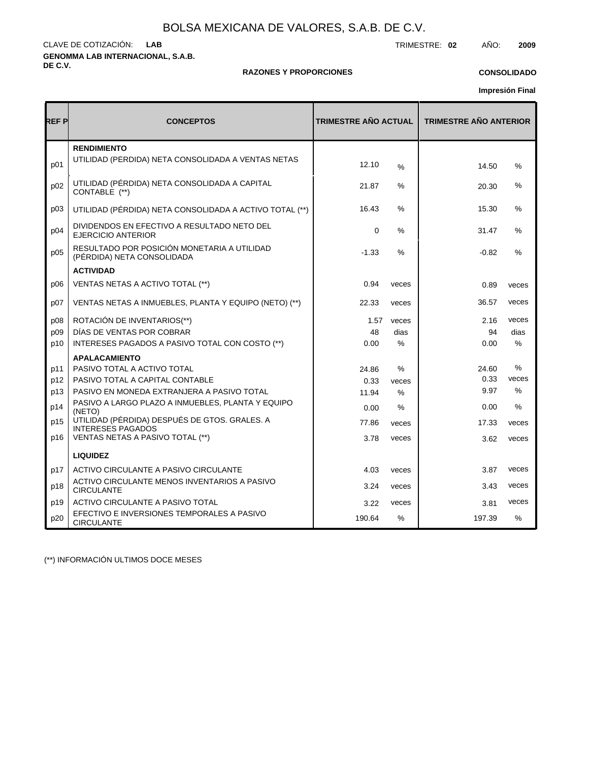BOLSA MEXICANA DE VALORES, S.A.B. DE C.V.

CLAVE DE COTIZACIÓN: **LAB** TRIMESTRE: **02** AÑO: **2009**

**GENOMMA LAB INTERNACIONAL, S.A.B. DE C.V.**

**RAZONES Y PROPORCIONES**

**CONSOLIDADO**

**Impresión Final**

| REF P | CONCEPTOS | TRIMESTRE AÑO ACTUAL | | TRIMESTRE AÑO ANTERIOR | |
|---|---|---|---|---|---|
| | **RENDIMIENTO** | | | | |
| p01 | UTILIDAD (PÉRDIDA) NETA CONSOLIDADA A VENTAS NETAS | 12.10 | % | 14.50 | % |
| p02 | UTILIDAD (PÉRDIDA) NETA CONSOLIDADA A CAPITAL CONTABLE (**) | 21.87 | % | 20.30 | % |
| p03 | UTILIDAD (PÉRDIDA) NETA CONSOLIDADA A ACTIVO TOTAL (**) | 16.43 | % | 15.30 | % |
| p04 | DIVIDENDOS EN EFECTIVO A RESULTADO NETO DEL EJERCICIO ANTERIOR | 0 | % | 31.47 | % |
| p05 | RESULTADO POR POSICIÓN MONETARIA A UTILIDAD (PÉRDIDA) NETA CONSOLIDADA | -1.33 | % | -0.82 | % |
| | **ACTIVIDAD** | | | | |
| p06 | VENTAS NETAS A ACTIVO TOTAL (**) | 0.94 | veces | 0.89 | veces |
| p07 | VENTAS NETAS A INMUEBLES, PLANTA Y EQUIPO (NETO) (**) | 22.33 | veces | 36.57 | veces |
| p08 | ROTACIÓN DE INVENTARIOS(**) | 1.57 | veces | 2.16 | veces |
| p09 | DÍAS DE VENTAS POR COBRAR | 48 | dias | 94 | dias |
| p10 | INTERESES PAGADOS A PASIVO TOTAL CON COSTO (**) | 0.00 | % | 0.00 | % |
| | **APALACAMIENTO** | | | | |
| p11 | PASIVO TOTAL A ACTIVO TOTAL | 24.86 | % | 24.60 | % |
| p12 | PASIVO TOTAL A CAPITAL CONTABLE | 0.33 | veces | 0.33 | veces |
| p13 | PASIVO EN MONEDA EXTRANJERA A PASIVO TOTAL | 11.94 | % | 9.97 | % |
| p14 | PASIVO A LARGO PLAZO A INMUEBLES, PLANTA Y EQUIPO (NETO) | 0.00 | % | 0.00 | % |
| p15 | UTILIDAD (PÉRDIDA) DESPUÉS DE GTOS. GRALES. A INTERESES PAGADOS | 77.86 | veces | 17.33 | veces |
| p16 | VENTAS NETAS A PASIVO TOTAL (**) | 3.78 | veces | 3.62 | veces |
| | **LIQUIDEZ** | | | | |
| p17 | ACTIVO CIRCULANTE A PASIVO CIRCULANTE | 4.03 | veces | 3.87 | veces |
| p18 | ACTIVO CIRCULANTE MENOS INVENTARIOS A PASIVO CIRCULANTE | 3.24 | veces | 3.43 | veces |
| p19 | ACTIVO CIRCULANTE A PASIVO TOTAL | 3.22 | veces | 3.81 | veces |
| p20 | EFECTIVO E INVERSIONES TEMPORALES A PASIVO CIRCULANTE | 190.64 | % | 197.39 | % |

(**) INFORMACIÓN ULTIMOS DOCE MESES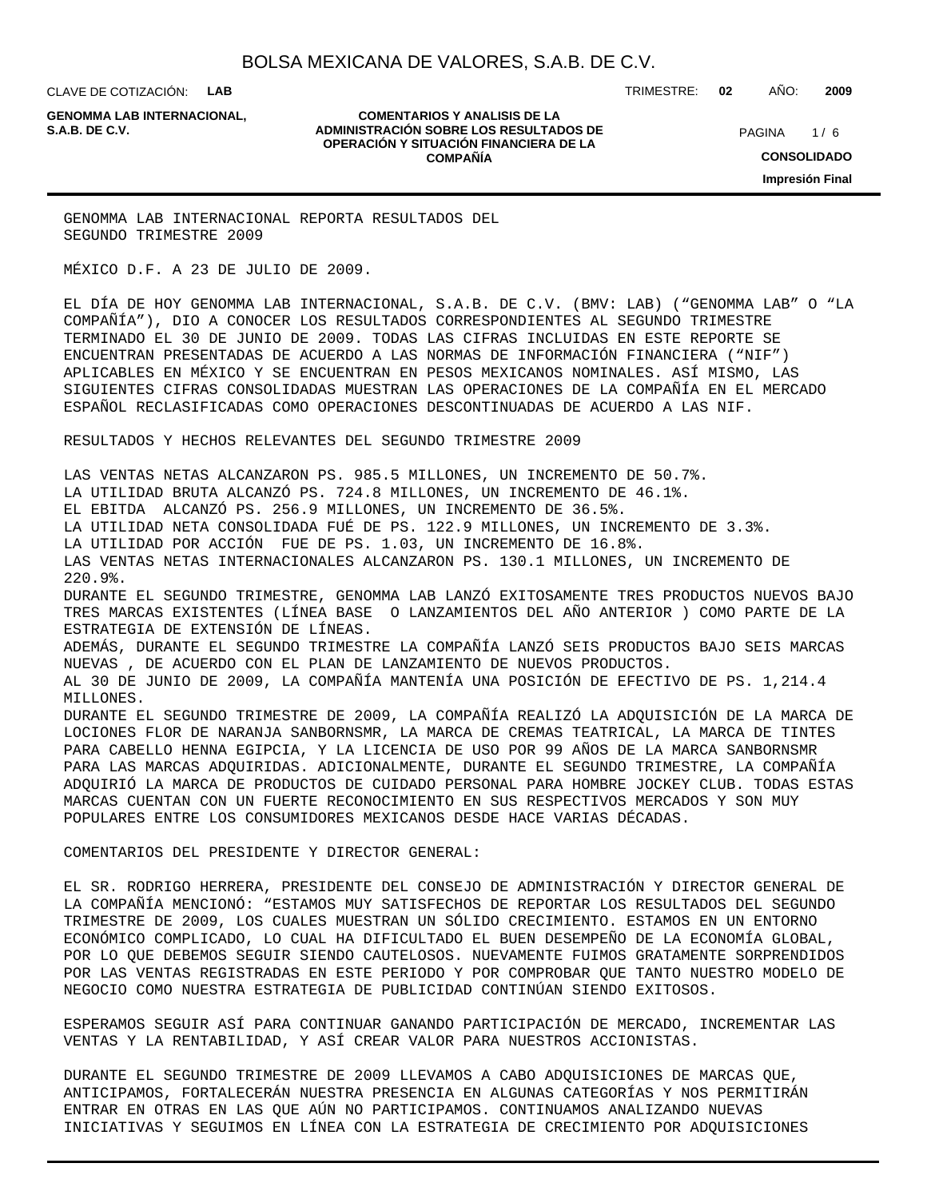GENOMMA LAB INTERNACIONAL REPORTA RESULTADOS DEL SEGUNDO TRIMESTRE 2009

MÉXICO D.F. A 23 DE JULIO DE 2009.

EL DÍA DE HOY GENOMMA LAB INTERNACIONAL, S.A.B. DE C.V. (BMV: LAB) ("GENOMMA LAB" O "LA COMPAÑÍA"), DIO A CONOCER LOS RESULTADOS CORRESPONDIENTES AL SEGUNDO TRIMESTRE TERMINADO EL 30 DE JUNIO DE 2009. TODAS LAS CIFRAS INCLUIDAS EN ESTE REPORTE SE ENCUENTRAN PRESENTADAS DE ACUERDO A LAS NORMAS DE INFORMACIÓN FINANCIERA ("NIF") APLICABLES EN MÉXICO Y SE ENCUENTRAN EN PESOS MEXICANOS NOMINALES. ASÍ MISMO, LAS SIGUIENTES CIFRAS CONSOLIDADAS MUESTRAN LAS OPERACIONES DE LA COMPAÑÍA EN EL MERCADO ESPAÑOL RECLASIFICADAS COMO OPERACIONES DESCONTINUADAS DE ACUERDO A LAS NIF.

RESULTADOS Y HECHOS RELEVANTES DEL SEGUNDO TRIMESTRE 2009

LAS VENTAS NETAS ALCANZARON PS. 985.5 MILLONES, UN INCREMENTO DE 50.7%.
LA UTILIDAD BRUTA ALCANZÓ PS. 724.8 MILLONES, UN INCREMENTO DE 46.1%.
EL EBITDA ALCANZÓ PS. 256.9 MILLONES, UN INCREMENTO DE 36.5%.
LA UTILIDAD NETA CONSOLIDADA FUÉ DE PS. 122.9 MILLONES, UN INCREMENTO DE 3.3%.
LA UTILIDAD POR ACCIÓN FUE DE PS. 1.03, UN INCREMENTO DE 16.8%.
LAS VENTAS NETAS INTERNACIONALES ALCANZARON PS. 130.1 MILLONES, UN INCREMENTO DE 220.9%.
DURANTE EL SEGUNDO TRIMESTRE, GENOMMA LAB LANZÓ EXITOSAMENTE TRES PRODUCTOS NUEVOS BAJO TRES MARCAS EXISTENTES (LÍNEA BASE O LANZAMIENTOS DEL AÑO ANTERIOR ) COMO PARTE DE LA ESTRATEGIA DE EXTENSIÓN DE LÍNEAS.
ADEMÁS, DURANTE EL SEGUNDO TRIMESTRE LA COMPAÑÍA LANZÓ SEIS PRODUCTOS BAJO SEIS MARCAS NUEVAS , DE ACUERDO CON EL PLAN DE LANZAMIENTO DE NUEVOS PRODUCTOS.
AL 30 DE JUNIO DE 2009, LA COMPAÑÍA MANTENÍA UNA POSICIÓN DE EFECTIVO DE PS. 1,214.4 MILLONES.
DURANTE EL SEGUNDO TRIMESTRE DE 2009, LA COMPAÑÍA REALIZÓ LA ADQUISICIÓN DE LA MARCA DE LOCIONES FLOR DE NARANJA SANBORNSMR, LA MARCA DE CREMAS TEATRICAL, LA MARCA DE TINTES PARA CABELLO HENNA EGIPCIA, Y LA LICENCIA DE USO POR 99 AÑOS DE LA MARCA SANBORNSMR PARA LAS MARCAS ADQUIRIDAS. ADICIONALMENTE, DURANTE EL SEGUNDO TRIMESTRE, LA COMPAÑÍA ADQUIRIÓ LA MARCA DE PRODUCTOS DE CUIDADO PERSONAL PARA HOMBRE JOCKEY CLUB. TODAS ESTAS MARCAS CUENTAN CON UN FUERTE RECONOCIMIENTO EN SUS RESPECTIVOS MERCADOS Y SON MUY POPULARES ENTRE LOS CONSUMIDORES MEXICANOS DESDE HACE VARIAS DÉCADAS.

COMENTARIOS DEL PRESIDENTE Y DIRECTOR GENERAL:

EL SR. RODRIGO HERRERA, PRESIDENTE DEL CONSEJO DE ADMINISTRACIÓN Y DIRECTOR GENERAL DE LA COMPAÑÍA MENCIONÓ: "ESTAMOS MUY SATISFECHOS DE REPORTAR LOS RESULTADOS DEL SEGUNDO TRIMESTRE DE 2009, LOS CUALES MUESTRAN UN SÓLIDO CRECIMIENTO. ESTAMOS EN UN ENTORNO ECONÓMICO COMPLICADO, LO CUAL HA DIFICULTADO EL BUEN DESEMPEÑO DE LA ECONOMÍA GLOBAL, POR LO QUE DEBEMOS SEGUIR SIENDO CAUTELOSOS. NUEVAMENTE FUIMOS GRATAMENTE SORPRENDIDOS POR LAS VENTAS REGISTRADAS EN ESTE PERIODO Y POR COMPROBAR QUE TANTO NUESTRO MODELO DE NEGOCIO COMO NUESTRA ESTRATEGIA DE PUBLICIDAD CONTINÚAN SIENDO EXITOSOS.

ESPERAMOS SEGUIR ASÍ PARA CONTINUAR GANANDO PARTICIPACIÓN DE MERCADO, INCREMENTAR LAS VENTAS Y LA RENTABILIDAD, Y ASÍ CREAR VALOR PARA NUESTROS ACCIONISTAS.

DURANTE EL SEGUNDO TRIMESTRE DE 2009 LLEVAMOS A CABO ADQUISICIONES DE MARCAS QUE, ANTICIPAMOS, FORTALECERÁN NUESTRA PRESENCIA EN ALGUNAS CATEGORÍAS Y NOS PERMITIRÁN ENTRAR EN OTRAS EN LAS QUE AÚN NO PARTICIPAMOS. CONTINUAMOS ANALIZANDO NUEVAS INICIATIVAS Y SEGUIMOS EN LÍNEA CON LA ESTRATEGIA DE CRECIMIENTO POR ADQUISICIONES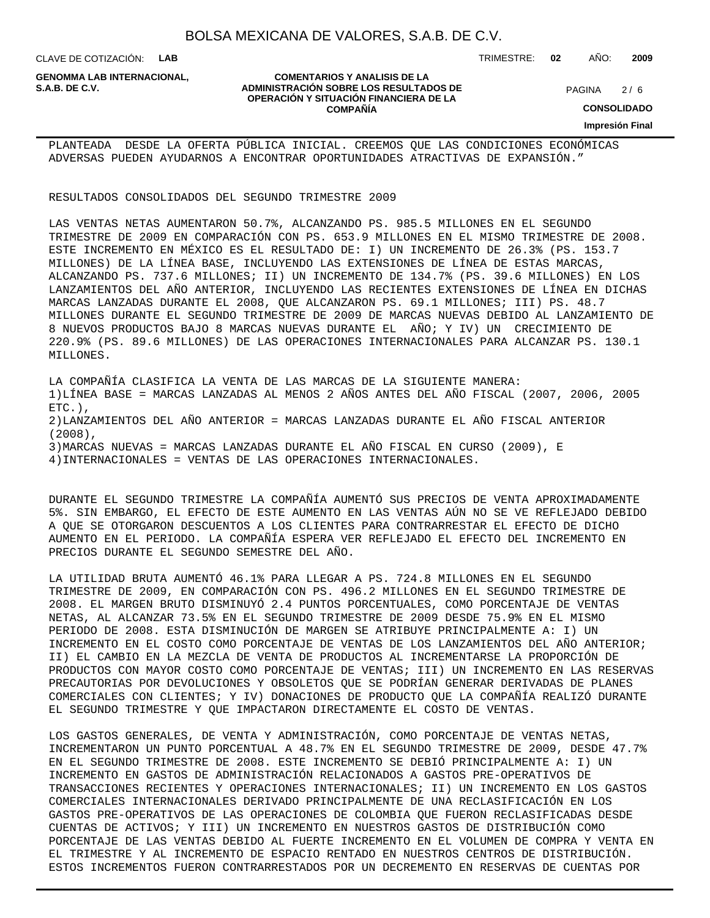PLANTEADA DESDE LA OFERTA PÚBLICA INICIAL. CREEMOS QUE LAS CONDICIONES ECONÓMICAS ADVERSAS PUEDEN AYUDARNOS A ENCONTRAR OPORTUNIDADES ATRACTIVAS DE EXPANSIÓN."

RESULTADOS CONSOLIDADOS DEL SEGUNDO TRIMESTRE 2009

LAS VENTAS NETAS AUMENTARON 50.7%, ALCANZANDO PS. 985.5 MILLONES EN EL SEGUNDO TRIMESTRE DE 2009 EN COMPARACIÓN CON PS. 653.9 MILLONES EN EL MISMO TRIMESTRE DE 2008. ESTE INCREMENTO EN MÉXICO ES EL RESULTADO DE: I) UN INCREMENTO DE 26.3% (PS. 153.7 MILLONES) DE LA LÍNEA BASE, INCLUYENDO LAS EXTENSIONES DE LÍNEA DE ESTAS MARCAS, ALCANZANDO PS. 737.6 MILLONES; II) UN INCREMENTO DE 134.7% (PS. 39.6 MILLONES) EN LOS LANZAMIENTOS DEL AÑO ANTERIOR, INCLUYENDO LAS RECIENTES EXTENSIONES DE LÍNEA EN DICHAS MARCAS LANZADAS DURANTE EL 2008, QUE ALCANZARON PS. 69.1 MILLONES; III) PS. 48.7 MILLONES DURANTE EL SEGUNDO TRIMESTRE DE 2009 DE MARCAS NUEVAS DEBIDO AL LANZAMIENTO DE 8 NUEVOS PRODUCTOS BAJO 8 MARCAS NUEVAS DURANTE EL AÑO; Y IV) UN CRECIMIENTO DE 220.9% (PS. 89.6 MILLONES) DE LAS OPERACIONES INTERNACIONALES PARA ALCANZAR PS. 130.1 MILLONES.

LA COMPAÑÍA CLASIFICA LA VENTA DE LAS MARCAS DE LA SIGUIENTE MANERA:
1)LÍNEA BASE = MARCAS LANZADAS AL MENOS 2 AÑOS ANTES DEL AÑO FISCAL (2007, 2006, 2005 ETC.),
2)LANZAMIENTOS DEL AÑO ANTERIOR = MARCAS LANZADAS DURANTE EL AÑO FISCAL ANTERIOR (2008),
3)MARCAS NUEVAS = MARCAS LANZADAS DURANTE EL AÑO FISCAL EN CURSO (2009), E
4)INTERNACIONALES = VENTAS DE LAS OPERACIONES INTERNACIONALES.

DURANTE EL SEGUNDO TRIMESTRE LA COMPAÑÍA AUMENTÓ SUS PRECIOS DE VENTA APROXIMADAMENTE 5%. SIN EMBARGO, EL EFECTO DE ESTE AUMENTO EN LAS VENTAS AÚN NO SE VE REFLEJADO DEBIDO A QUE SE OTORGARON DESCUENTOS A LOS CLIENTES PARA CONTRARRESTAR EL EFECTO DE DICHO AUMENTO EN EL PERIODO. LA COMPAÑÍA ESPERA VER REFLEJADO EL EFECTO DEL INCREMENTO EN PRECIOS DURANTE EL SEGUNDO SEMESTRE DEL AÑO.

LA UTILIDAD BRUTA AUMENTÓ 46.1% PARA LLEGAR A PS. 724.8 MILLONES EN EL SEGUNDO TRIMESTRE DE 2009, EN COMPARACIÓN CON PS. 496.2 MILLONES EN EL SEGUNDO TRIMESTRE DE 2008. EL MARGEN BRUTO DISMINUYÓ 2.4 PUNTOS PORCENTUALES, COMO PORCENTAJE DE VENTAS NETAS, AL ALCANZAR 73.5% EN EL SEGUNDO TRIMESTRE DE 2009 DESDE 75.9% EN EL MISMO PERIODO DE 2008. ESTA DISMINUCIÓN DE MARGEN SE ATRIBUYE PRINCIPALMENTE A: I) UN INCREMENTO EN EL COSTO COMO PORCENTAJE DE VENTAS DE LOS LANZAMIENTOS DEL AÑO ANTERIOR; II) EL CAMBIO EN LA MEZCLA DE VENTA DE PRODUCTOS AL INCREMENTARSE LA PROPORCIÓN DE PRODUCTOS CON MAYOR COSTO COMO PORCENTAJE DE VENTAS; III) UN INCREMENTO EN LAS RESERVAS PRECAUTORIAS POR DEVOLUCIONES Y OBSOLETOS QUE SE PODRÍAN GENERAR DERIVADAS DE PLANES COMERCIALES CON CLIENTES; Y IV) DONACIONES DE PRODUCTO QUE LA COMPAÑÍA REALIZÓ DURANTE EL SEGUNDO TRIMESTRE Y QUE IMPACTARON DIRECTAMENTE EL COSTO DE VENTAS.

LOS GASTOS GENERALES, DE VENTA Y ADMINISTRACIÓN, COMO PORCENTAJE DE VENTAS NETAS, INCREMENTARON UN PUNTO PORCENTUAL A 48.7% EN EL SEGUNDO TRIMESTRE DE 2009, DESDE 47.7% EN EL SEGUNDO TRIMESTRE DE 2008. ESTE INCREMENTO SE DEBIÓ PRINCIPALMENTE A: I) UN INCREMENTO EN GASTOS DE ADMINISTRACIÓN RELACIONADOS A GASTOS PRE-OPERATIVOS DE TRANSACCIONES RECIENTES Y OPERACIONES INTERNACIONALES; II) UN INCREMENTO EN LOS GASTOS COMERCIALES INTERNACIONALES DERIVADO PRINCIPALMENTE DE UNA RECLASIFICACIÓN EN LOS GASTOS PRE-OPERATIVOS DE LAS OPERACIONES DE COLOMBIA QUE FUERON RECLASIFICADAS DESDE CUENTAS DE ACTIVOS; Y III) UN INCREMENTO EN NUESTROS GASTOS DE DISTRIBUCIÓN COMO PORCENTAJE DE LAS VENTAS DEBIDO AL FUERTE INCREMENTO EN EL VOLUMEN DE COMPRA Y VENTA EN EL TRIMESTRE Y AL INCREMENTO DE ESPACIO RENTADO EN NUESTROS CENTROS DE DISTRIBUCIÓN. ESTOS INCREMENTOS FUERON CONTRARRESTADOS POR UN DECREMENTO EN RESERVAS DE CUENTAS POR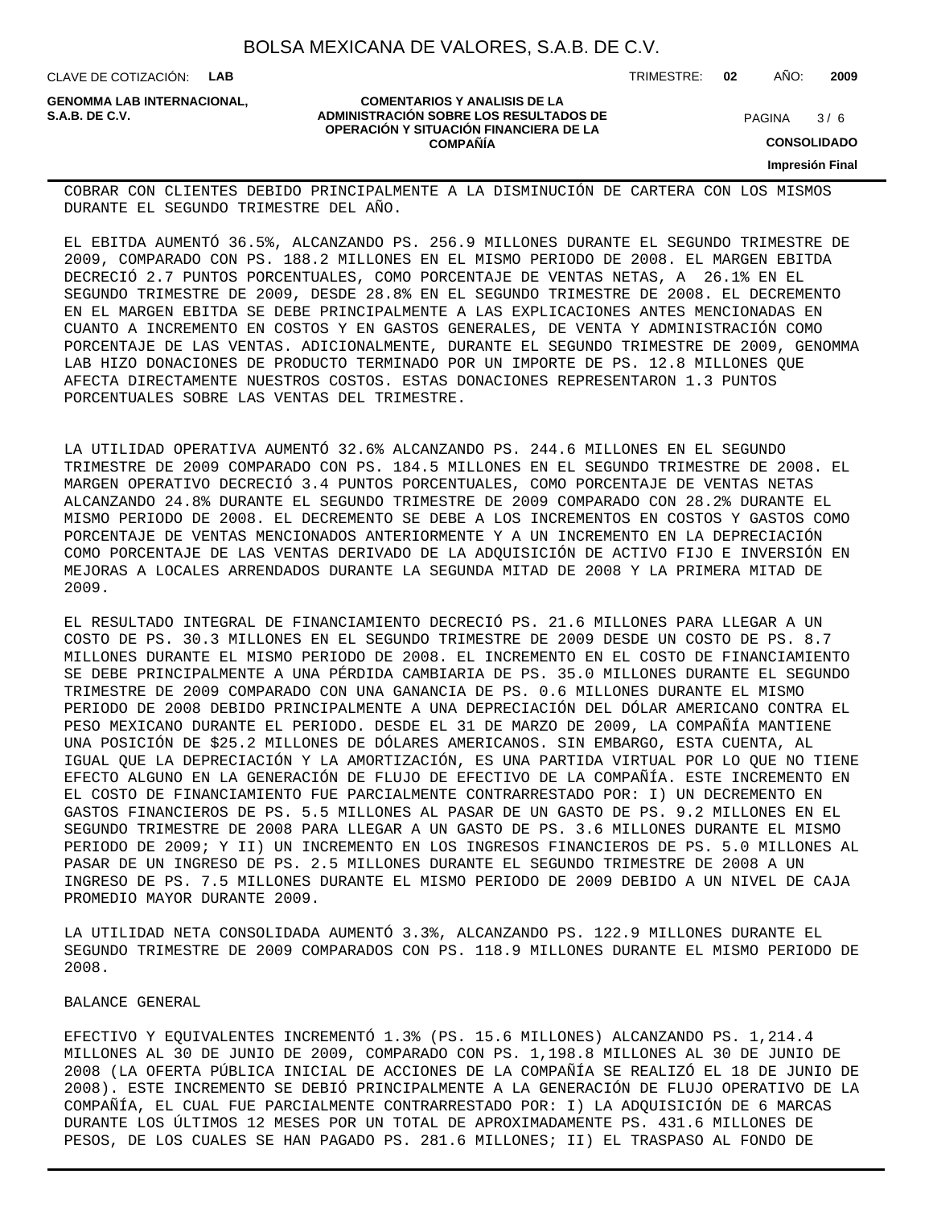COBRAR CON CLIENTES DEBIDO PRINCIPALMENTE A LA DISMINUCIÓN DE CARTERA CON LOS MISMOS DURANTE EL SEGUNDO TRIMESTRE DEL AÑO.

EL EBITDA AUMENTÓ 36.5%, ALCANZANDO PS. 256.9 MILLONES DURANTE EL SEGUNDO TRIMESTRE DE 2009, COMPARADO CON PS. 188.2 MILLONES EN EL MISMO PERIODO DE 2008. EL MARGEN EBITDA DECRECIÓ 2.7 PUNTOS PORCENTUALES, COMO PORCENTAJE DE VENTAS NETAS, A 26.1% EN EL SEGUNDO TRIMESTRE DE 2009, DESDE 28.8% EN EL SEGUNDO TRIMESTRE DE 2008. EL DECREMENTO EN EL MARGEN EBITDA SE DEBE PRINCIPALMENTE A LAS EXPLICACIONES ANTES MENCIONADAS EN CUANTO A INCREMENTO EN COSTOS Y EN GASTOS GENERALES, DE VENTA Y ADMINISTRACIÓN COMO PORCENTAJE DE LAS VENTAS. ADICIONALMENTE, DURANTE EL SEGUNDO TRIMESTRE DE 2009, GENOMMA LAB HIZO DONACIONES DE PRODUCTO TERMINADO POR UN IMPORTE DE PS. 12.8 MILLONES QUE AFECTA DIRECTAMENTE NUESTROS COSTOS. ESTAS DONACIONES REPRESENTARON 1.3 PUNTOS PORCENTUALES SOBRE LAS VENTAS DEL TRIMESTRE.

LA UTILIDAD OPERATIVA AUMENTÓ 32.6% ALCANZANDO PS. 244.6 MILLONES EN EL SEGUNDO TRIMESTRE DE 2009 COMPARADO CON PS. 184.5 MILLONES EN EL SEGUNDO TRIMESTRE DE 2008. EL MARGEN OPERATIVO DECRECIÓ 3.4 PUNTOS PORCENTUALES, COMO PORCENTAJE DE VENTAS NETAS ALCANZANDO 24.8% DURANTE EL SEGUNDO TRIMESTRE DE 2009 COMPARADO CON 28.2% DURANTE EL MISMO PERIODO DE 2008. EL DECREMENTO SE DEBE A LOS INCREMENTOS EN COSTOS Y GASTOS COMO PORCENTAJE DE VENTAS MENCIONADOS ANTERIORMENTE Y A UN INCREMENTO EN LA DEPRECIACIÓN COMO PORCENTAJE DE LAS VENTAS DERIVADO DE LA ADQUISICIÓN DE ACTIVO FIJO E INVERSIÓN EN MEJORAS A LOCALES ARRENDADOS DURANTE LA SEGUNDA MITAD DE 2008 Y LA PRIMERA MITAD DE 2009.

EL RESULTADO INTEGRAL DE FINANCIAMIENTO DECRECIÓ PS. 21.6 MILLONES PARA LLEGAR A UN COSTO DE PS. 30.3 MILLONES EN EL SEGUNDO TRIMESTRE DE 2009 DESDE UN COSTO DE PS. 8.7 MILLONES DURANTE EL MISMO PERIODO DE 2008. EL INCREMENTO EN EL COSTO DE FINANCIAMIENTO SE DEBE PRINCIPALMENTE A UNA PÉRDIDA CAMBIARIA DE PS. 35.0 MILLONES DURANTE EL SEGUNDO TRIMESTRE DE 2009 COMPARADO CON UNA GANANCIA DE PS. 0.6 MILLONES DURANTE EL MISMO PERIODO DE 2008 DEBIDO PRINCIPALMENTE A UNA DEPRECIACIÓN DEL DÓLAR AMERICANO CONTRA EL PESO MEXICANO DURANTE EL PERIODO. DESDE EL 31 DE MARZO DE 2009, LA COMPAÑÍA MANTIENE UNA POSICIÓN DE $25.2 MILLONES DE DÓLARES AMERICANOS. SIN EMBARGO, ESTA CUENTA, AL IGUAL QUE LA DEPRECIACIÓN Y LA AMORTIZACIÓN, ES UNA PARTIDA VIRTUAL POR LO QUE NO TIENE EFECTO ALGUNO EN LA GENERACIÓN DE FLUJO DE EFECTIVO DE LA COMPAÑÍA. ESTE INCREMENTO EN EL COSTO DE FINANCIAMIENTO FUE PARCIALMENTE CONTRARRESTADO POR: I) UN DECREMENTO EN GASTOS FINANCIEROS DE PS. 5.5 MILLONES AL PASAR DE UN GASTO DE PS. 9.2 MILLONES EN EL SEGUNDO TRIMESTRE DE 2008 PARA LLEGAR A UN GASTO DE PS. 3.6 MILLONES DURANTE EL MISMO PERIODO DE 2009; Y II) UN INCREMENTO EN LOS INGRESOS FINANCIEROS DE PS. 5.0 MILLONES AL PASAR DE UN INGRESO DE PS. 2.5 MILLONES DURANTE EL SEGUNDO TRIMESTRE DE 2008 A UN INGRESO DE PS. 7.5 MILLONES DURANTE EL MISMO PERIODO DE 2009 DEBIDO A UN NIVEL DE CAJA PROMEDIO MAYOR DURANTE 2009.

LA UTILIDAD NETA CONSOLIDADA AUMENTÓ 3.3%, ALCANZANDO PS. 122.9 MILLONES DURANTE EL SEGUNDO TRIMESTRE DE 2009 COMPARADOS CON PS. 118.9 MILLONES DURANTE EL MISMO PERIODO DE 2008.

BALANCE GENERAL

EFECTIVO Y EQUIVALENTES INCREMENTÓ 1.3% (PS. 15.6 MILLONES) ALCANZANDO PS. 1,214.4 MILLONES AL 30 DE JUNIO DE 2009, COMPARADO CON PS. 1,198.8 MILLONES AL 30 DE JUNIO DE 2008 (LA OFERTA PÚBLICA INICIAL DE ACCIONES DE LA COMPAÑÍA SE REALIZÓ EL 18 DE JUNIO DE 2008). ESTE INCREMENTO SE DEBIÓ PRINCIPALMENTE A LA GENERACIÓN DE FLUJO OPERATIVO DE LA COMPAÑÍA, EL CUAL FUE PARCIALMENTE CONTRARRESTADO POR: I) LA ADQUISICIÓN DE 6 MARCAS DURANTE LOS ÚLTIMOS 12 MESES POR UN TOTAL DE APROXIMADAMENTE PS. 431.6 MILLONES DE PESOS, DE LOS CUALES SE HAN PAGADO PS. 281.6 MILLONES; II) EL TRASPASO AL FONDO DE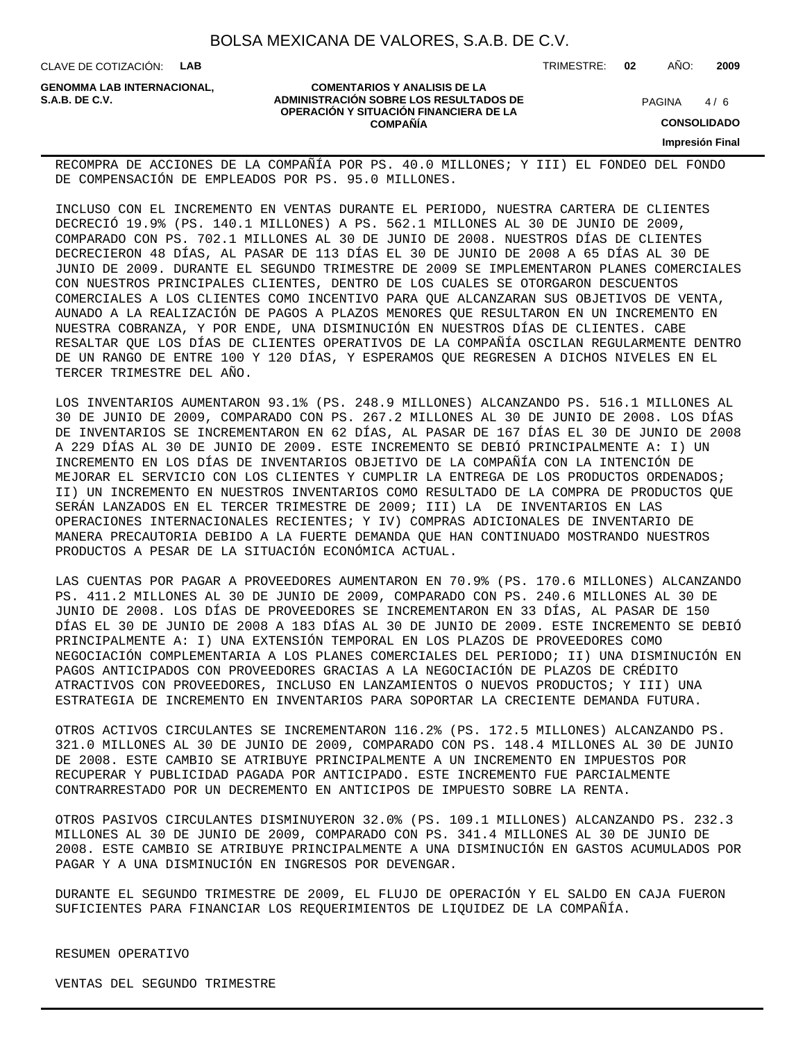RECOMPRA DE ACCIONES DE LA COMPAÑÍA POR PS. 40.0 MILLONES; Y III) EL FONDEO DEL FONDO DE COMPENSACIÓN DE EMPLEADOS POR PS. 95.0 MILLONES.

INCLUSO CON EL INCREMENTO EN VENTAS DURANTE EL PERIODO, NUESTRA CARTERA DE CLIENTES DECRECIÓ 19.9% (PS. 140.1 MILLONES) A PS. 562.1 MILLONES AL 30 DE JUNIO DE 2009, COMPARADO CON PS. 702.1 MILLONES AL 30 DE JUNIO DE 2008. NUESTROS DÍAS DE CLIENTES DECRECIERON 48 DÍAS, AL PASAR DE 113 DÍAS EL 30 DE JUNIO DE 2008 A 65 DÍAS AL 30 DE JUNIO DE 2009. DURANTE EL SEGUNDO TRIMESTRE DE 2009 SE IMPLEMENTARON PLANES COMERCIALES CON NUESTROS PRINCIPALES CLIENTES, DENTRO DE LOS CUALES SE OTORGARON DESCUENTOS COMERCIALES A LOS CLIENTES COMO INCENTIVO PARA QUE ALCANZARAN SUS OBJETIVOS DE VENTA, AUNADO A LA REALIZACIÓN DE PAGOS A PLAZOS MENORES QUE RESULTARON EN UN INCREMENTO EN NUESTRA COBRANZA, Y POR ENDE, UNA DISMINUCIÓN EN NUESTROS DÍAS DE CLIENTES. CABE RESALTAR QUE LOS DÍAS DE CLIENTES OPERATIVOS DE LA COMPAÑÍA OSCILAN REGULARMENTE DENTRO DE UN RANGO DE ENTRE 100 Y 120 DÍAS, Y ESPERAMOS QUE REGRESEN A DICHOS NIVELES EN EL TERCER TRIMESTRE DEL AÑO.

LOS INVENTARIOS AUMENTARON 93.1% (PS. 248.9 MILLONES) ALCANZANDO PS. 516.1 MILLONES AL 30 DE JUNIO DE 2009, COMPARADO CON PS. 267.2 MILLONES AL 30 DE JUNIO DE 2008. LOS DÍAS DE INVENTARIOS SE INCREMENTARON EN 62 DÍAS, AL PASAR DE 167 DÍAS EL 30 DE JUNIO DE 2008 A 229 DÍAS AL 30 DE JUNIO DE 2009. ESTE INCREMENTO SE DEBIÓ PRINCIPALMENTE A: I) UN INCREMENTO EN LOS DÍAS DE INVENTARIOS OBJETIVO DE LA COMPAÑÍA CON LA INTENCIÓN DE MEJORAR EL SERVICIO CON LOS CLIENTES Y CUMPLIR LA ENTREGA DE LOS PRODUCTOS ORDENADOS; II) UN INCREMENTO EN NUESTROS INVENTARIOS COMO RESULTADO DE LA COMPRA DE PRODUCTOS QUE SERÁN LANZADOS EN EL TERCER TRIMESTRE DE 2009; III) LA  DE INVENTARIOS EN LAS OPERACIONES INTERNACIONALES RECIENTES; Y IV) COMPRAS ADICIONALES DE INVENTARIO DE MANERA PRECAUTORIA DEBIDO A LA FUERTE DEMANDA QUE HAN CONTINUADO MOSTRANDO NUESTROS PRODUCTOS A PESAR DE LA SITUACIÓN ECONÓMICA ACTUAL.

LAS CUENTAS POR PAGAR A PROVEEDORES AUMENTARON EN 70.9% (PS. 170.6 MILLONES) ALCANZANDO PS. 411.2 MILLONES AL 30 DE JUNIO DE 2009, COMPARADO CON PS. 240.6 MILLONES AL 30 DE JUNIO DE 2008. LOS DÍAS DE PROVEEDORES SE INCREMENTARON EN 33 DÍAS, AL PASAR DE 150 DÍAS EL 30 DE JUNIO DE 2008 A 183 DÍAS AL 30 DE JUNIO DE 2009. ESTE INCREMENTO SE DEBIÓ PRINCIPALMENTE A: I) UNA EXTENSIÓN TEMPORAL EN LOS PLAZOS DE PROVEEDORES COMO NEGOCIACIÓN COMPLEMENTARIA A LOS PLANES COMERCIALES DEL PERIODO; II) UNA DISMINUCIÓN EN PAGOS ANTICIPADOS CON PROVEEDORES GRACIAS A LA NEGOCIACIÓN DE PLAZOS DE CRÉDITO ATRACTIVOS CON PROVEEDORES, INCLUSO EN LANZAMIENTOS O NUEVOS PRODUCTOS; Y III) UNA ESTRATEGIA DE INCREMENTO EN INVENTARIOS PARA SOPORTAR LA CRECIENTE DEMANDA FUTURA.

OTROS ACTIVOS CIRCULANTES SE INCREMENTARON 116.2% (PS. 172.5 MILLONES) ALCANZANDO PS. 321.0 MILLONES AL 30 DE JUNIO DE 2009, COMPARADO CON PS. 148.4 MILLONES AL 30 DE JUNIO DE 2008. ESTE CAMBIO SE ATRIBUYE PRINCIPALMENTE A UN INCREMENTO EN IMPUESTOS POR RECUPERAR Y PUBLICIDAD PAGADA POR ANTICIPADO. ESTE INCREMENTO FUE PARCIALMENTE CONTRARRESTADO POR UN DECREMENTO EN ANTICIPOS DE IMPUESTO SOBRE LA RENTA.

OTROS PASIVOS CIRCULANTES DISMINUYERON 32.0% (PS. 109.1 MILLONES) ALCANZANDO PS. 232.3 MILLONES AL 30 DE JUNIO DE 2009, COMPARADO CON PS. 341.4 MILLONES AL 30 DE JUNIO DE 2008. ESTE CAMBIO SE ATRIBUYE PRINCIPALMENTE A UNA DISMINUCIÓN EN GASTOS ACUMULADOS POR PAGAR Y A UNA DISMINUCIÓN EN INGRESOS POR DEVENGAR.

DURANTE EL SEGUNDO TRIMESTRE DE 2009, EL FLUJO DE OPERACIÓN Y EL SALDO EN CAJA FUERON SUFICIENTES PARA FINANCIAR LOS REQUERIMIENTOS DE LIQUIDEZ DE LA COMPAÑÍA.

RESUMEN OPERATIVO

VENTAS DEL SEGUNDO TRIMESTRE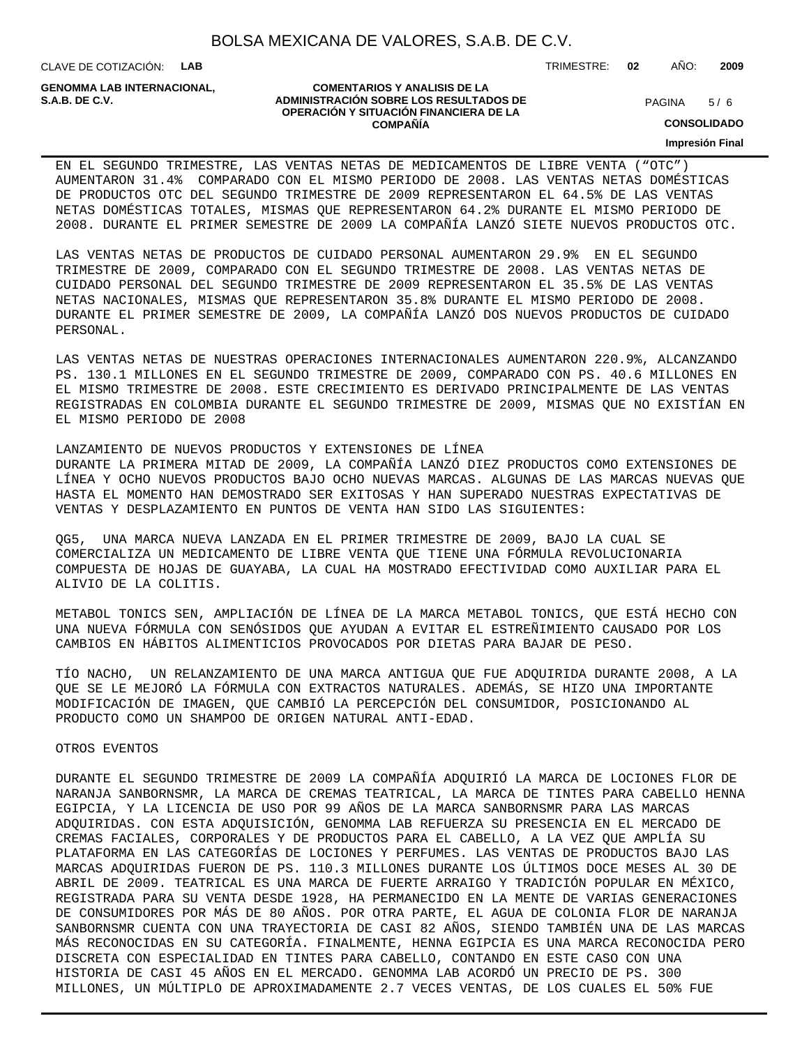EN EL SEGUNDO TRIMESTRE, LAS VENTAS NETAS DE MEDICAMENTOS DE LIBRE VENTA (“OTC”) AUMENTARON 31.4% COMPARADO CON EL MISMO PERIODO DE 2008. LAS VENTAS NETAS DOMÉSTICAS DE PRODUCTOS OTC DEL SEGUNDO TRIMESTRE DE 2009 REPRESENTARON EL 64.5% DE LAS VENTAS NETAS DOMÉSTICAS TOTALES, MISMAS QUE REPRESENTARON 64.2% DURANTE EL MISMO PERIODO DE 2008. DURANTE EL PRIMER SEMESTRE DE 2009 LA COMPAÑÍA LANZÓ SIETE NUEVOS PRODUCTOS OTC.

LAS VENTAS NETAS DE PRODUCTOS DE CUIDADO PERSONAL AUMENTARON 29.9% EN EL SEGUNDO TRIMESTRE DE 2009, COMPARADO CON EL SEGUNDO TRIMESTRE DE 2008. LAS VENTAS NETAS DE CUIDADO PERSONAL DEL SEGUNDO TRIMESTRE DE 2009 REPRESENTARON EL 35.5% DE LAS VENTAS NETAS NACIONALES, MISMAS QUE REPRESENTARON 35.8% DURANTE EL MISMO PERIODO DE 2008. DURANTE EL PRIMER SEMESTRE DE 2009, LA COMPAÑÍA LANZÓ DOS NUEVOS PRODUCTOS DE CUIDADO PERSONAL.

LAS VENTAS NETAS DE NUESTRAS OPERACIONES INTERNACIONALES AUMENTARON 220.9%, ALCANZANDO PS. 130.1 MILLONES EN EL SEGUNDO TRIMESTRE DE 2009, COMPARADO CON PS. 40.6 MILLONES EN EL MISMO TRIMESTRE DE 2008. ESTE CRECIMIENTO ES DERIVADO PRINCIPALMENTE DE LAS VENTAS REGISTRADAS EN COLOMBIA DURANTE EL SEGUNDO TRIMESTRE DE 2009, MISMAS QUE NO EXISTÍAN EN EL MISMO PERIODO DE 2008

LANZAMIENTO DE NUEVOS PRODUCTOS Y EXTENSIONES DE LÍNEA

DURANTE LA PRIMERA MITAD DE 2009, LA COMPAÑÍA LANZÓ DIEZ PRODUCTOS COMO EXTENSIONES DE LÍNEA Y OCHO NUEVOS PRODUCTOS BAJO OCHO NUEVAS MARCAS. ALGUNAS DE LAS MARCAS NUEVAS QUE HASTA EL MOMENTO HAN DEMOSTRADO SER EXITOSAS Y HAN SUPERADO NUESTRAS EXPECTATIVAS DE VENTAS Y DESPLAZAMIENTO EN PUNTOS DE VENTA HAN SIDO LAS SIGUIENTES:

QG5, UNA MARCA NUEVA LANZADA EN EL PRIMER TRIMESTRE DE 2009, BAJO LA CUAL SE COMERCIALIZA UN MEDICAMENTO DE LIBRE VENTA QUE TIENE UNA FÓRMULA REVOLUCIONARIA COMPUESTA DE HOJAS DE GUAYABA, LA CUAL HA MOSTRADO EFECTIVIDAD COMO AUXILIAR PARA EL ALIVIO DE LA COLITIS.

METABOL TONICS SEN, AMPLIACIÓN DE LÍNEA DE LA MARCA METABOL TONICS, QUE ESTÁ HECHO CON UNA NUEVA FÓRMULA CON SENÓSIDOS QUE AYUDAN A EVITAR EL ESTREÑIMIENTO CAUSADO POR LOS CAMBIOS EN HÁBITOS ALIMENTICIOS PROVOCADOS POR DIETAS PARA BAJAR DE PESO.

TÍO NACHO, UN RELANZAMIENTO DE UNA MARCA ANTIGUA QUE FUE ADQUIRIDA DURANTE 2008, A LA QUE SE LE MEJORÓ LA FÓRMULA CON EXTRACTOS NATURALES. ADEMÁS, SE HIZO UNA IMPORTANTE MODIFICACIÓN DE IMAGEN, QUE CAMBIÓ LA PERCEPCIÓN DEL CONSUMIDOR, POSICIONANDO AL PRODUCTO COMO UN SHAMPOO DE ORIGEN NATURAL ANTI-EDAD.

OTROS EVENTOS

DURANTE EL SEGUNDO TRIMESTRE DE 2009 LA COMPAÑÍA ADQUIRIÓ LA MARCA DE LOCIONES FLOR DE NARANJA SANBORNSMR, LA MARCA DE CREMAS TEATRICAL, LA MARCA DE TINTES PARA CABELLO HENNA EGIPCIA, Y LA LICENCIA DE USO POR 99 AÑOS DE LA MARCA SANBORNSMR PARA LAS MARCAS ADQUIRIDAS. CON ESTA ADQUISICIÓN, GENOMMA LAB REFUERZA SU PRESENCIA EN EL MERCADO DE CREMAS FACIALES, CORPORALES Y DE PRODUCTOS PARA EL CABELLO, A LA VEZ QUE AMPLÍA SU PLATAFORMA EN LAS CATEGORÍAS DE LOCIONES Y PERFUMES. LAS VENTAS DE PRODUCTOS BAJO LAS MARCAS ADQUIRIDAS FUERON DE PS. 110.3 MILLONES DURANTE LOS ÚLTIMOS DOCE MESES AL 30 DE ABRIL DE 2009. TEATRICAL ES UNA MARCA DE FUERTE ARRAIGO Y TRADICIÓN POPULAR EN MÉXICO, REGISTRADA PARA SU VENTA DESDE 1928, HA PERMANECIDO EN LA MENTE DE VARIAS GENERACIONES DE CONSUMIDORES POR MÁS DE 80 AÑOS. POR OTRA PARTE, EL AGUA DE COLONIA FLOR DE NARANJA SANBORNSMR CUENTA CON UNA TRAYECTORIA DE CASI 82 AÑOS, SIENDO TAMBIÉN UNA DE LAS MARCAS MÁS RECONOCIDAS EN SU CATEGORÍA. FINALMENTE, HENNA EGIPCIA ES UNA MARCA RECONOCIDA PERO DISCRETA CON ESPECIALIDAD EN TINTES PARA CABELLO, CONTANDO EN ESTE CASO CON UNA HISTORIA DE CASI 45 AÑOS EN EL MERCADO. GENOMMA LAB ACORDÓ UN PRECIO DE PS. 300 MILLONES, UN MÚLTIPLO DE APROXIMADAMENTE 2.7 VECES VENTAS, DE LOS CUALES EL 50% FUE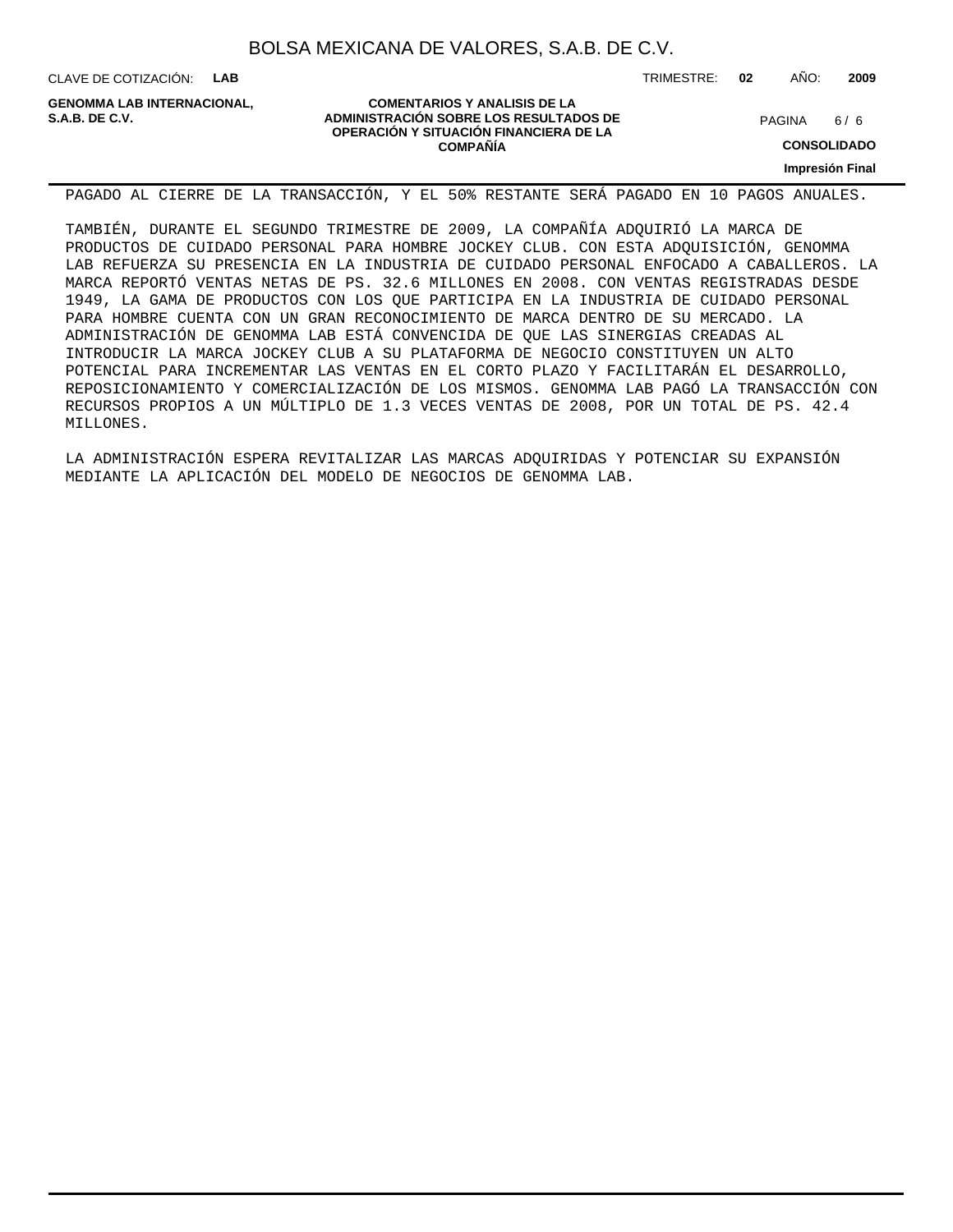PAGADO AL CIERRE DE LA TRANSACCIÓN, Y EL 50% RESTANTE SERÁ PAGADO EN 10 PAGOS ANUALES.

TAMBIÉN, DURANTE EL SEGUNDO TRIMESTRE DE 2009, LA COMPAÑÍA ADQUIRIÓ LA MARCA DE PRODUCTOS DE CUIDADO PERSONAL PARA HOMBRE JOCKEY CLUB. CON ESTA ADQUISICIÓN, GENOMMA LAB REFUERZA SU PRESENCIA EN LA INDUSTRIA DE CUIDADO PERSONAL ENFOCADO A CABALLEROS. LA MARCA REPORTÓ VENTAS NETAS DE PS. 32.6 MILLONES EN 2008. CON VENTAS REGISTRADAS DESDE 1949, LA GAMA DE PRODUCTOS CON LOS QUE PARTICIPA EN LA INDUSTRIA DE CUIDADO PERSONAL PARA HOMBRE CUENTA CON UN GRAN RECONOCIMIENTO DE MARCA DENTRO DE SU MERCADO. LA ADMINISTRACIÓN DE GENOMMA LAB ESTÁ CONVENCIDA DE QUE LAS SINERGIAS CREADAS AL INTRODUCIR LA MARCA JOCKEY CLUB A SU PLATAFORMA DE NEGOCIO CONSTITUYEN UN ALTO POTENCIAL PARA INCREMENTAR LAS VENTAS EN EL CORTO PLAZO Y FACILITARÁN EL DESARROLLO, REPOSICIONAMIENTO Y COMERCIALIZACIÓN DE LOS MISMOS. GENOMMA LAB PAGÓ LA TRANSACCIÓN CON RECURSOS PROPIOS A UN MÚLTIPLO DE 1.3 VECES VENTAS DE 2008, POR UN TOTAL DE PS. 42.4 MILLONES.

LA ADMINISTRACIÓN ESPERA REVITALIZAR LAS MARCAS ADQUIRIDAS Y POTENCIAR SU EXPANSIÓN MEDIANTE LA APLICACIÓN DEL MODELO DE NEGOCIOS DE GENOMMA LAB.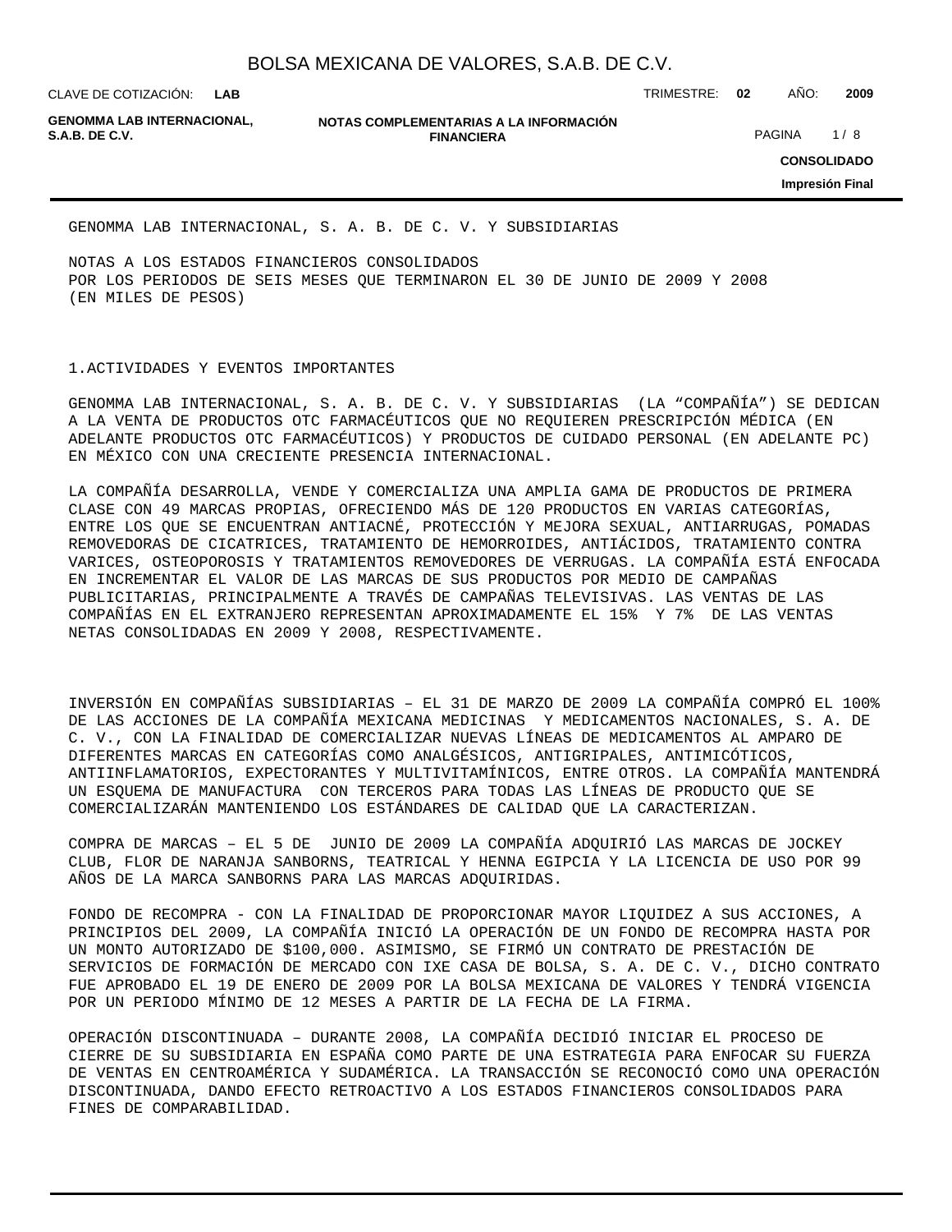GENOMMA LAB INTERNACIONAL, S. A. B. DE C. V. Y SUBSIDIARIAS

NOTAS A LOS ESTADOS FINANCIEROS CONSOLIDADOS
POR LOS PERIODOS DE SEIS MESES QUE TERMINARON EL 30 DE JUNIO DE 2009 Y 2008
(EN MILES DE PESOS)

## 1.ACTIVIDADES Y EVENTOS IMPORTANTES

GENOMMA LAB INTERNACIONAL, S. A. B. DE C. V. Y SUBSIDIARIAS (LA “COMPAÑÍA”) SE DEDICAN A LA VENTA DE PRODUCTOS OTC FARMACÉUTICOS QUE NO REQUIEREN PRESCRIPCIÓN MÉDICA (EN ADELANTE PRODUCTOS OTC FARMACÉUTICOS) Y PRODUCTOS DE CUIDADO PERSONAL (EN ADELANTE PC) EN MÉXICO CON UNA CRECIENTE PRESENCIA INTERNACIONAL.

LA COMPAÑÍA DESARROLLA, VENDE Y COMERCIALIZA UNA AMPLIA GAMA DE PRODUCTOS DE PRIMERA CLASE CON 49 MARCAS PROPIAS, OFRECIENDO MÁS DE 120 PRODUCTOS EN VARIAS CATEGORÍAS, ENTRE LOS QUE SE ENCUENTRAN ANTIACNÉ, PROTECCIÓN Y MEJORA SEXUAL, ANTIARRUGAS, POMADAS REMOVEDORAS DE CICATRICES, TRATAMIENTO DE HEMORROIDES, ANTIÁCIDOS, TRATAMIENTO CONTRA VARICES, OSTEOPOROSIS Y TRATAMIENTOS REMOVEDORES DE VERRUGAS. LA COMPAÑÍA ESTÁ ENFOCADA EN INCREMENTAR EL VALOR DE LAS MARCAS DE SUS PRODUCTOS POR MEDIO DE CAMPAÑAS PUBLICITARIAS, PRINCIPALMENTE A TRAVÉS DE CAMPAÑAS TELEVISIVAS. LAS VENTAS DE LAS COMPAÑÍAS EN EL EXTRANJERO REPRESENTAN APROXIMADAMENTE EL 15% Y 7% DE LAS VENTAS NETAS CONSOLIDADAS EN 2009 Y 2008, RESPECTIVAMENTE.

INVERSIÓN EN COMPAÑÍAS SUBSIDIARIAS – EL 31 DE MARZO DE 2009 LA COMPAÑÍA COMPRÓ EL 100% DE LAS ACCIONES DE LA COMPAÑÍA MEXICANA MEDICINAS Y MEDICAMENTOS NACIONALES, S. A. DE C. V., CON LA FINALIDAD DE COMERCIALIZAR NUEVAS LÍNEAS DE MEDICAMENTOS AL AMPARO DE DIFERENTES MARCAS EN CATEGORÍAS COMO ANALGÉSICOS, ANTIGRIPALES, ANTIMICÓTICOS, ANTIINFLAMATORIOS, EXPECTORANTES Y MULTIVITAMÍNICOS, ENTRE OTROS. LA COMPAÑÍA MANTENDRÁ UN ESQUEMA DE MANUFACTURA CON TERCEROS PARA TODAS LAS LÍNEAS DE PRODUCTO QUE SE COMERCIALIZARÁN MANTENIENDO LOS ESTÁNDARES DE CALIDAD QUE LA CARACTERIZAN.

COMPRA DE MARCAS – EL 5 DE JUNIO DE 2009 LA COMPAÑÍA ADQUIRIÓ LAS MARCAS DE JOCKEY CLUB, FLOR DE NARANJA SANBORNS, TEATRICAL Y HENNA EGIPCIA Y LA LICENCIA DE USO POR 99 AÑOS DE LA MARCA SANBORNS PARA LAS MARCAS ADQUIRIDAS.

FONDO DE RECOMPRA - CON LA FINALIDAD DE PROPORCIONAR MAYOR LIQUIDEZ A SUS ACCIONES, A PRINCIPIOS DEL 2009, LA COMPAÑÍA INICIÓ LA OPERACIÓN DE UN FONDO DE RECOMPRA HASTA POR UN MONTO AUTORIZADO DE $100,000. ASIMISMO, SE FIRMÓ UN CONTRATO DE PRESTACIÓN DE SERVICIOS DE FORMACIÓN DE MERCADO CON IXE CASA DE BOLSA, S. A. DE C. V., DICHO CONTRATO FUE APROBADO EL 19 DE ENERO DE 2009 POR LA BOLSA MEXICANA DE VALORES Y TENDRÁ VIGENCIA POR UN PERIODO MÍNIMO DE 12 MESES A PARTIR DE LA FECHA DE LA FIRMA.

OPERACIÓN DISCONTINUADA – DURANTE 2008, LA COMPAÑÍA DECIDIÓ INICIAR EL PROCESO DE CIERRE DE SU SUBSIDIARIA EN ESPAÑA COMO PARTE DE UNA ESTRATEGIA PARA ENFOCAR SU FUERZA DE VENTAS EN CENTROAMÉRICA Y SUDAMÉRICA. LA TRANSACCIÓN SE RECONOCIÓ COMO UNA OPERACIÓN DISCONTINUADA, DANDO EFECTO RETROACTIVO A LOS ESTADOS FINANCIEROS CONSOLIDADOS PARA FINES DE COMPARABILIDAD.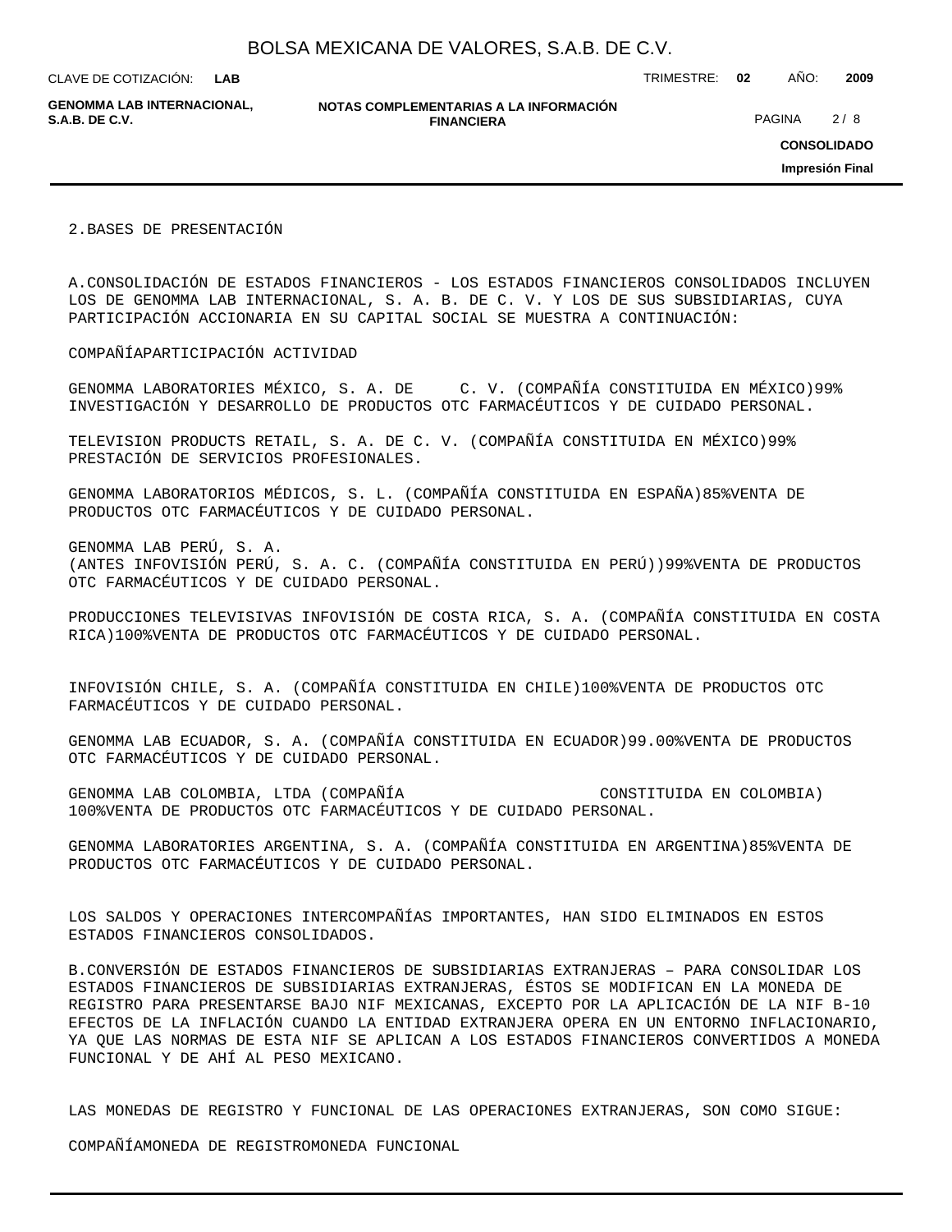## 2. BASES DE PRESENTACIÓN

A. CONSOLIDACIÓN DE ESTADOS FINANCIEROS - LOS ESTADOS FINANCIEROS CONSOLIDADOS INCLUYEN LOS DE GENOMMA LAB INTERNACIONAL, S. A. B. DE C. V. Y LOS DE SUS SUBSIDIARIAS, CUYA PARTICIPACIÓN ACCIONARIA EN SU CAPITAL SOCIAL SE MUESTRA A CONTINUACIÓN:

| COMPAÑÍA | PARTICIPACIÓN | ACTIVIDAD |
|---|---|---|
| GENOMMA LABORATORIES MÉXICO, S. A. DE C. V. (COMPAÑÍA CONSTITUIDA EN MÉXICO) | 99% | INVESTIGACIÓN Y DESARROLLO DE PRODUCTOS OTC FARMACÉUTICOS Y DE CUIDADO PERSONAL. |
| TELEVISION PRODUCTS RETAIL, S. A. DE C. V. (COMPAÑÍA CONSTITUIDA EN MÉXICO) | 99% | PRESTACIÓN DE SERVICIOS PROFESIONALES. |
| GENOMMA LABORATORIOS MÉDICOS, S. L. (COMPAÑÍA CONSTITUIDA EN ESPAÑA) | 85% | VENTA DE PRODUCTOS OTC FARMACÉUTICOS Y DE CUIDADO PERSONAL. |
| GENOMMA LAB PERÚ, S. A. (ANTES INFOVISIÓN PERÚ, S. A. C. (COMPAÑÍA CONSTITUIDA EN PERÚ)) | 99% | VENTA DE PRODUCTOS OTC FARMACÉUTICOS Y DE CUIDADO PERSONAL. |
| PRODUCCIONES TELEVISIVAS INFOVISIÓN DE COSTA RICA, S. A. (COMPAÑÍA CONSTITUIDA EN COSTA RICA) | 100% | VENTA DE PRODUCTOS OTC FARMACÉUTICOS Y DE CUIDADO PERSONAL. |
| INFOVISIÓN CHILE, S. A. (COMPAÑÍA CONSTITUIDA EN CHILE) | 100% | VENTA DE PRODUCTOS OTC FARMACÉUTICOS Y DE CUIDADO PERSONAL. |
| GENOMMA LAB ECUADOR, S. A. (COMPAÑÍA CONSTITUIDA EN ECUADOR) | 99.00% | VENTA DE PRODUCTOS OTC FARMACÉUTICOS Y DE CUIDADO PERSONAL. |
| GENOMMA LAB COLOMBIA, LTDA (COMPAÑÍA CONSTITUIDA EN COLOMBIA) | 100% | VENTA DE PRODUCTOS OTC FARMACÉUTICOS Y DE CUIDADO PERSONAL. |
| GENOMMA LABORATORIES ARGENTINA, S. A. (COMPAÑÍA CONSTITUIDA EN ARGENTINA) | 85% | VENTA DE PRODUCTOS OTC FARMACÉUTICOS Y DE CUIDADO PERSONAL. |

LOS SALDOS Y OPERACIONES INTERCOMPAÑÍAS IMPORTANTES, HAN SIDO ELIMINADOS EN ESTOS ESTADOS FINANCIEROS CONSOLIDADOS.

B. CONVERSIÓN DE ESTADOS FINANCIEROS DE SUBSIDIARIAS EXTRANJERAS – PARA CONSOLIDAR LOS ESTADOS FINANCIEROS DE SUBSIDIARIAS EXTRANJERAS, ÉSTOS SE MODIFICAN EN LA MONEDA DE REGISTRO PARA PRESENTARSE BAJO NIF MEXICANAS, EXCEPTO POR LA APLICACIÓN DE LA NIF B-10 EFECTOS DE LA INFLACIÓN CUANDO LA ENTIDAD EXTRANJERA OPERA EN UN ENTORNO INFLACIONARIO, YA QUE LAS NORMAS DE ESTA NIF SE APLICAN A LOS ESTADOS FINANCIEROS CONVERTIDOS A MONEDA FUNCIONAL Y DE AHÍ AL PESO MEXICANO.

LAS MONEDAS DE REGISTRO Y FUNCIONAL DE LAS OPERACIONES EXTRANJERAS, SON COMO SIGUE:

| COMPAÑÍA | MONEDA DE REGISTRO | MONEDA FUNCIONAL |
|---|---|---|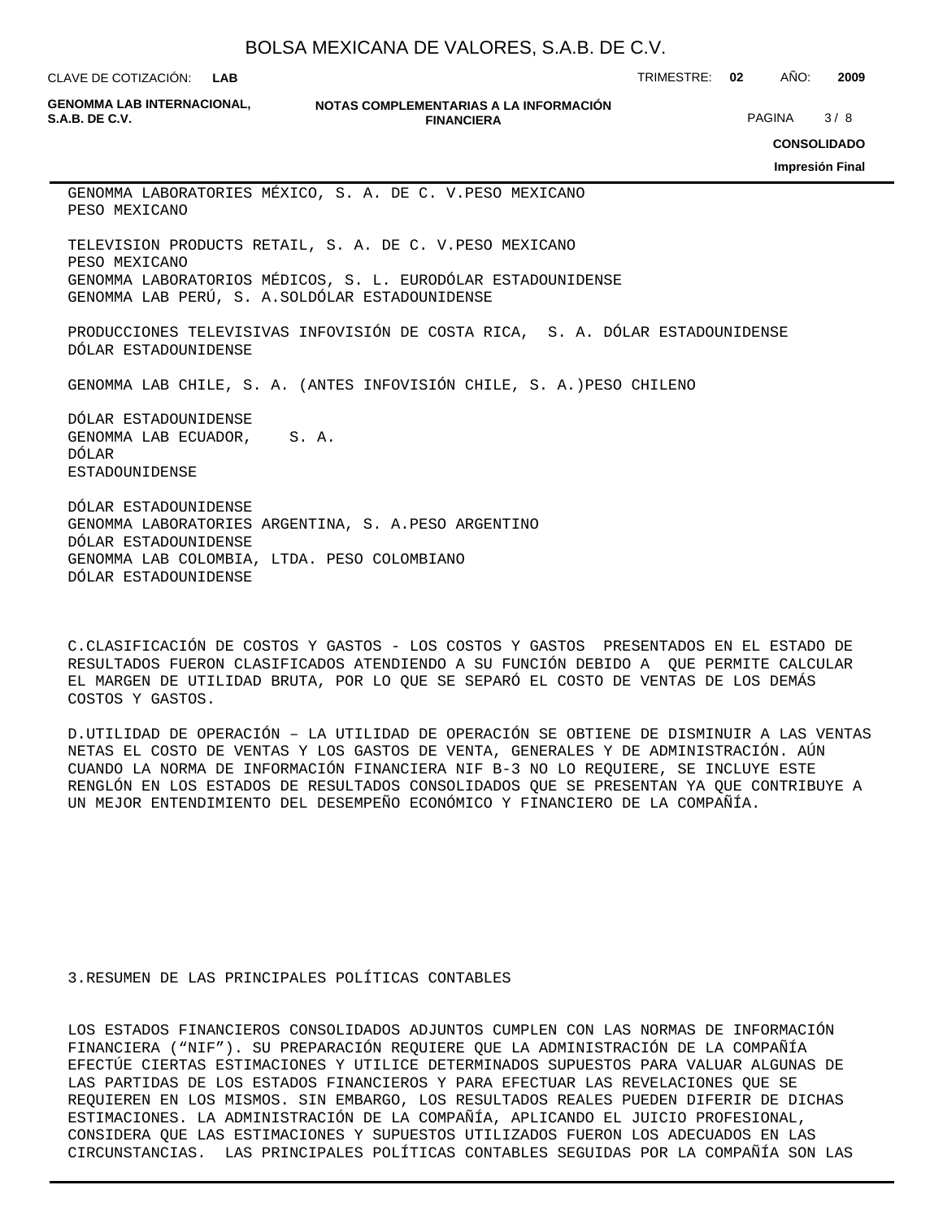GENOMMA LABORATORIES MÉXICO, S. A. DE C. V.PESO MEXICANO
PESO MEXICANO

TELEVISION PRODUCTS RETAIL, S. A. DE C. V.PESO MEXICANO
PESO MEXICANO
GENOMMA LABORATORIOS MÉDICOS, S. L. EURODÓLAR ESTADOUNIDENSE
GENOMMA LAB PERÚ, S. A.SOLDÓLAR ESTADOUNIDENSE

PRODUCCIONES TELEVISIVAS INFOVISIÓN DE COSTA RICA, S. A. DÓLAR ESTADOUNIDENSE
DÓLAR ESTADOUNIDENSE

GENOMMA LAB CHILE, S. A. (ANTES INFOVISIÓN CHILE, S. A.)PESO CHILENO

DÓLAR ESTADOUNIDENSE
GENOMMA LAB ECUADOR, S. A.
DÓLAR
ESTADOUNIDENSE

DÓLAR ESTADOUNIDENSE
GENOMMA LABORATORIES ARGENTINA, S. A.PESO ARGENTINO
DÓLAR ESTADOUNIDENSE
GENOMMA LAB COLOMBIA, LTDA. PESO COLOMBIANO
DÓLAR ESTADOUNIDENSE

C.CLASIFICACIÓN DE COSTOS Y GASTOS - LOS COSTOS Y GASTOS PRESENTADOS EN EL ESTADO DE RESULTADOS FUERON CLASIFICADOS ATENDIENDO A SU FUNCIÓN DEBIDO A QUE PERMITE CALCULAR EL MARGEN DE UTILIDAD BRUTA, POR LO QUE SE SEPARÓ EL COSTO DE VENTAS DE LOS DEMÁS COSTOS Y GASTOS.

D.UTILIDAD DE OPERACIÓN – LA UTILIDAD DE OPERACIÓN SE OBTIENE DE DISMINUIR A LAS VENTAS NETAS EL COSTO DE VENTAS Y LOS GASTOS DE VENTA, GENERALES Y DE ADMINISTRACIÓN. AÚN CUANDO LA NORMA DE INFORMACIÓN FINANCIERA NIF B-3 NO LO REQUIERE, SE INCLUYE ESTE RENGLÓN EN LOS ESTADOS DE RESULTADOS CONSOLIDADOS QUE SE PRESENTAN YA QUE CONTRIBUYE A UN MEJOR ENTENDIMIENTO DEL DESEMPEÑO ECONÓMICO Y FINANCIERO DE LA COMPAÑÍA.

3.RESUMEN DE LAS PRINCIPALES POLÍTICAS CONTABLES

LOS ESTADOS FINANCIEROS CONSOLIDADOS ADJUNTOS CUMPLEN CON LAS NORMAS DE INFORMACIÓN FINANCIERA (“NIF”). SU PREPARACIÓN REQUIERE QUE LA ADMINISTRACIÓN DE LA COMPAÑÍA EFECTÚE CIERTAS ESTIMACIONES Y UTILICE DETERMINADOS SUPUESTOS PARA VALUAR ALGUNAS DE LAS PARTIDAS DE LOS ESTADOS FINANCIEROS Y PARA EFECTUAR LAS REVELACIONES QUE SE REQUIEREN EN LOS MISMOS. SIN EMBARGO, LOS RESULTADOS REALES PUEDEN DIFERIR DE DICHAS ESTIMACIONES. LA ADMINISTRACIÓN DE LA COMPAÑÍA, APLICANDO EL JUICIO PROFESIONAL, CONSIDERA QUE LAS ESTIMACIONES Y SUPUESTOS UTILIZADOS FUERON LOS ADECUADOS EN LAS CIRCUNSTANCIAS. LAS PRINCIPALES POLÍTICAS CONTABLES SEGUIDAS POR LA COMPAÑÍA SON LAS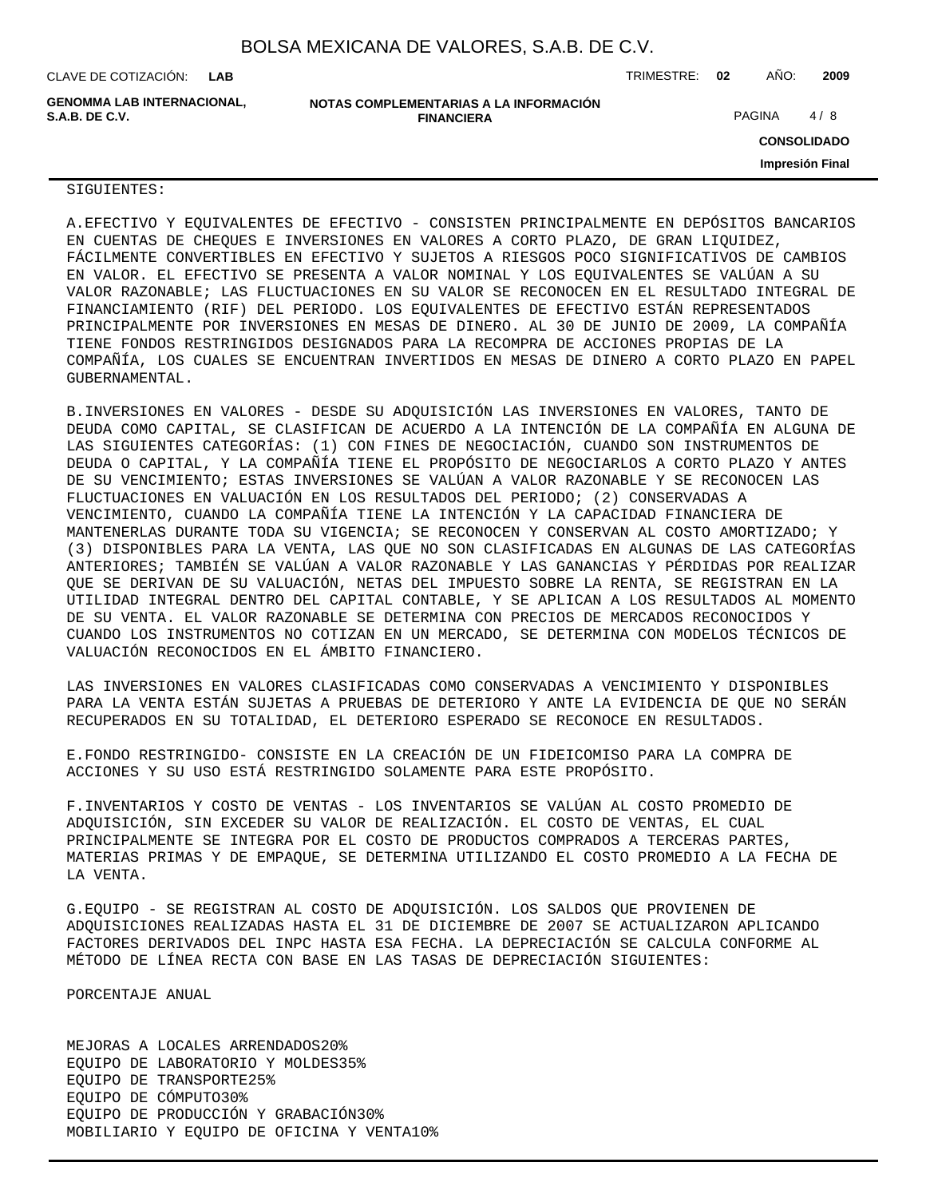SIGUIENTES:

A.EFECTIVO Y EQUIVALENTES DE EFECTIVO - CONSISTEN PRINCIPALMENTE EN DEPÓSITOS BANCARIOS EN CUENTAS DE CHEQUES E INVERSIONES EN VALORES A CORTO PLAZO, DE GRAN LIQUIDEZ, FÁCILMENTE CONVERTIBLES EN EFECTIVO Y SUJETOS A RIESGOS POCO SIGNIFICATIVOS DE CAMBIOS EN VALOR. EL EFECTIVO SE PRESENTA A VALOR NOMINAL Y LOS EQUIVALENTES SE VALÚAN A SU VALOR RAZONABLE; LAS FLUCTUACIONES EN SU VALOR SE RECONOCEN EN EL RESULTADO INTEGRAL DE FINANCIAMIENTO (RIF) DEL PERIODO. LOS EQUIVALENTES DE EFECTIVO ESTÁN REPRESENTADOS PRINCIPALMENTE POR INVERSIONES EN MESAS DE DINERO. AL 30 DE JUNIO DE 2009, LA COMPAÑÍA TIENE FONDOS RESTRINGIDOS DESIGNADOS PARA LA RECOMPRA DE ACCIONES PROPIAS DE LA COMPAÑÍA, LOS CUALES SE ENCUENTRAN INVERTIDOS EN MESAS DE DINERO A CORTO PLAZO EN PAPEL GUBERNAMENTAL.

B.INVERSIONES EN VALORES - DESDE SU ADQUISICIÓN LAS INVERSIONES EN VALORES, TANTO DE DEUDA COMO CAPITAL, SE CLASIFICAN DE ACUERDO A LA INTENCIÓN DE LA COMPAÑÍA EN ALGUNA DE LAS SIGUIENTES CATEGORÍAS: (1) CON FINES DE NEGOCIACIÓN, CUANDO SON INSTRUMENTOS DE DEUDA O CAPITAL, Y LA COMPAÑÍA TIENE EL PROPÓSITO DE NEGOCIARLOS A CORTO PLAZO Y ANTES DE SU VENCIMIENTO; ESTAS INVERSIONES SE VALÚAN A VALOR RAZONABLE Y SE RECONOCEN LAS FLUCTUACIONES EN VALUACIÓN EN LOS RESULTADOS DEL PERIODO; (2) CONSERVADAS A VENCIMIENTO, CUANDO LA COMPAÑÍA TIENE LA INTENCIÓN Y LA CAPACIDAD FINANCIERA DE MANTENERLAS DURANTE TODA SU VIGENCIA; SE RECONOCEN Y CONSERVAN AL COSTO AMORTIZADO; Y (3) DISPONIBLES PARA LA VENTA, LAS QUE NO SON CLASIFICADAS EN ALGUNAS DE LAS CATEGORÍAS ANTERIORES; TAMBIÉN SE VALÚAN A VALOR RAZONABLE Y LAS GANANCIAS Y PÉRDIDAS POR REALIZAR QUE SE DERIVAN DE SU VALUACIÓN, NETAS DEL IMPUESTO SOBRE LA RENTA, SE REGISTRAN EN LA UTILIDAD INTEGRAL DENTRO DEL CAPITAL CONTABLE, Y SE APLICAN A LOS RESULTADOS AL MOMENTO DE SU VENTA. EL VALOR RAZONABLE SE DETERMINA CON PRECIOS DE MERCADOS RECONOCIDOS Y CUANDO LOS INSTRUMENTOS NO COTIZAN EN UN MERCADO, SE DETERMINA CON MODELOS TÉCNICOS DE VALUACIÓN RECONOCIDOS EN EL ÁMBITO FINANCIERO.

LAS INVERSIONES EN VALORES CLASIFICADAS COMO CONSERVADAS A VENCIMIENTO Y DISPONIBLES PARA LA VENTA ESTÁN SUJETAS A PRUEBAS DE DETERIORO Y ANTE LA EVIDENCIA DE QUE NO SERÁN RECUPERADOS EN SU TOTALIDAD, EL DETERIORO ESPERADO SE RECONOCE EN RESULTADOS.

E.FONDO RESTRINGIDO- CONSISTE EN LA CREACIÓN DE UN FIDEICOMISO PARA LA COMPRA DE ACCIONES Y SU USO ESTÁ RESTRINGIDO SOLAMENTE PARA ESTE PROPÓSITO.

F.INVENTARIOS Y COSTO DE VENTAS - LOS INVENTARIOS SE VALÚAN AL COSTO PROMEDIO DE ADQUISICIÓN, SIN EXCEDER SU VALOR DE REALIZACIÓN. EL COSTO DE VENTAS, EL CUAL PRINCIPALMENTE SE INTEGRA POR EL COSTO DE PRODUCTOS COMPRADOS A TERCERAS PARTES, MATERIAS PRIMAS Y DE EMPAQUE, SE DETERMINA UTILIZANDO EL COSTO PROMEDIO A LA FECHA DE LA VENTA.

G.EQUIPO - SE REGISTRAN AL COSTO DE ADQUISICIÓN. LOS SALDOS QUE PROVIENEN DE ADQUISICIONES REALIZADAS HASTA EL 31 DE DICIEMBRE DE 2007 SE ACTUALIZARON APLICANDO FACTORES DERIVADOS DEL INPC HASTA ESA FECHA. LA DEPRECIACIÓN SE CALCULA CONFORME AL MÉTODO DE LÍNEA RECTA CON BASE EN LAS TASAS DE DEPRECIACIÓN SIGUIENTES:

| | PORCENTAJE ANUAL |
|---|---|
| MEJORAS A LOCALES ARRENDADOS | 20% |
| EQUIPO DE LABORATORIO Y MOLDES | 35% |
| EQUIPO DE TRANSPORTE | 25% |
| EQUIPO DE CÓMPUTO | 30% |
| EQUIPO DE PRODUCCIÓN Y GRABACIÓN | 30% |
| MOBILIARIO Y EQUIPO DE OFICINA Y VENTA | 10% |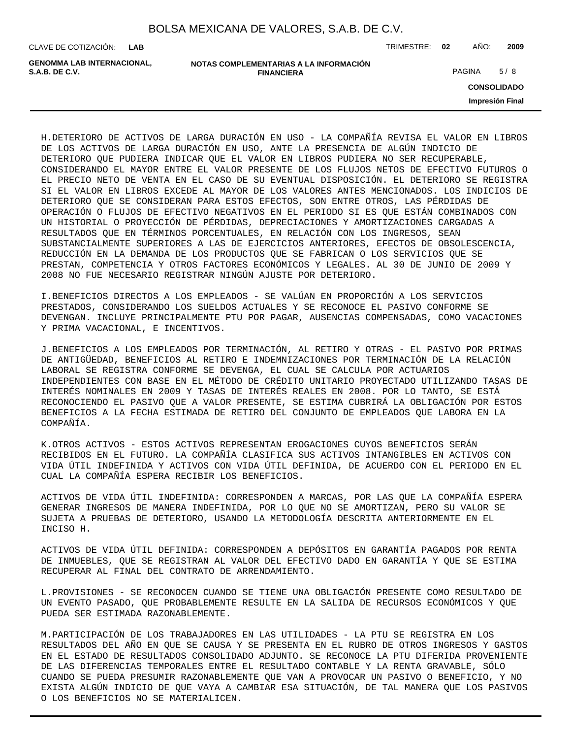H.DETERIORO DE ACTIVOS DE LARGA DURACIÓN EN USO - LA COMPAÑÍA REVISA EL VALOR EN LIBROS DE LOS ACTIVOS DE LARGA DURACIÓN EN USO, ANTE LA PRESENCIA DE ALGÚN INDICIO DE DETERIORO QUE PUDIERA INDICAR QUE EL VALOR EN LIBROS PUDIERA NO SER RECUPERABLE, CONSIDERANDO EL MAYOR ENTRE EL VALOR PRESENTE DE LOS FLUJOS NETOS DE EFECTIVO FUTUROS O EL PRECIO NETO DE VENTA EN EL CASO DE SU EVENTUAL DISPOSICIÓN. EL DETERIORO SE REGISTRA SI EL VALOR EN LIBROS EXCEDE AL MAYOR DE LOS VALORES ANTES MENCIONADOS. LOS INDICIOS DE DETERIORO QUE SE CONSIDERAN PARA ESTOS EFECTOS, SON ENTRE OTROS, LAS PÉRDIDAS DE OPERACIÓN O FLUJOS DE EFECTIVO NEGATIVOS EN EL PERIODO SI ES QUE ESTÁN COMBINADOS CON UN HISTORIAL O PROYECCIÓN DE PÉRDIDAS, DEPRECIACIONES Y AMORTIZACIONES CARGADAS A RESULTADOS QUE EN TÉRMINOS PORCENTUALES, EN RELACIÓN CON LOS INGRESOS, SEAN SUBSTANCIALMENTE SUPERIORES A LAS DE EJERCICIOS ANTERIORES, EFECTOS DE OBSOLESCENCIA, REDUCCIÓN EN LA DEMANDA DE LOS PRODUCTOS QUE SE FABRICAN O LOS SERVICIOS QUE SE PRESTAN, COMPETENCIA Y OTROS FACTORES ECONÓMICOS Y LEGALES. AL 30 DE JUNIO DE 2009 Y 2008 NO FUE NECESARIO REGISTRAR NINGÚN AJUSTE POR DETERIORO.

I.BENEFICIOS DIRECTOS A LOS EMPLEADOS - SE VALÚAN EN PROPORCIÓN A LOS SERVICIOS PRESTADOS, CONSIDERANDO LOS SUELDOS ACTUALES Y SE RECONOCE EL PASIVO CONFORME SE DEVENGAN. INCLUYE PRINCIPALMENTE PTU POR PAGAR, AUSENCIAS COMPENSADAS, COMO VACACIONES Y PRIMA VACACIONAL, E INCENTIVOS.

J.BENEFICIOS A LOS EMPLEADOS POR TERMINACIÓN, AL RETIRO Y OTRAS - EL PASIVO POR PRIMAS DE ANTIGÜEDAD, BENEFICIOS AL RETIRO E INDEMNIZACIONES POR TERMINACIÓN DE LA RELACIÓN LABORAL SE REGISTRA CONFORME SE DEVENGA, EL CUAL SE CALCULA POR ACTUARIOS INDEPENDIENTES CON BASE EN EL MÉTODO DE CRÉDITO UNITARIO PROYECTADO UTILIZANDO TASAS DE INTERÉS NOMINALES EN 2009 Y TASAS DE INTERÉS REALES EN 2008. POR LO TANTO, SE ESTÁ RECONOCIENDO EL PASIVO QUE A VALOR PRESENTE, SE ESTIMA CUBRIRÁ LA OBLIGACIÓN POR ESTOS BENEFICIOS A LA FECHA ESTIMADA DE RETIRO DEL CONJUNTO DE EMPLEADOS QUE LABORA EN LA COMPAÑÍA.

K.OTROS ACTIVOS - ESTOS ACTIVOS REPRESENTAN EROGACIONES CUYOS BENEFICIOS SERÁN RECIBIDOS EN EL FUTURO. LA COMPAÑÍA CLASIFICA SUS ACTIVOS INTANGIBLES EN ACTIVOS CON VIDA ÚTIL INDEFINIDA Y ACTIVOS CON VIDA ÚTIL DEFINIDA, DE ACUERDO CON EL PERIODO EN EL CUAL LA COMPAÑÍA ESPERA RECIBIR LOS BENEFICIOS.

ACTIVOS DE VIDA ÚTIL INDEFINIDA: CORRESPONDEN A MARCAS, POR LAS QUE LA COMPAÑÍA ESPERA GENERAR INGRESOS DE MANERA INDEFINIDA, POR LO QUE NO SE AMORTIZAN, PERO SU VALOR SE SUJETA A PRUEBAS DE DETERIORO, USANDO LA METODOLOGÍA DESCRITA ANTERIORMENTE EN EL INCISO H.

ACTIVOS DE VIDA ÚTIL DEFINIDA: CORRESPONDEN A DEPÓSITOS EN GARANTÍA PAGADOS POR RENTA DE INMUEBLES, QUE SE REGISTRAN AL VALOR DEL EFECTIVO DADO EN GARANTÍA Y QUE SE ESTIMA RECUPERAR AL FINAL DEL CONTRATO DE ARRENDAMIENTO.

L.PROVISIONES - SE RECONOCEN CUANDO SE TIENE UNA OBLIGACIÓN PRESENTE COMO RESULTADO DE UN EVENTO PASADO, QUE PROBABLEMENTE RESULTE EN LA SALIDA DE RECURSOS ECONÓMICOS Y QUE PUEDA SER ESTIMADA RAZONABLEMENTE.

M.PARTICIPACIÓN DE LOS TRABAJADORES EN LAS UTILIDADES - LA PTU SE REGISTRA EN LOS RESULTADOS DEL AÑO EN QUE SE CAUSA Y SE PRESENTA EN EL RUBRO DE OTROS INGRESOS Y GASTOS EN EL ESTADO DE RESULTADOS CONSOLIDADO ADJUNTO. SE RECONOCE LA PTU DIFERIDA PROVENIENTE DE LAS DIFERENCIAS TEMPORALES ENTRE EL RESULTADO CONTABLE Y LA RENTA GRAVABLE, SÓLO CUANDO SE PUEDA PRESUMIR RAZONABLEMENTE QUE VAN A PROVOCAR UN PASIVO O BENEFICIO, Y NO EXISTA ALGÚN INDICIO DE QUE VAYA A CAMBIAR ESA SITUACIÓN, DE TAL MANERA QUE LOS PASIVOS O LOS BENEFICIOS NO SE MATERIALICEN.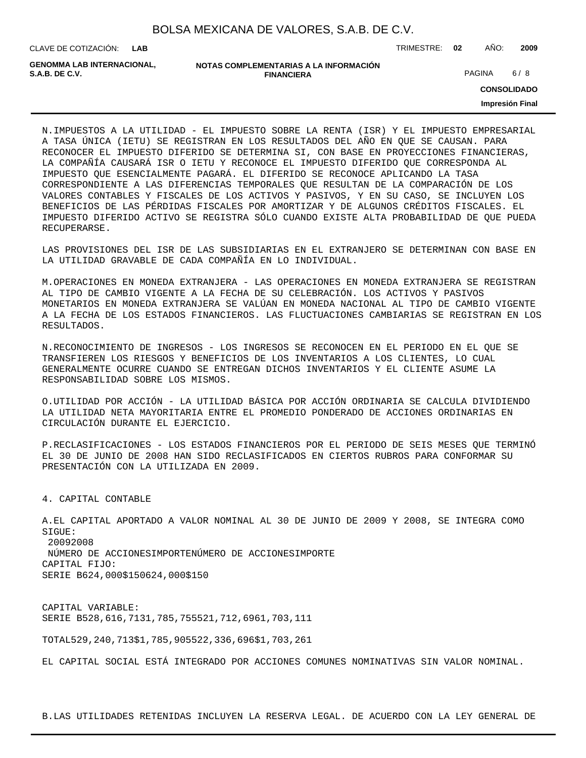N.IMPUESTOS A LA UTILIDAD - EL IMPUESTO SOBRE LA RENTA (ISR) Y EL IMPUESTO EMPRESARIAL A TASA ÚNICA (IETU) SE REGISTRAN EN LOS RESULTADOS DEL AÑO EN QUE SE CAUSAN. PARA RECONOCER EL IMPUESTO DIFERIDO SE DETERMINA SI, CON BASE EN PROYECCIONES FINANCIERAS, LA COMPAÑÍA CAUSARÁ ISR O IETU Y RECONOCE EL IMPUESTO DIFERIDO QUE CORRESPONDA AL IMPUESTO QUE ESENCIALMENTE PAGARÁ. EL DIFERIDO SE RECONOCE APLICANDO LA TASA CORRESPONDIENTE A LAS DIFERENCIAS TEMPORALES QUE RESULTAN DE LA COMPARACIÓN DE LOS VALORES CONTABLES Y FISCALES DE LOS ACTIVOS Y PASIVOS, Y EN SU CASO, SE INCLUYEN LOS BENEFICIOS DE LAS PÉRDIDAS FISCALES POR AMORTIZAR Y DE ALGUNOS CRÉDITOS FISCALES. EL IMPUESTO DIFERIDO ACTIVO SE REGISTRA SÓLO CUANDO EXISTE ALTA PROBABILIDAD DE QUE PUEDA RECUPERARSE.

LAS PROVISIONES DEL ISR DE LAS SUBSIDIARIAS EN EL EXTRANJERO SE DETERMINAN CON BASE EN LA UTILIDAD GRAVABLE DE CADA COMPAÑÍA EN LO INDIVIDUAL.

M.OPERACIONES EN MONEDA EXTRANJERA - LAS OPERACIONES EN MONEDA EXTRANJERA SE REGISTRAN AL TIPO DE CAMBIO VIGENTE A LA FECHA DE SU CELEBRACIÓN. LOS ACTIVOS Y PASIVOS MONETARIOS EN MONEDA EXTRANJERA SE VALÚAN EN MONEDA NACIONAL AL TIPO DE CAMBIO VIGENTE A LA FECHA DE LOS ESTADOS FINANCIEROS. LAS FLUCTUACIONES CAMBIARIAS SE REGISTRAN EN LOS RESULTADOS.

N.RECONOCIMIENTO DE INGRESOS - LOS INGRESOS SE RECONOCEN EN EL PERIODO EN EL QUE SE TRANSFIEREN LOS RIESGOS Y BENEFICIOS DE LOS INVENTARIOS A LOS CLIENTES, LO CUAL GENERALMENTE OCURRE CUANDO SE ENTREGAN DICHOS INVENTARIOS Y EL CLIENTE ASUME LA RESPONSABILIDAD SOBRE LOS MISMOS.

O.UTILIDAD POR ACCIÓN - LA UTILIDAD BÁSICA POR ACCIÓN ORDINARIA SE CALCULA DIVIDIENDO LA UTILIDAD NETA MAYORITARIA ENTRE EL PROMEDIO PONDERADO DE ACCIONES ORDINARIAS EN CIRCULACIÓN DURANTE EL EJERCICIO.

P.RECLASIFICACIONES - LOS ESTADOS FINANCIEROS POR EL PERIODO DE SEIS MESES QUE TERMINÓ EL 30 DE JUNIO DE 2008 HAN SIDO RECLASIFICADOS EN CIERTOS RUBROS PARA CONFORMAR SU PRESENTACIÓN CON LA UTILIZADA EN 2009.

4. CAPITAL CONTABLE

A.EL CAPITAL APORTADO A VALOR NOMINAL AL 30 DE JUNIO DE 2009 Y 2008, SE INTEGRA COMO SIGUE:

| | 2009 | | 2008 | |
|---|---|---|---|---|
| | NÚMERO DE ACCIONES | IMPORTE | NÚMERO DE ACCIONES | IMPORTE |
| CAPITAL FIJO: | | | | |
| SERIE B | 624,000 | $150 | 624,000 | $150 |
| CAPITAL VARIABLE: | | | | |
| SERIE B | 528,616,713 | 1,785,755 | 521,712,696 | 1,703,111 |
| TOTAL | 529,240,713 | $1,785,905 | 522,336,696 | $1,703,261 |

EL CAPITAL SOCIAL ESTÁ INTEGRADO POR ACCIONES COMUNES NOMINATIVAS SIN VALOR NOMINAL.

B.LAS UTILIDADES RETENIDAS INCLUYEN LA RESERVA LEGAL. DE ACUERDO CON LA LEY GENERAL DE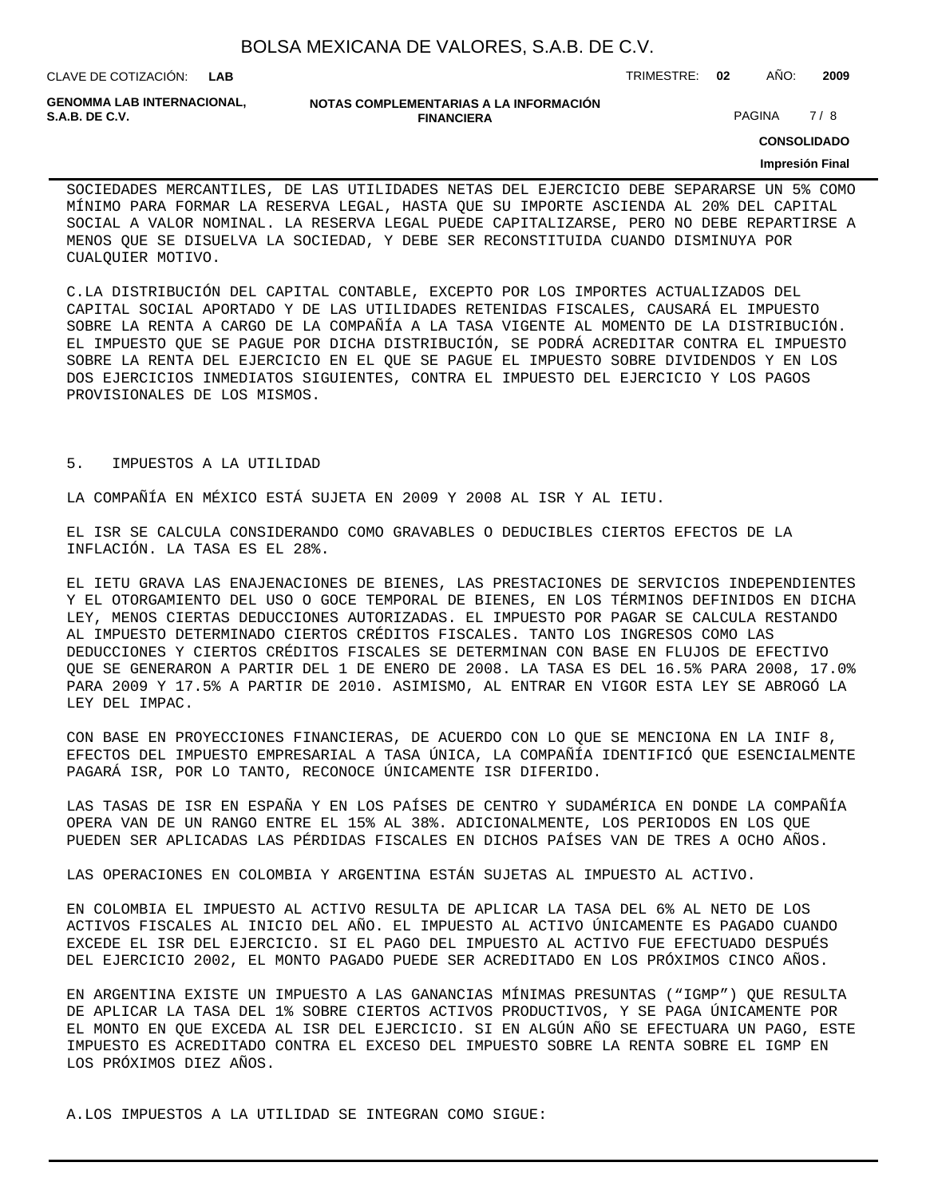SOCIEDADES MERCANTILES, DE LAS UTILIDADES NETAS DEL EJERCICIO DEBE SEPARARSE UN 5% COMO MÍNIMO PARA FORMAR LA RESERVA LEGAL, HASTA QUE SU IMPORTE ASCIENDA AL 20% DEL CAPITAL SOCIAL A VALOR NOMINAL. LA RESERVA LEGAL PUEDE CAPITALIZARSE, PERO NO DEBE REPARTIRSE A MENOS QUE SE DISUELVA LA SOCIEDAD, Y DEBE SER RECONSTITUIDA CUANDO DISMINUYA POR CUALQUIER MOTIVO.

C.LA DISTRIBUCIÓN DEL CAPITAL CONTABLE, EXCEPTO POR LOS IMPORTES ACTUALIZADOS DEL CAPITAL SOCIAL APORTADO Y DE LAS UTILIDADES RETENIDAS FISCALES, CAUSARÁ EL IMPUESTO SOBRE LA RENTA A CARGO DE LA COMPAÑÍA A LA TASA VIGENTE AL MOMENTO DE LA DISTRIBUCIÓN. EL IMPUESTO QUE SE PAGUE POR DICHA DISTRIBUCIÓN, SE PODRÁ ACREDITAR CONTRA EL IMPUESTO SOBRE LA RENTA DEL EJERCICIO EN EL QUE SE PAGUE EL IMPUESTO SOBRE DIVIDENDOS Y EN LOS DOS EJERCICIOS INMEDIATOS SIGUIENTES, CONTRA EL IMPUESTO DEL EJERCICIO Y LOS PAGOS PROVISIONALES DE LOS MISMOS.

5. IMPUESTOS A LA UTILIDAD

LA COMPAÑÍA EN MÉXICO ESTÁ SUJETA EN 2009 Y 2008 AL ISR Y AL IETU.

EL ISR SE CALCULA CONSIDERANDO COMO GRAVABLES O DEDUCIBLES CIERTOS EFECTOS DE LA INFLACIÓN. LA TASA ES EL 28%.

EL IETU GRAVA LAS ENAJENACIONES DE BIENES, LAS PRESTACIONES DE SERVICIOS INDEPENDIENTES Y EL OTORGAMIENTO DEL USO O GOCE TEMPORAL DE BIENES, EN LOS TÉRMINOS DEFINIDOS EN DICHA LEY, MENOS CIERTAS DEDUCCIONES AUTORIZADAS. EL IMPUESTO POR PAGAR SE CALCULA RESTANDO AL IMPUESTO DETERMINADO CIERTOS CRÉDITOS FISCALES. TANTO LOS INGRESOS COMO LAS DEDUCCIONES Y CIERTOS CRÉDITOS FISCALES SE DETERMINAN CON BASE EN FLUJOS DE EFECTIVO QUE SE GENERARON A PARTIR DEL 1 DE ENERO DE 2008. LA TASA ES DEL 16.5% PARA 2008, 17.0% PARA 2009 Y 17.5% A PARTIR DE 2010. ASIMISMO, AL ENTRAR EN VIGOR ESTA LEY SE ABROGÓ LA LEY DEL IMPAC.

CON BASE EN PROYECCIONES FINANCIERAS, DE ACUERDO CON LO QUE SE MENCIONA EN LA INIF 8, EFECTOS DEL IMPUESTO EMPRESARIAL A TASA ÚNICA, LA COMPAÑÍA IDENTIFICÓ QUE ESENCIALMENTE PAGARÁ ISR, POR LO TANTO, RECONOCE ÚNICAMENTE ISR DIFERIDO.

LAS TASAS DE ISR EN ESPAÑA Y EN LOS PAÍSES DE CENTRO Y SUDAMÉRICA EN DONDE LA COMPAÑÍA OPERA VAN DE UN RANGO ENTRE EL 15% AL 38%. ADICIONALMENTE, LOS PERIODOS EN LOS QUE PUEDEN SER APLICADAS LAS PÉRDIDAS FISCALES EN DICHOS PAÍSES VAN DE TRES A OCHO AÑOS.

LAS OPERACIONES EN COLOMBIA Y ARGENTINA ESTÁN SUJETAS AL IMPUESTO AL ACTIVO.

EN COLOMBIA EL IMPUESTO AL ACTIVO RESULTA DE APLICAR LA TASA DEL 6% AL NETO DE LOS ACTIVOS FISCALES AL INICIO DEL AÑO. EL IMPUESTO AL ACTIVO ÚNICAMENTE ES PAGADO CUANDO EXCEDE EL ISR DEL EJERCICIO. SI EL PAGO DEL IMPUESTO AL ACTIVO FUE EFECTUADO DESPUÉS DEL EJERCICIO 2002, EL MONTO PAGADO PUEDE SER ACREDITADO EN LOS PRÓXIMOS CINCO AÑOS.

EN ARGENTINA EXISTE UN IMPUESTO A LAS GANANCIAS MÍNIMAS PRESUNTAS (“IGMP”) QUE RESULTA DE APLICAR LA TASA DEL 1% SOBRE CIERTOS ACTIVOS PRODUCTIVOS, Y SE PAGA ÚNICAMENTE POR EL MONTO EN QUE EXCEDA AL ISR DEL EJERCICIO. SI EN ALGÚN AÑO SE EFECTUARA UN PAGO, ESTE IMPUESTO ES ACREDITADO CONTRA EL EXCESO DEL IMPUESTO SOBRE LA RENTA SOBRE EL IGMP EN LOS PRÓXIMOS DIEZ AÑOS.

A.LOS IMPUESTOS A LA UTILIDAD SE INTEGRAN COMO SIGUE: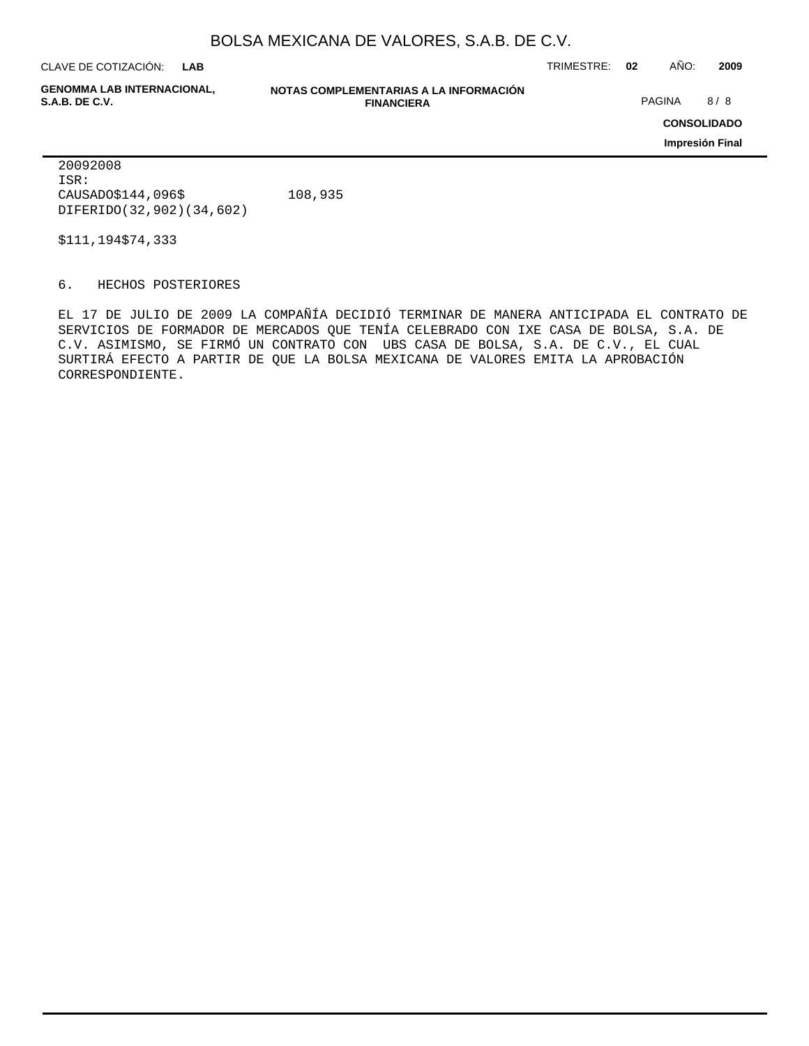| | 2009 | 2008 |
|---|---|---|
| ISR: | | |
| CAUSADO | $144,096 | $ 108,935 |
| DIFERIDO | (32,902) | (34,602) |
| | $111,194 | $74,333 |

6. HECHOS POSTERIORES

EL 17 DE JULIO DE 2009 LA COMPAÑÍA DECIDIÓ TERMINAR DE MANERA ANTICIPADA EL CONTRATO DE SERVICIOS DE FORMADOR DE MERCADOS QUE TENÍA CELEBRADO CON IXE CASA DE BOLSA, S.A. DE C.V. ASIMISMO, SE FIRMÓ UN CONTRATO CON UBS CASA DE BOLSA, S.A. DE C.V., EL CUAL SURTIRÁ EFECTO A PARTIR DE QUE LA BOLSA MEXICANA DE VALORES EMITA LA APROBACIÓN CORRESPONDIENTE.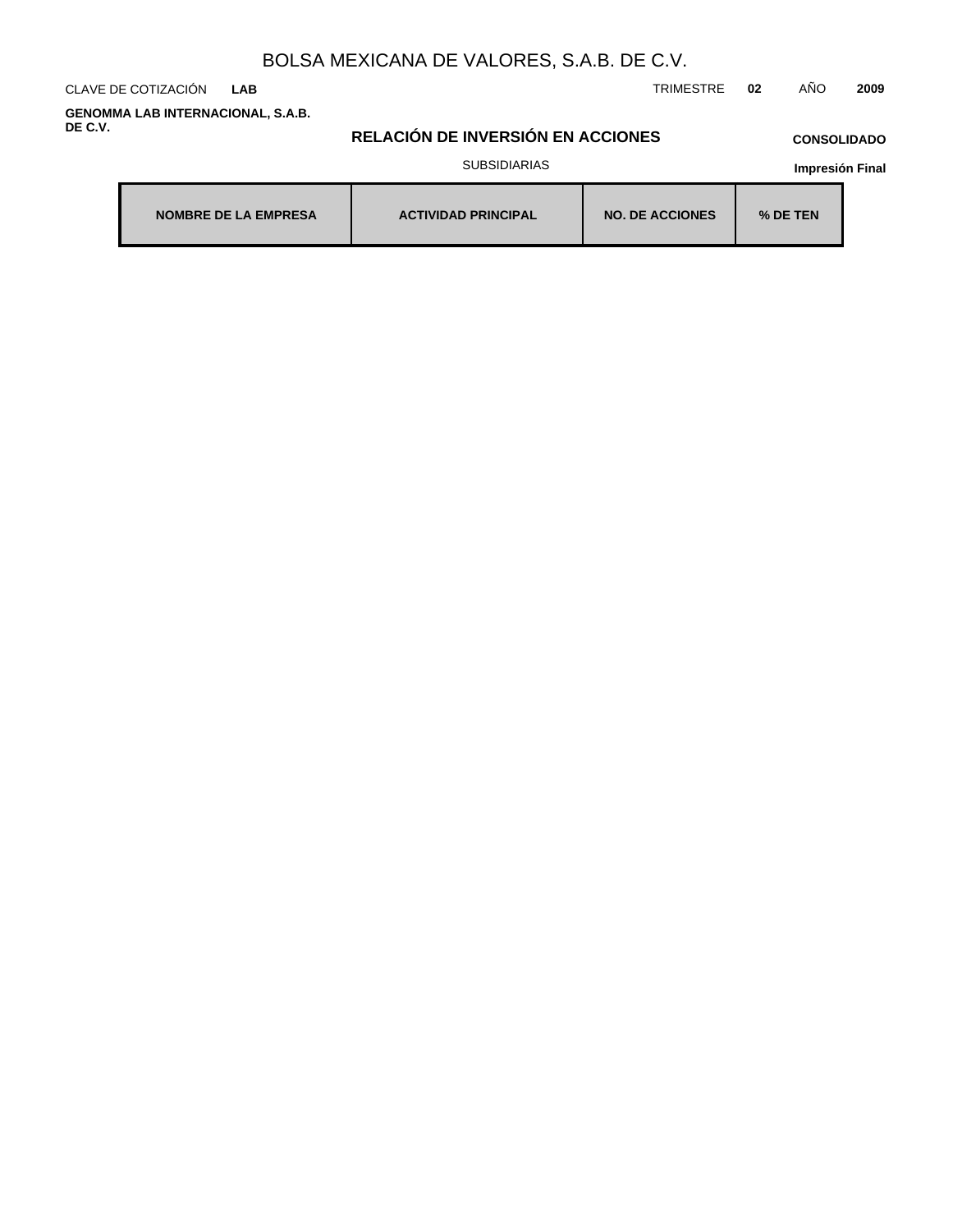BOLSA MEXICANA DE VALORES, S.A.B. DE C.V.

CLAVE DE COTIZACIÓN **LAB**

TRIMESTRE **02** AÑO **2009**

**GENOMMA LAB INTERNACIONAL, S.A.B. DE C.V.**

## RELACIÓN DE INVERSIÓN EN ACCIONES

**CONSOLIDADO**

SUBSIDIARIAS

**Impresión Final**

| NOMBRE DE LA EMPRESA | ACTIVIDAD PRINCIPAL | NO. DE ACCIONES | % DE TEN |
|---|---|---|---|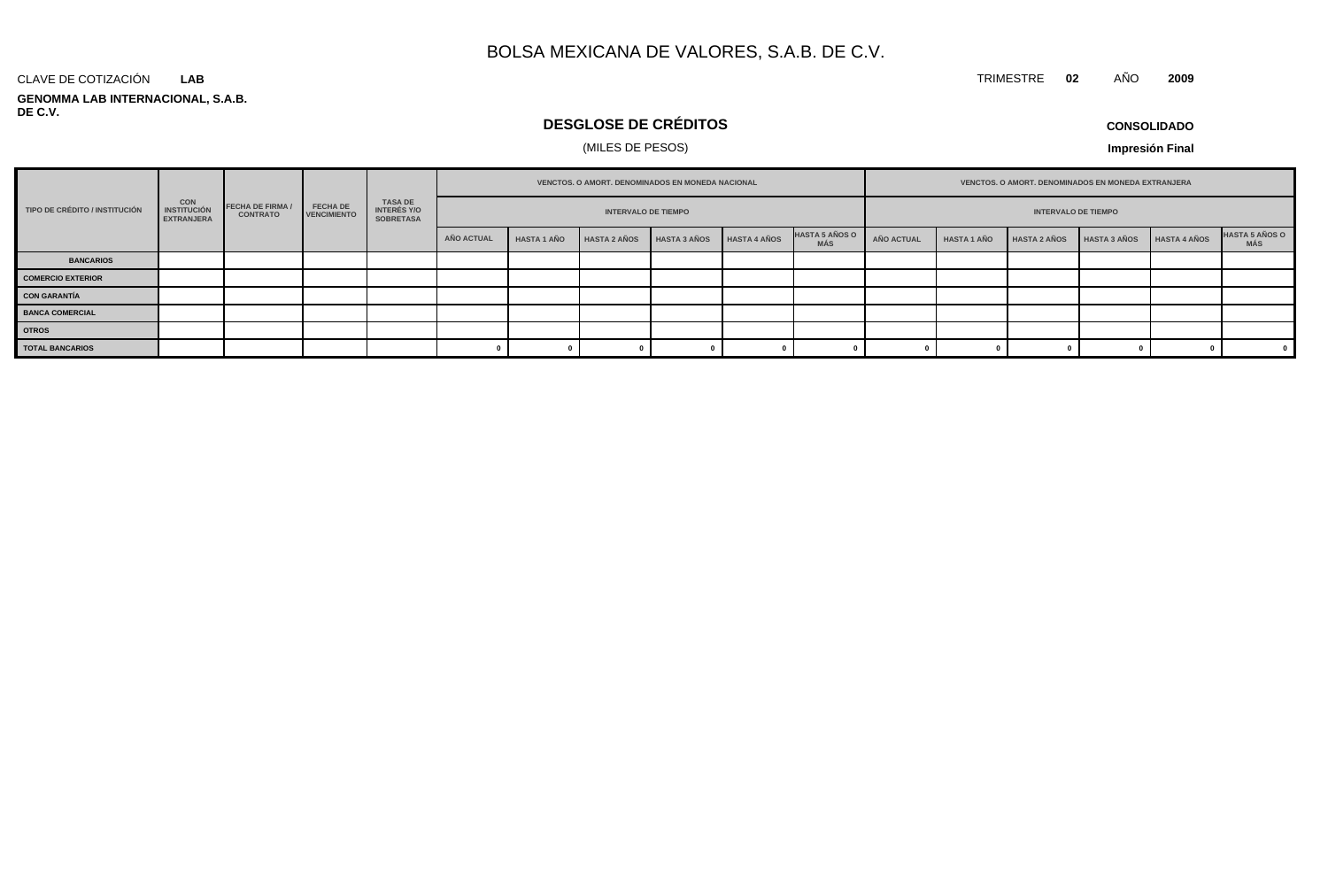# BOLSA MEXICANA DE VALORES, S.A.B. DE C.V.

CLAVE DE COTIZACIÓN **LAB**

TRIMESTRE **02** AÑO **2009**

**GENOMMA LAB INTERNACIONAL, S.A.B. DE C.V.**

## DESGLOSE DE CRÉDITOS

(MILES DE PESOS)

**CONSOLIDADO**

**Impresión Final**

| TIPO DE CRÉDITO / INSTITUCIÓN | CON INSTITUCIÓN EXTRANJERA | FECHA DE FIRMA / CONTRATO | FECHA DE VENCIMIENTO | TASA DE INTERÉS Y/O SOBRETASA | VENCTOS. O AMORT. DENOMINADOS EN MONEDA NACIONAL | | | | | | VENCTOS. O AMORT. DENOMINADOS EN MONEDA EXTRANJERA | | | | | |
|---|---|---|---|---|---|---|---|---|---|---|---|---|---|---|---|---|
| | | | | | INTERVALO DE TIEMPO | | | | | | INTERVALO DE TIEMPO | | | | | |
| | | | | | AÑO ACTUAL | HASTA 1 AÑO | HASTA 2 AÑOS | HASTA 3 AÑOS | HASTA 4 AÑOS | HASTA 5 AÑOS O MÁS | AÑO ACTUAL | HASTA 1 AÑO | HASTA 2 AÑOS | HASTA 3 AÑOS | HASTA 4 AÑOS | HASTA 5 AÑOS O MÁS |
| **BANCARIOS** | | | | | | | | | | | | | | | | |
| **COMERCIO EXTERIOR** | | | | | | | | | | | | | | | | |
| **CON GARANTÍA** | | | | | | | | | | | | | | | | |
| **BANCA COMERCIAL** | | | | | | | | | | | | | | | | |
| **OTROS** | | | | | | | | | | | | | | | | |
| **TOTAL BANCARIOS** | | | | | 0 | 0 | 0 | 0 | 0 | 0 | 0 | 0 | 0 | 0 | 0 | 0 |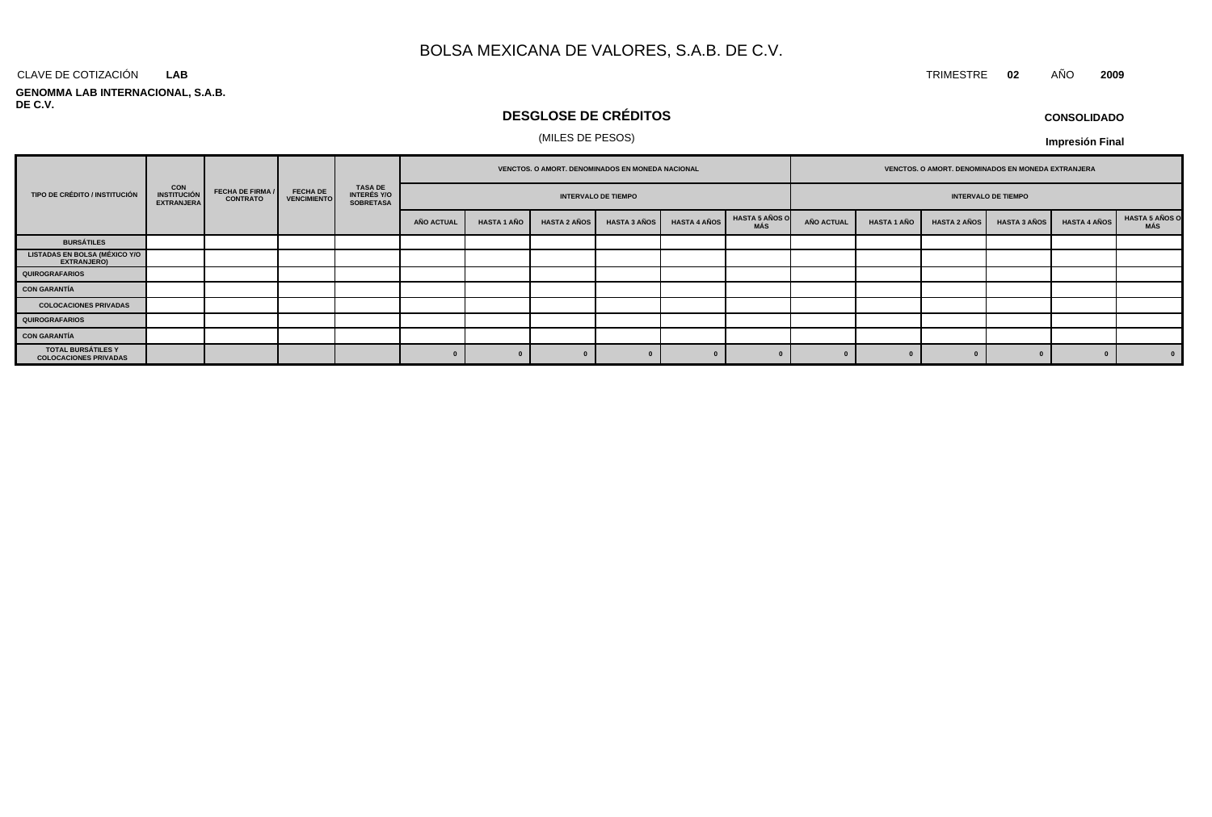# BOLSA MEXICANA DE VALORES, S.A.B. DE C.V.

CLAVE DE COTIZACIÓN **LAB**

TRIMESTRE **02** AÑO **2009**

**GENOMMA LAB INTERNACIONAL, S.A.B. DE C.V.**

## DESGLOSE DE CRÉDITOS

(MILES DE PESOS)

**CONSOLIDADO**

**Impresión Final**

| TIPO DE CRÉDITO / INSTITUCIÓN | CON INSTITUCIÓN EXTRANJERA | FECHA DE FIRMA / CONTRATO | FECHA DE VENCIMIENTO | TASA DE INTERÉS Y/O SOBRETASA | VENCTOS. O AMORT. DENOMINADOS EN MONEDA NACIONAL | | | | | | VENCTOS. O AMORT. DENOMINADOS EN MONEDA EXTRANJERA | | | | | |
|---|---|---|---|---|---|---|---|---|---|---|---|---|---|---|---|---|
| | | | | | INTERVALO DE TIEMPO | | | | | | INTERVALO DE TIEMPO | | | | | |
| | | | | | AÑO ACTUAL | HASTA 1 AÑO | HASTA 2 AÑOS | HASTA 3 AÑOS | HASTA 4 AÑOS | HASTA 5 AÑOS O MÁS | AÑO ACTUAL | HASTA 1 AÑO | HASTA 2 AÑOS | HASTA 3 AÑOS | HASTA 4 AÑOS | HASTA 5 AÑOS O MÁS |
| BURSÁTILES | | | | | | | | | | | | | | | | |
| LISTADAS EN BOLSA (MÉXICO Y/O EXTRANJERO) | | | | | | | | | | | | | | | | |
| QUIROGRAFARIOS | | | | | | | | | | | | | | | | |
| CON GARANTÍA | | | | | | | | | | | | | | | | |
| COLOCACIONES PRIVADAS | | | | | | | | | | | | | | | | |
| QUIROGRAFARIOS | | | | | | | | | | | | | | | | |
| CON GARANTÍA | | | | | | | | | | | | | | | | |
| TOTAL BURSÁTILES Y COLOCACIONES PRIVADAS | | | | | 0 | 0 | 0 | 0 | 0 | 0 | 0 | 0 | 0 | 0 | 0 | 0 |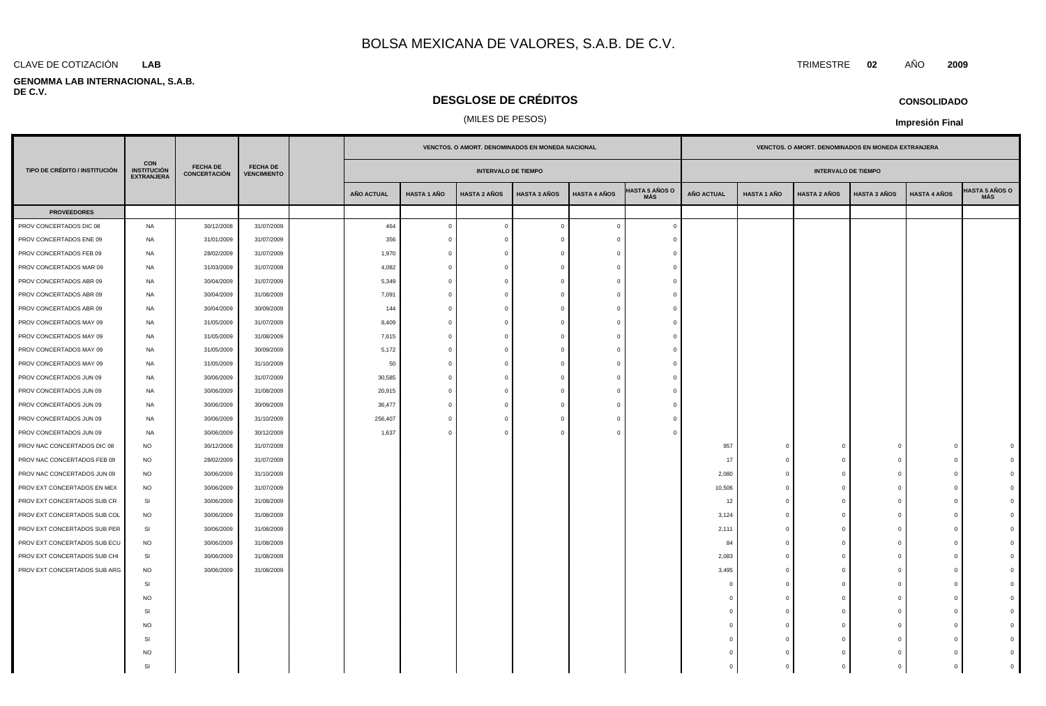# BOLSA MEXICANA DE VALORES, S.A.B. DE C.V.

CLAVE DE COTIZACIÓN **LAB**

TRIMESTRE **02** AÑO **2009**

**GENOMMA LAB INTERNACIONAL, S.A.B. DE C.V.**

## DESGLOSE DE CRÉDITOS

(MILES DE PESOS)

**CONSOLIDADO**

**Impresión Final**

| TIPO DE CRÉDITO / INSTITUCIÓN | CON INSTITUCIÓN EXTRANJERA | FECHA DE CONCERTACIÓN | FECHA DE VENCIMIENTO | | VENCTOS. O AMORT. DENOMINADOS EN MONEDA NACIONAL | | | | | | VENCTOS. O AMORT. DENOMINADOS EN MONEDA EXTRANJERA | | | | | |
|---|---|---|---|---|---|---|---|---|---|---|---|---|---|---|---|---|
| | | | | | INTERVALO DE TIEMPO | | | | | | INTERVALO DE TIEMPO | | | | | |
| | | | | | AÑO ACTUAL | HASTA 1 AÑO | HASTA 2 AÑOS | HASTA 3 AÑOS | HASTA 4 AÑOS | HASTA 5 AÑOS O MÁS | AÑO ACTUAL | HASTA 1 AÑO | HASTA 2 AÑOS | HASTA 3 AÑOS | HASTA 4 AÑOS | HASTA 5 AÑOS O MÁS |
| **PROVEEDORES** | | | | | | | | | | | | | | | | |
| PROV CONCERTADOS DIC 08 | NA | 30/12/2008 | 31/07/2009 | | 464 | 0 | 0 | 0 | 0 | 0 | | | | | | |
| PROV CONCERTADOS ENE 09 | NA | 31/01/2009 | 31/07/2009 | | 356 | 0 | 0 | 0 | 0 | 0 | | | | | | |
| PROV CONCERTADOS FEB 09 | NA | 28/02/2009 | 31/07/2009 | | 1,970 | 0 | 0 | 0 | 0 | 0 | | | | | | |
| PROV CONCERTADOS MAR 09 | NA | 31/03/2009 | 31/07/2009 | | 4,082 | 0 | 0 | 0 | 0 | 0 | | | | | | |
| PROV CONCERTADOS ABR 09 | NA | 30/04/2009 | 31/07/2009 | | 5,349 | 0 | 0 | 0 | 0 | 0 | | | | | | |
| PROV CONCERTADOS ABR 09 | NA | 30/04/2009 | 31/08/2009 | | 7,091 | 0 | 0 | 0 | 0 | 0 | | | | | | |
| PROV CONCERTADOS ABR 09 | NA | 30/04/2009 | 30/09/2009 | | 144 | 0 | 0 | 0 | 0 | 0 | | | | | | |
| PROV CONCERTADOS MAY 09 | NA | 31/05/2009 | 31/07/2009 | | 8,409 | 0 | 0 | 0 | 0 | 0 | | | | | | |
| PROV CONCERTADOS MAY 09 | NA | 31/05/2009 | 31/08/2009 | | 7,615 | 0 | 0 | 0 | 0 | 0 | | | | | | |
| PROV CONCERTADOS MAY 09 | NA | 31/05/2009 | 30/09/2009 | | 5,172 | 0 | 0 | 0 | 0 | 0 | | | | | | |
| PROV CONCERTADOS MAY 09 | NA | 31/05/2009 | 31/10/2009 | | 50 | 0 | 0 | 0 | 0 | 0 | | | | | | |
| PROV CONCERTADOS JUN 09 | NA | 30/06/2009 | 31/07/2009 | | 30,585 | 0 | 0 | 0 | 0 | 0 | | | | | | |
| PROV CONCERTADOS JUN 09 | NA | 30/06/2009 | 31/08/2009 | | 20,915 | 0 | 0 | 0 | 0 | 0 | | | | | | |
| PROV CONCERTADOS JUN 09 | NA | 30/06/2009 | 30/09/2009 | | 36,477 | 0 | 0 | 0 | 0 | 0 | | | | | | |
| PROV CONCERTADOS JUN 09 | NA | 30/06/2009 | 31/10/2009 | | 256,407 | 0 | 0 | 0 | 0 | 0 | | | | | | |
| PROV CONCERTADOS JUN 09 | NA | 30/06/2009 | 30/12/2009 | | 1,637 | 0 | 0 | 0 | 0 | 0 | | | | | | |
| PROV NAC CONCERTADOS DIC 08 | NO | 30/12/2008 | 31/07/2009 | | | | | | | | 957 | 0 | 0 | 0 | 0 | 0 |
| PROV NAC CONCERTADOS FEB 09 | NO | 28/02/2009 | 31/07/2009 | | | | | | | | 17 | 0 | 0 | 0 | 0 | 0 |
| PROV NAC CONCERTADOS JUN 09 | NO | 30/06/2009 | 31/10/2009 | | | | | | | | 2,080 | 0 | 0 | 0 | 0 | 0 |
| PROV EXT CONCERTADOS EN MEX | NO | 30/06/2009 | 31/07/2009 | | | | | | | | 10,506 | 0 | 0 | 0 | 0 | 0 |
| PROV EXT CONCERTADOS SUB CR | SI | 30/06/2009 | 31/08/2009 | | | | | | | | 12 | 0 | 0 | 0 | 0 | 0 |
| PROV EXT CONCERTADOS SUB COL | NO | 30/06/2009 | 31/08/2009 | | | | | | | | 3,124 | 0 | 0 | 0 | 0 | 0 |
| PROV EXT CONCERTADOS SUB PER | SI | 30/06/2009 | 31/08/2009 | | | | | | | | 2,111 | 0 | 0 | 0 | 0 | 0 |
| PROV EXT CONCERTADOS SUB ECU | NO | 30/06/2009 | 31/08/2009 | | | | | | | | 84 | 0 | 0 | 0 | 0 | 0 |
| PROV EXT CONCERTADOS SUB CHI | SI | 30/06/2009 | 31/08/2009 | | | | | | | | 2,083 | 0 | 0 | 0 | 0 | 0 |
| PROV EXT CONCERTADOS SUB ARG | NO | 30/06/2009 | 31/08/2009 | | | | | | | | 3,495 | 0 | 0 | 0 | 0 | 0 |
| | SI | | | | | | | | | | 0 | 0 | 0 | 0 | 0 | 0 |
| | NO | | | | | | | | | | 0 | 0 | 0 | 0 | 0 | 0 |
| | SI | | | | | | | | | | 0 | 0 | 0 | 0 | 0 | 0 |
| | NO | | | | | | | | | | 0 | 0 | 0 | 0 | 0 | 0 |
| | SI | | | | | | | | | | 0 | 0 | 0 | 0 | 0 | 0 |
| | NO | | | | | | | | | | 0 | 0 | 0 | 0 | 0 | 0 |
| | SI | | | | | | | | | | 0 | 0 | 0 | 0 | 0 | 0 |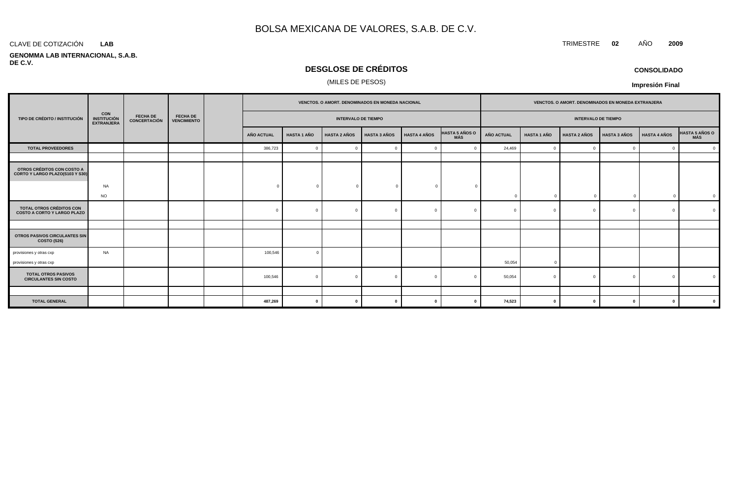# BOLSA MEXICANA DE VALORES, S.A.B. DE C.V.

CLAVE DE COTIZACIÓN **LAB**

TRIMESTRE **02** AÑO **2009**

**GENOMMA LAB INTERNACIONAL, S.A.B. DE C.V.**

## DESGLOSE DE CRÉDITOS

(MILES DE PESOS)

**CONSOLIDADO**

**Impresión Final**

| TIPO DE CRÉDITO / INSTITUCIÓN | CON INSTITUCIÓN EXTRANJERA | FECHA DE CONCERTACIÓN | FECHA DE VENCIMIENTO | | VENCTOS. O AMORT. DENOMINADOS EN MONEDA NACIONAL | | | | | | VENCTOS. O AMORT. DENOMINADOS EN MONEDA EXTRANJERA | | | | | |
|---|---|---|---|---|---|---|---|---|---|---|---|---|---|---|---|---|
| | | | | | INTERVALO DE TIEMPO | | | | | | INTERVALO DE TIEMPO | | | | | |
| | | | | | AÑO ACTUAL | HASTA 1 AÑO | HASTA 2 AÑOS | HASTA 3 AÑOS | HASTA 4 AÑOS | HASTA 5 AÑOS O MÁS | AÑO ACTUAL | HASTA 1 AÑO | HASTA 2 AÑOS | HASTA 3 AÑOS | HASTA 4 AÑOS | HASTA 5 AÑOS O MÁS |
| **TOTAL PROVEEDORES** | | | | | 386,723 | 0 | 0 | 0 | 0 | 0 | 24,469 | 0 | 0 | 0 | 0 | 0 |
| | | | | | | | | | | | | | | | | |
| **OTROS CRÉDITOS CON COSTO A CORTO Y LARGO PLAZO(S103 Y S30)** | | | | | | | | | | | | | | | | |
| | NA | | | | 0 | 0 | 0 | 0 | 0 | 0 | | | | | | |
| | NO | | | | | | | | | | 0 | 0 | 0 | 0 | 0 | 0 |
| **TOTAL OTROS CRÉDITOS CON COSTO A CORTO Y LARGO PLAZO** | | | | | 0 | 0 | 0 | 0 | 0 | 0 | 0 | 0 | 0 | 0 | 0 | 0 |
| | | | | | | | | | | | | | | | | |
| **OTROS PASIVOS CIRCULANTES SIN COSTO (S26)** | | | | | | | | | | | | | | | | |
| provisiones y otras cxp | NA | | | | 100,546 | 0 | | | | | | | | | | |
| provisiones y otras cxp | | | | | | | | | | | 50,054 | 0 | | | | |
| **TOTAL OTROS PASIVOS CIRCULANTES SIN COSTO** | | | | | 100,546 | 0 | 0 | 0 | 0 | 0 | 50,054 | 0 | 0 | 0 | 0 | 0 |
| | | | | | | | | | | | | | | | | |
| **TOTAL GENERAL** | | | | | **487,269** | **0** | **0** | **0** | **0** | **0** | **74,523** | **0** | **0** | **0** | **0** | **0** |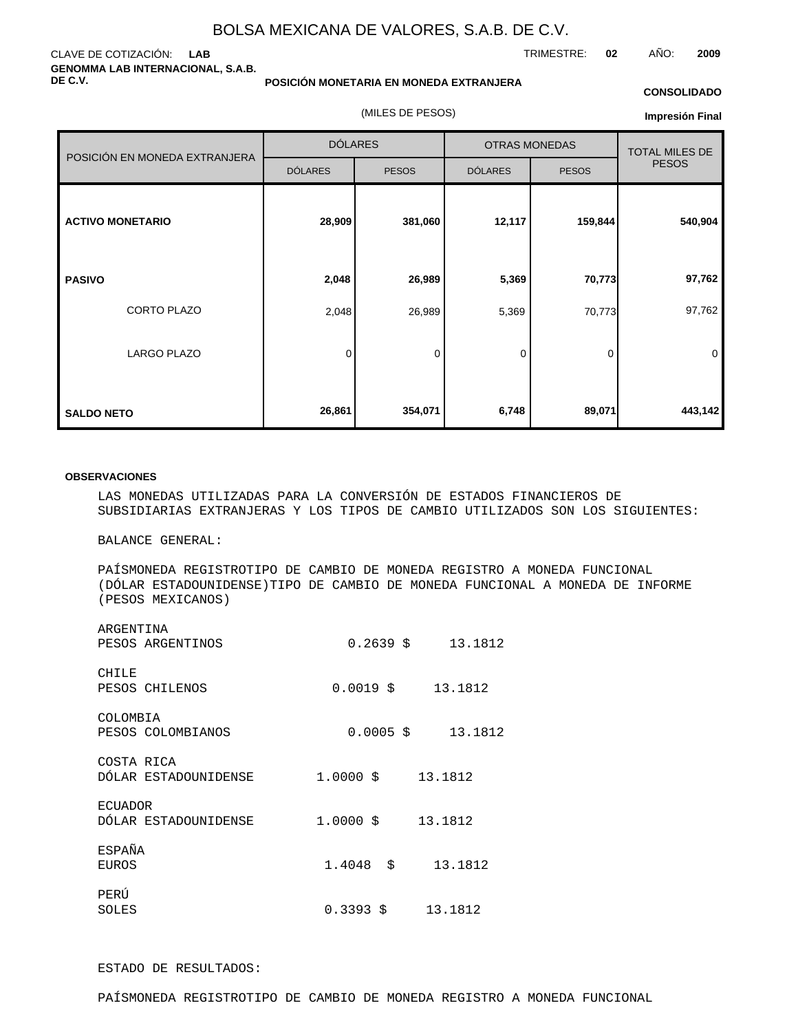# BOLSA MEXICANA DE VALORES, S.A.B. DE C.V.

CLAVE DE COTIZACIÓN: **LAB**

TRIMESTRE: **02** AÑO: **2009**

**GENOMMA LAB INTERNACIONAL, S.A.B. DE C.V.**

**POSICIÓN MONETARIA EN MONEDA EXTRANJERA**

**CONSOLIDADO**

(MILES DE PESOS)

**Impresión Final**

| POSICIÓN EN MONEDA EXTRANJERA | DÓLARES | | OTRAS MONEDAS | | TOTAL MILES DE PESOS |
|---|---|---|---|---|---|
| | DÓLARES | PESOS | DÓLARES | PESOS | |
| **ACTIVO MONETARIO** | **28,909** | **381,060** | **12,117** | **159,844** | **540,904** |
| **PASIVO** | **2,048** | **26,989** | **5,369** | **70,773** | **97,762** |
| CORTO PLAZO | 2,048 | 26,989 | 5,369 | 70,773 | 97,762 |
| LARGO PLAZO | 0 | 0 | 0 | 0 | 0 |
| **SALDO NETO** | **26,861** | **354,071** | **6,748** | **89,071** | **443,142** |

**OBSERVACIONES**

LAS MONEDAS UTILIZADAS PARA LA CONVERSIÓN DE ESTADOS FINANCIEROS DE SUBSIDIARIAS EXTRANJERAS Y LOS TIPOS DE CAMBIO UTILIZADOS SON LOS SIGUIENTES:

BALANCE GENERAL:

PAÍSMONEDA REGISTROTIPO DE CAMBIO DE MONEDA REGISTRO A MONEDA FUNCIONAL (DÓLAR ESTADOUNIDENSE)TIPO DE CAMBIO DE MONEDA FUNCIONAL A MONEDA DE INFORME (PESOS MEXICANOS)

ARGENTINA
PESOS ARGENTINOS 0.2639 $ 13.1812

CHILE
PESOS CHILENOS 0.0019 $ 13.1812

COLOMBIA
PESOS COLOMBIANOS 0.0005 $ 13.1812

COSTA RICA
DÓLAR ESTADOUNIDENSE 1.0000 $ 13.1812

ECUADOR
DÓLAR ESTADOUNIDENSE 1.0000 $ 13.1812

ESPAÑA
EUROS 1.4048 $ 13.1812

PERÚ
SOLES 0.3393 $ 13.1812

ESTADO DE RESULTADOS:

PAÍSMONEDA REGISTROTIPO DE CAMBIO DE MONEDA REGISTRO A MONEDA FUNCIONAL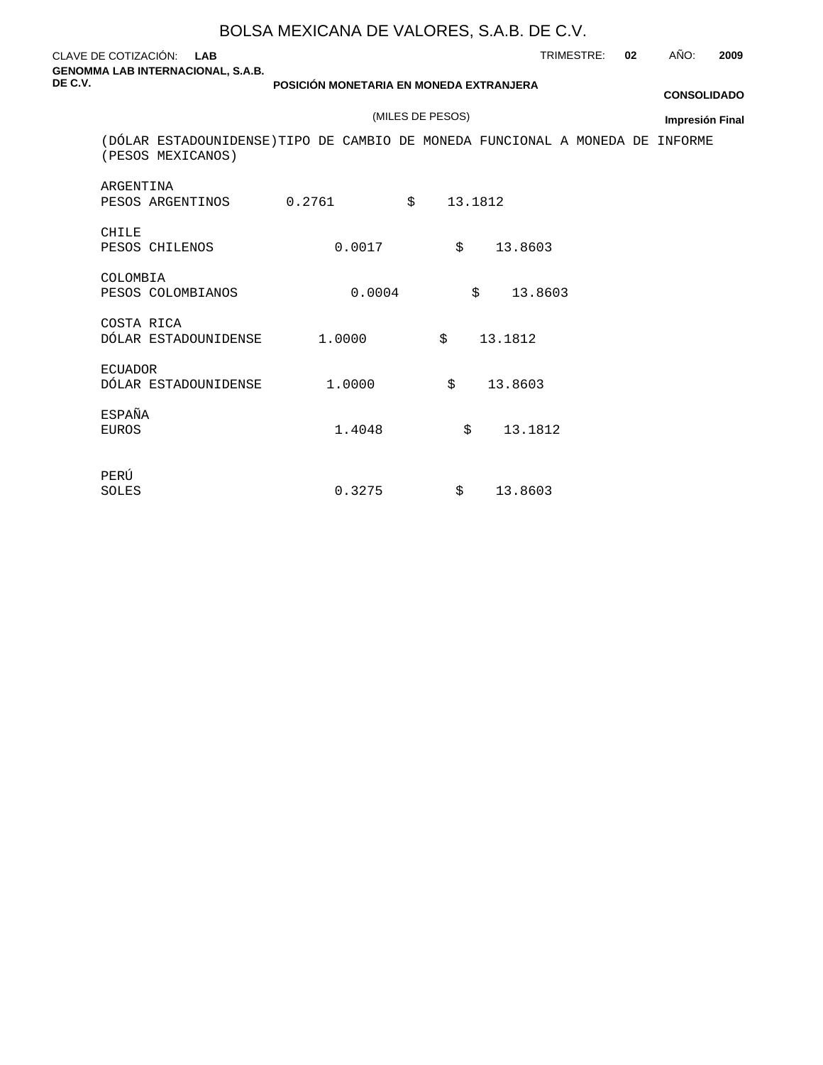BOLSA MEXICANA DE VALORES, S.A.B. DE C.V.

CLAVE DE COTIZACIÓN: **LAB**

TRIMESTRE: **02** AÑO: **2009**

**GENOMMA LAB INTERNACIONAL, S.A.B. DE C.V.**

**POSICIÓN MONETARIA EN MONEDA EXTRANJERA**

**CONSOLIDADO**

(MILES DE PESOS)

**Impresión Final**

(DÓLAR ESTADOUNIDENSE)TIPO DE CAMBIO DE MONEDA FUNCIONAL A MONEDA DE INFORME (PESOS MEXICANOS)

| | | |
|---|---|---|
| ARGENTINA | | |
| PESOS ARGENTINOS | 0.2761 | $ 13.1812 |
| CHILE | | |
| PESOS CHILENOS | 0.0017 | $ 13.8603 |
| COLOMBIA | | |
| PESOS COLOMBIANOS | 0.0004 | $ 13.8603 |
| COSTA RICA | | |
| DÓLAR ESTADOUNIDENSE | 1.0000 | $ 13.1812 |
| ECUADOR | | |
| DÓLAR ESTADOUNIDENSE | 1.0000 | $ 13.8603 |
| ESPAÑA | | |
| EUROS | 1.4048 | $ 13.1812 |
| PERÚ | | |
| SOLES | 0.3275 | $ 13.8603 |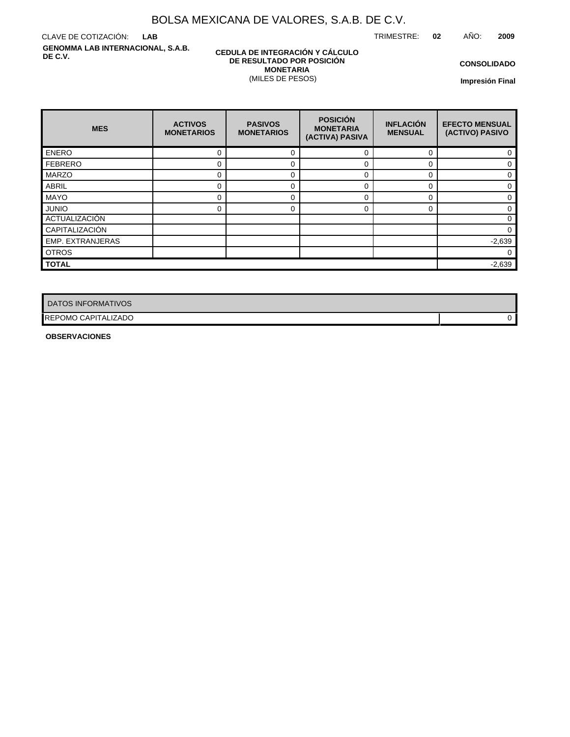# BOLSA MEXICANA DE VALORES, S.A.B. DE C.V.

CLAVE DE COTIZACIÓN: **LAB**

TRIMESTRE: **02** AÑO: **2009**

**GENOMMA LAB INTERNACIONAL, S.A.B. DE C.V.**

**CEDULA DE INTEGRACIÓN Y CÁLCULO DE RESULTADO POR POSICIÓN MONETARIA**
(MILES DE PESOS)

**CONSOLIDADO**

**Impresión Final**

| MES | ACTIVOS MONETARIOS | PASIVOS MONETARIOS | POSICIÓN MONETARIA (ACTIVA) PASIVA | INFLACIÓN MENSUAL | EFECTO MENSUAL (ACTIVO) PASIVO |
|---|---|---|---|---|---|
| ENERO | 0 | 0 | 0 | 0 | 0 |
| FEBRERO | 0 | 0 | 0 | 0 | 0 |
| MARZO | 0 | 0 | 0 | 0 | 0 |
| ABRIL | 0 | 0 | 0 | 0 | 0 |
| MAYO | 0 | 0 | 0 | 0 | 0 |
| JUNIO | 0 | 0 | 0 | 0 | 0 |
| ACTUALIZACIÓN | | | | | 0 |
| CAPITALIZACIÓN | | | | | 0 |
| EMP. EXTRANJERAS | | | | | -2,639 |
| OTROS | | | | | 0 |
| **TOTAL** | | | | | -2,639 |

| DATOS INFORMATIVOS | |
|---|---|
| REPOMO CAPITALIZADO | 0 |

**OBSERVACIONES**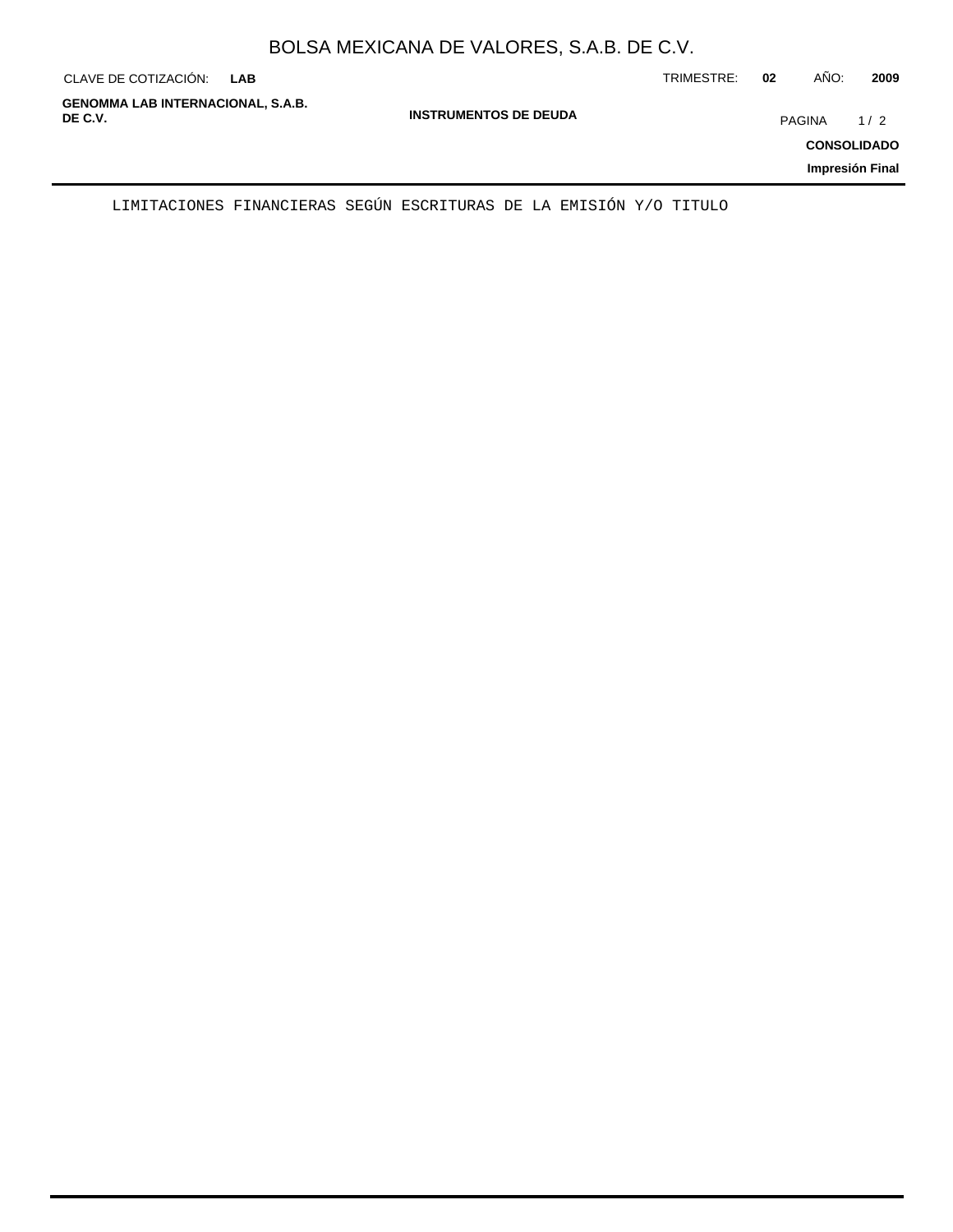# BOLSA MEXICANA DE VALORES, S.A.B. DE C.V.

CLAVE DE COTIZACIÓN: **LAB**

TRIMESTRE: **02** AÑO: **2009**

**GENOMMA LAB INTERNACIONAL, S.A.B. DE C.V.**

**INSTRUMENTOS DE DEUDA**

**CONSOLIDADO**

**Impresión Final**

LIMITACIONES FINANCIERAS SEGÚN ESCRITURAS DE LA EMISIÓN Y/O TITULO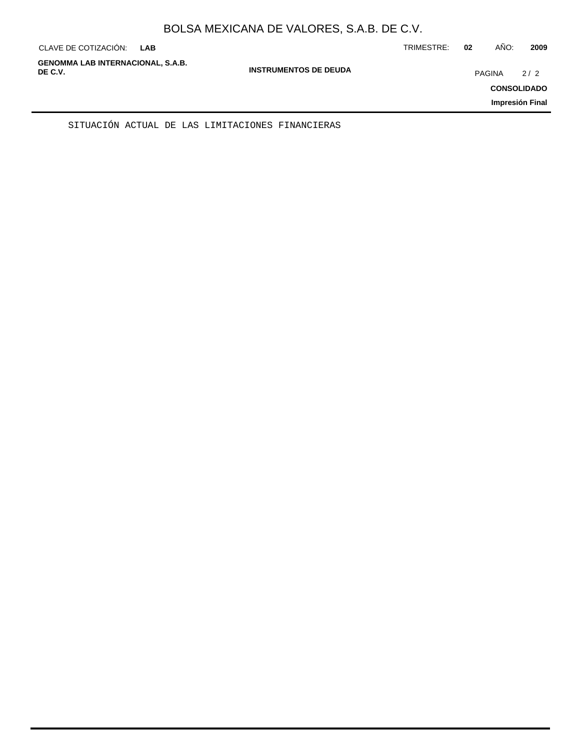SITUACIÓN ACTUAL DE LAS LIMITACIONES FINANCIERAS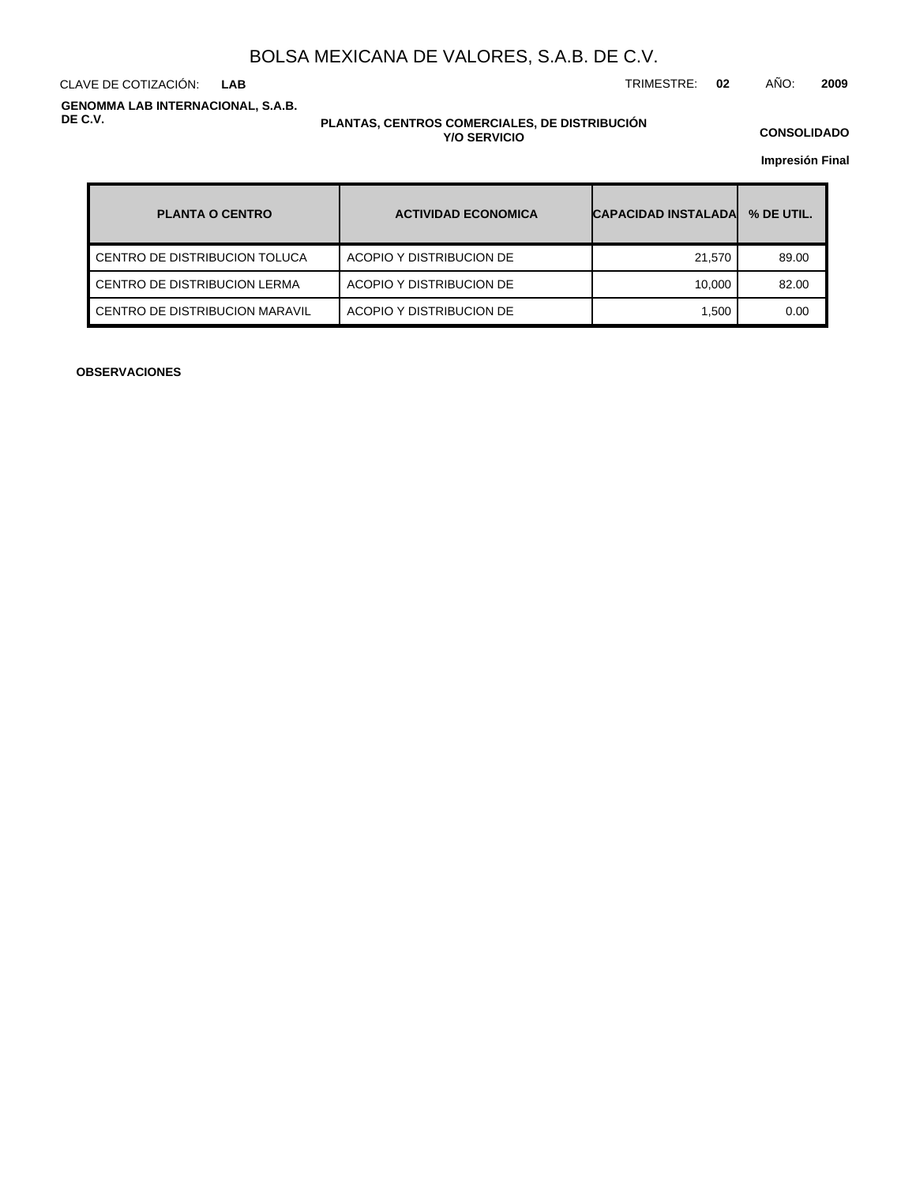BOLSA MEXICANA DE VALORES, S.A.B. DE C.V.

CLAVE DE COTIZACIÓN: **LAB** TRIMESTRE: **02** AÑO: **2009**

**GENOMMA LAB INTERNACIONAL, S.A.B. DE C.V.**

**PLANTAS, CENTROS COMERCIALES, DE DISTRIBUCIÓN Y/O SERVICIO**

**CONSOLIDADO**

**Impresión Final**

| PLANTA O CENTRO | ACTIVIDAD ECONOMICA | CAPACIDAD INSTALADA | % DE UTIL. |
|---|---|---|---|
| CENTRO DE DISTRIBUCION TOLUCA | ACOPIO Y DISTRIBUCION DE | 21,570 | 89.00 |
| CENTRO DE DISTRIBUCION LERMA | ACOPIO Y DISTRIBUCION DE | 10,000 | 82.00 |
| CENTRO DE DISTRIBUCION MARAVIL | ACOPIO Y DISTRIBUCION DE | 1,500 | 0.00 |

**OBSERVACIONES**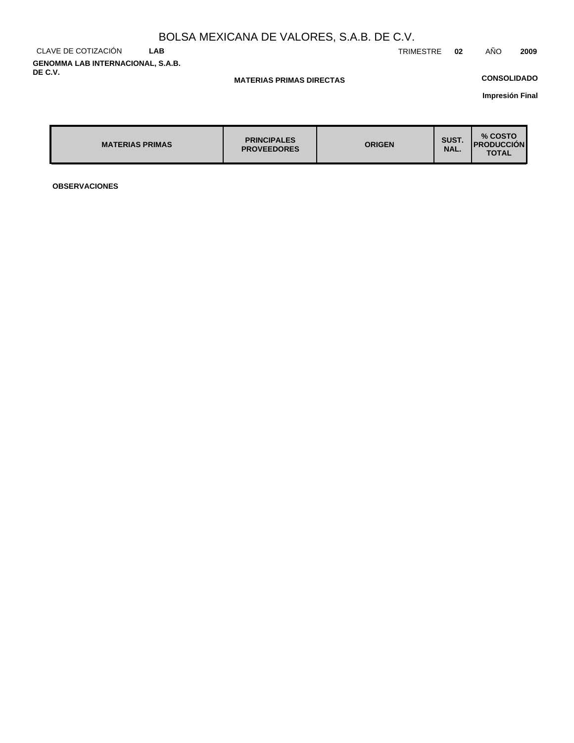# BOLSA MEXICANA DE VALORES, S.A.B. DE C.V.

CLAVE DE COTIZACIÓN **LAB** TRIMESTRE **02** AÑO **2009**

**GENOMMA LAB INTERNACIONAL, S.A.B. DE C.V.**

**MATERIAS PRIMAS DIRECTAS**

**CONSOLIDADO**

**Impresión Final**

| MATERIAS PRIMAS | PRINCIPALES PROVEEDORES | ORIGEN | SUST. NAL. | % COSTO PRODUCCIÓN TOTAL |
| --- | --- | --- | --- | --- |

**OBSERVACIONES**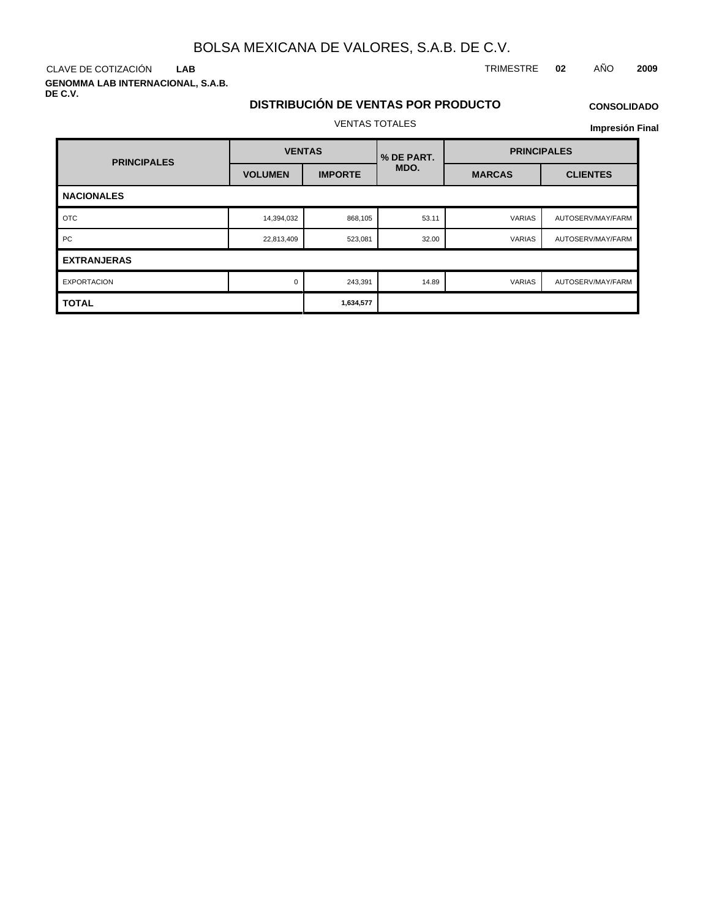# BOLSA MEXICANA DE VALORES, S.A.B. DE C.V.

CLAVE DE COTIZACIÓN **LAB**

TRIMESTRE **02** AÑO **2009**

**GENOMMA LAB INTERNACIONAL, S.A.B. DE C.V.**

## DISTRIBUCIÓN DE VENTAS POR PRODUCTO

**CONSOLIDADO**

VENTAS TOTALES

**Impresión Final**

| PRINCIPALES | VENTAS | | % DE PART. MDO. | PRINCIPALES | |
|---|---|---|---|---|---|
| | VOLUMEN | IMPORTE | | MARCAS | CLIENTES |
| **NACIONALES** | | | | | |
| OTC | 14,394,032 | 868,105 | 53.11 | VARIAS | AUTOSERV/MAY/FARM |
| PC | 22,813,409 | 523,081 | 32.00 | VARIAS | AUTOSERV/MAY/FARM |
| **EXTRANJERAS** | | | | | |
| EXPORTACION | 0 | 243,391 | 14.89 | VARIAS | AUTOSERV/MAY/FARM |
| **TOTAL** | | **1,634,577** | | | |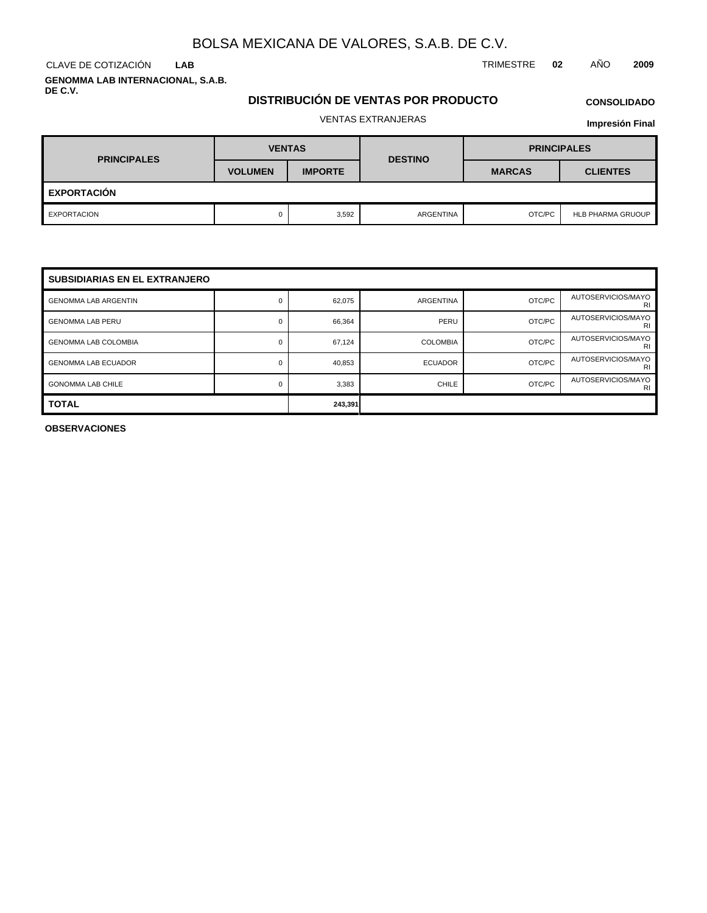BOLSA MEXICANA DE VALORES, S.A.B. DE C.V.

CLAVE DE COTIZACIÓN **LAB**

TRIMESTRE **02** AÑO **2009**

**GENOMMA LAB INTERNACIONAL, S.A.B. DE C.V.**

## DISTRIBUCIÓN DE VENTAS POR PRODUCTO

**CONSOLIDADO**

VENTAS EXTRANJERAS

**Impresión Final**

| PRINCIPALES | VENTAS | | DESTINO | PRINCIPALES | |
|---|---|---|---|---|---|
| | VOLUMEN | IMPORTE | | MARCAS | CLIENTES |
| **EXPORTACIÓN** | | | | | |
| EXPORTACION | 0 | 3,592 | ARGENTINA | OTC/PC | HLB PHARMA GRUOUP |
| **SUBSIDIARIAS EN EL EXTRANJERO** | | | | | |
| GENOMMA LAB ARGENTIN | 0 | 62,075 | ARGENTINA | OTC/PC | AUTOSERVICIOS/MAYORI |
| GENOMMA LAB PERU | 0 | 66,364 | PERU | OTC/PC | AUTOSERVICIOS/MAYORI |
| GENOMMA LAB COLOMBIA | 0 | 67,124 | COLOMBIA | OTC/PC | AUTOSERVICIOS/MAYORI |
| GENOMMA LAB ECUADOR | 0 | 40,853 | ECUADOR | OTC/PC | AUTOSERVICIOS/MAYORI |
| GONOMMA LAB CHILE | 0 | 3,383 | CHILE | OTC/PC | AUTOSERVICIOS/MAYORI |
| **TOTAL** | | **243,391** | | | |

**OBSERVACIONES**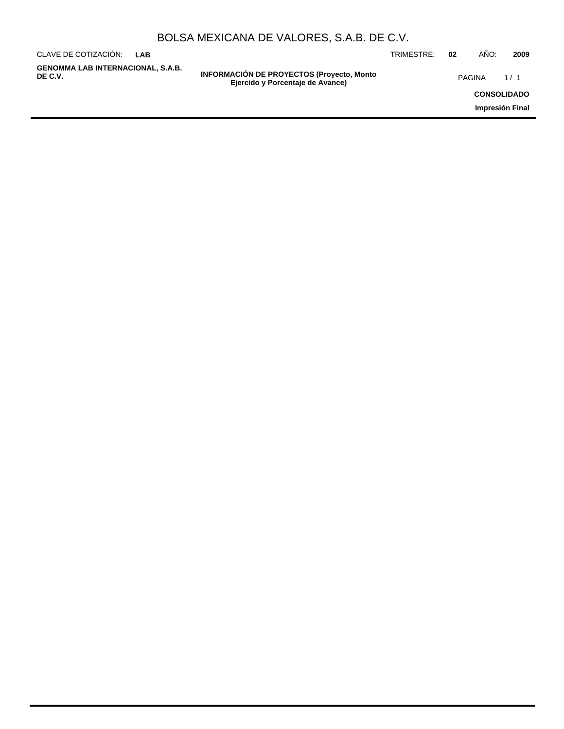# BOLSA MEXICANA DE VALORES, S.A.B. DE C.V.

CLAVE DE COTIZACIÓN: **LAB**

TRIMESTRE: **02** AÑO: **2009**

**GENOMMA LAB INTERNACIONAL, S.A.B. DE C.V.**

**INFORMACIÓN DE PROYECTOS (Proyecto, Monto Ejercido y Porcentaje de Avance)**

**CONSOLIDADO**

**Impresión Final**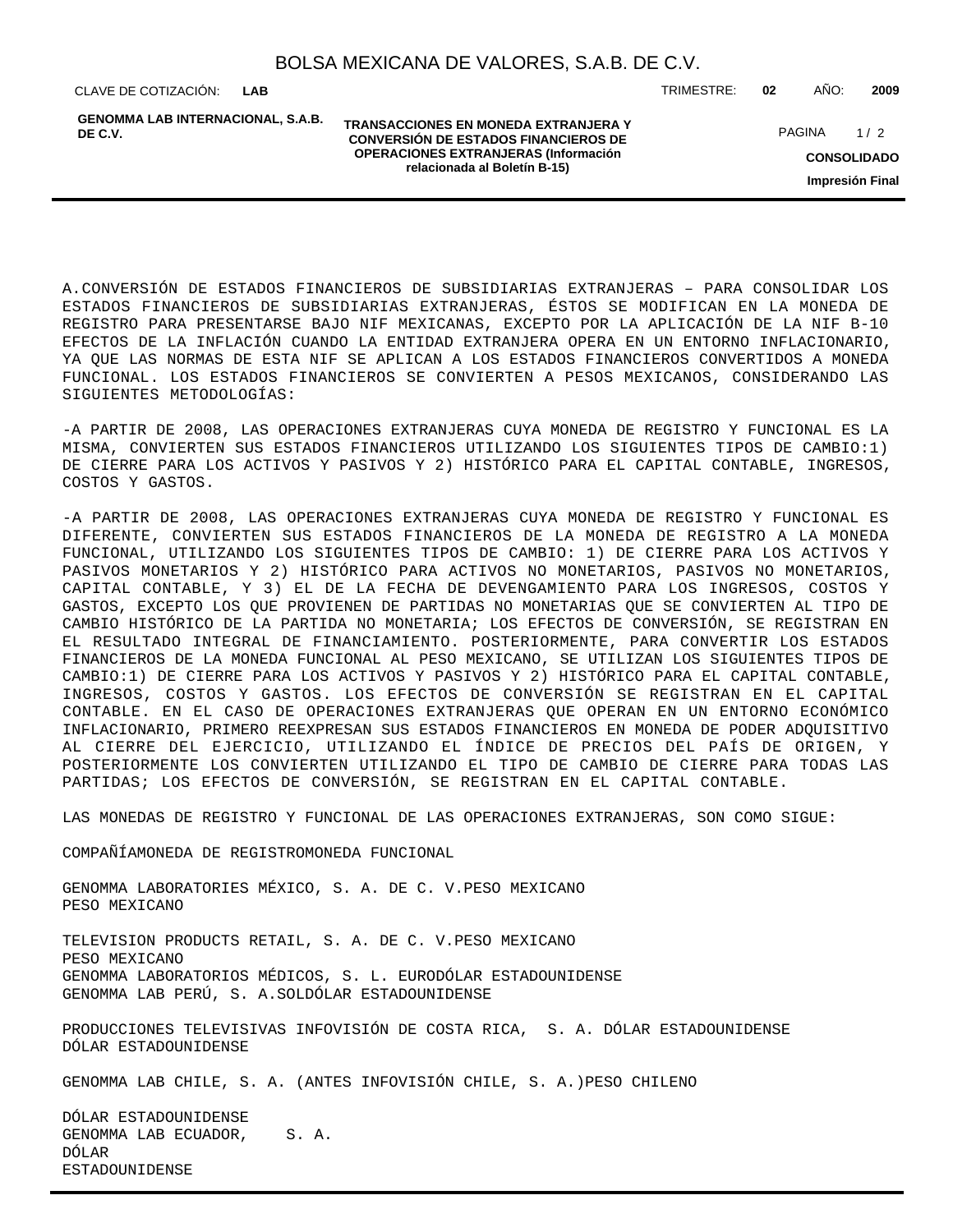A.CONVERSIÓN DE ESTADOS FINANCIEROS DE SUBSIDIARIAS EXTRANJERAS – PARA CONSOLIDAR LOS ESTADOS FINANCIEROS DE SUBSIDIARIAS EXTRANJERAS, ÉSTOS SE MODIFICAN EN LA MONEDA DE REGISTRO PARA PRESENTARSE BAJO NIF MEXICANAS, EXCEPTO POR LA APLICACIÓN DE LA NIF B-10 EFECTOS DE LA INFLACIÓN CUANDO LA ENTIDAD EXTRANJERA OPERA EN UN ENTORNO INFLACIONARIO, YA QUE LAS NORMAS DE ESTA NIF SE APLICAN A LOS ESTADOS FINANCIEROS CONVERTIDOS A MONEDA FUNCIONAL. LOS ESTADOS FINANCIEROS SE CONVIERTEN A PESOS MEXICANOS, CONSIDERANDO LAS SIGUIENTES METODOLOGÍAS:

-A PARTIR DE 2008, LAS OPERACIONES EXTRANJERAS CUYA MONEDA DE REGISTRO Y FUNCIONAL ES LA MISMA, CONVIERTEN SUS ESTADOS FINANCIEROS UTILIZANDO LOS SIGUIENTES TIPOS DE CAMBIO:1) DE CIERRE PARA LOS ACTIVOS Y PASIVOS Y 2) HISTÓRICO PARA EL CAPITAL CONTABLE, INGRESOS, COSTOS Y GASTOS.

-A PARTIR DE 2008, LAS OPERACIONES EXTRANJERAS CUYA MONEDA DE REGISTRO Y FUNCIONAL ES DIFERENTE, CONVIERTEN SUS ESTADOS FINANCIEROS DE LA MONEDA DE REGISTRO A LA MONEDA FUNCIONAL, UTILIZANDO LOS SIGUIENTES TIPOS DE CAMBIO: 1) DE CIERRE PARA LOS ACTIVOS Y PASIVOS MONETARIOS Y 2) HISTÓRICO PARA ACTIVOS NO MONETARIOS, PASIVOS NO MONETARIOS, CAPITAL CONTABLE, Y 3) EL DE LA FECHA DE DEVENGAMIENTO PARA LOS INGRESOS, COSTOS Y GASTOS, EXCEPTO LOS QUE PROVIENEN DE PARTIDAS NO MONETARIAS QUE SE CONVIERTEN AL TIPO DE CAMBIO HISTÓRICO DE LA PARTIDA NO MONETARIA; LOS EFECTOS DE CONVERSIÓN, SE REGISTRAN EN EL RESULTADO INTEGRAL DE FINANCIAMIENTO. POSTERIORMENTE, PARA CONVERTIR LOS ESTADOS FINANCIEROS DE LA MONEDA FUNCIONAL AL PESO MEXICANO, SE UTILIZAN LOS SIGUIENTES TIPOS DE CAMBIO:1) DE CIERRE PARA LOS ACTIVOS Y PASIVOS Y 2) HISTÓRICO PARA EL CAPITAL CONTABLE, INGRESOS, COSTOS Y GASTOS. LOS EFECTOS DE CONVERSIÓN SE REGISTRAN EN EL CAPITAL CONTABLE. EN EL CASO DE OPERACIONES EXTRANJERAS QUE OPERAN EN UN ENTORNO ECONÓMICO INFLACIONARIO, PRIMERO REEXPRESAN SUS ESTADOS FINANCIEROS EN MONEDA DE PODER ADQUISITIVO AL CIERRE DEL EJERCICIO, UTILIZANDO EL ÍNDICE DE PRECIOS DEL PAÍS DE ORIGEN, Y POSTERIORMENTE LOS CONVIERTEN UTILIZANDO EL TIPO DE CAMBIO DE CIERRE PARA TODAS LAS PARTIDAS; LOS EFECTOS DE CONVERSIÓN, SE REGISTRAN EN EL CAPITAL CONTABLE.

LAS MONEDAS DE REGISTRO Y FUNCIONAL DE LAS OPERACIONES EXTRANJERAS, SON COMO SIGUE:

COMPAÑÍAMONEDA DE REGISTROMONEDA FUNCIONAL

GENOMMA LABORATORIES MÉXICO, S. A. DE C. V.PESO MEXICANO
PESO MEXICANO

TELEVISION PRODUCTS RETAIL, S. A. DE C. V.PESO MEXICANO
PESO MEXICANO
GENOMMA LABORATORIOS MÉDICOS, S. L. EURODÓLAR ESTADOUNIDENSE
GENOMMA LAB PERÚ, S. A.SOLDÓLAR ESTADOUNIDENSE

PRODUCCIONES TELEVISIVAS INFOVISIÓN DE COSTA RICA,  S. A. DÓLAR ESTADOUNIDENSE
DÓLAR ESTADOUNIDENSE

GENOMMA LAB CHILE, S. A. (ANTES INFOVISIÓN CHILE, S. A.)PESO CHILENO

DÓLAR ESTADOUNIDENSE
GENOMMA LAB ECUADOR,    S. A.
DÓLAR
ESTADOUNIDENSE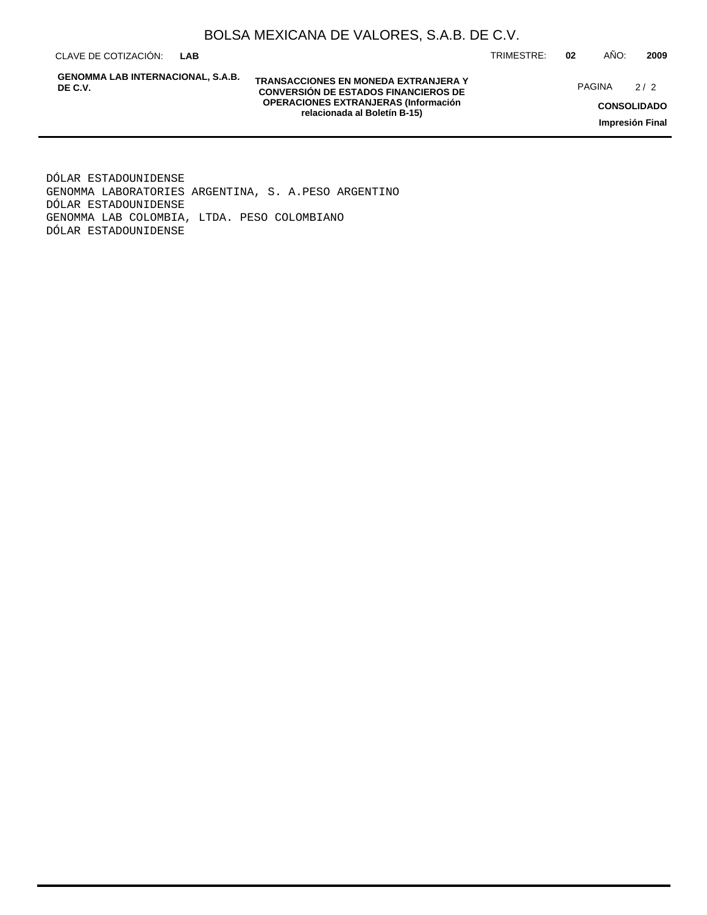DÓLAR ESTADOUNIDENSE
GENOMMA LABORATORIES ARGENTINA, S. A.PESO ARGENTINO
DÓLAR ESTADOUNIDENSE
GENOMMA LAB COLOMBIA, LTDA. PESO COLOMBIANO
DÓLAR ESTADOUNIDENSE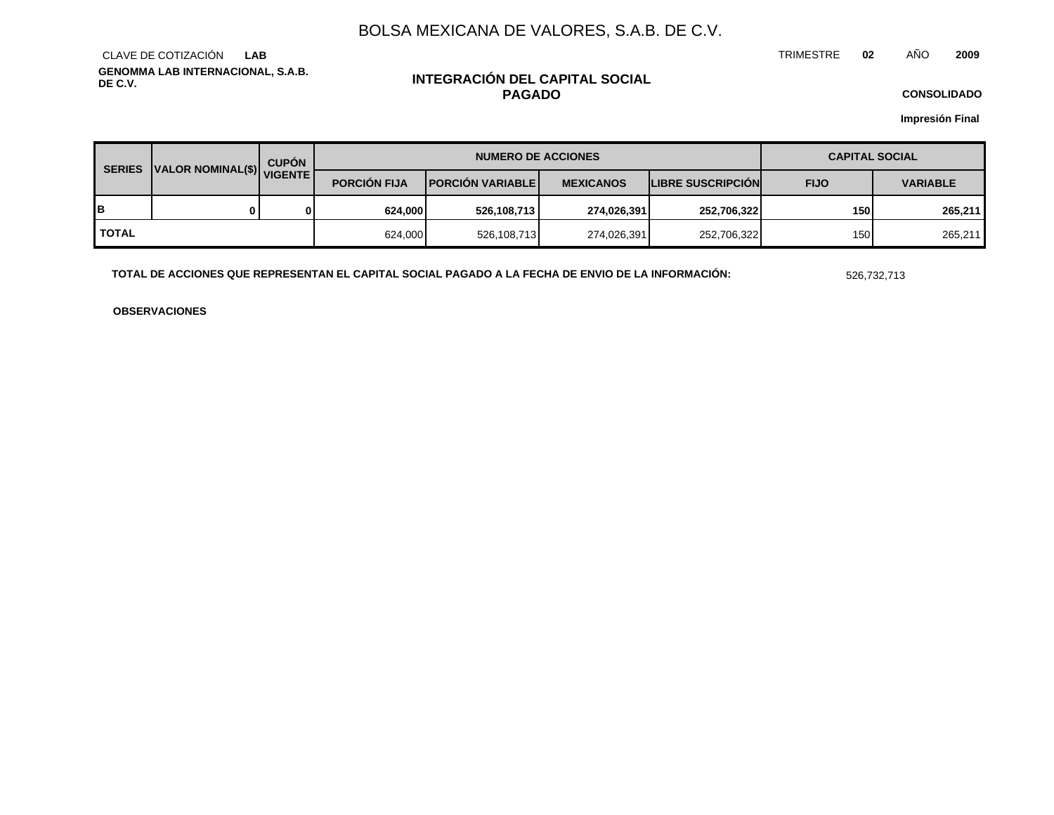# BOLSA MEXICANA DE VALORES, S.A.B. DE C.V.

CLAVE DE COTIZACIÓN **LAB**

TRIMESTRE **02** AÑO **2009**

**GENOMMA LAB INTERNACIONAL, S.A.B. DE C.V.**

## INTEGRACIÓN DEL CAPITAL SOCIAL PAGADO

**CONSOLIDADO**

**Impresión Final**

| SERIES | VALOR NOMINAL($) | CUPÓN VIGENTE | NUMERO DE ACCIONES | | | | CAPITAL SOCIAL | |
|---|---|---|---|---|---|---|---|---|
| | | | PORCIÓN FIJA | PORCIÓN VARIABLE | MEXICANOS | LIBRE SUSCRIPCIÓN | FIJO | VARIABLE |
| **B** | **0** | **0** | **624,000** | **526,108,713** | **274,026,391** | **252,706,322** | **150** | **265,211** |
| **TOTAL** | | | 624,000 | 526,108,713 | 274,026,391 | 252,706,322 | 150 | 265,211 |

**TOTAL DE ACCIONES QUE REPRESENTAN EL CAPITAL SOCIAL PAGADO A LA FECHA DE ENVIO DE LA INFORMACIÓN:** 526,732,713

**OBSERVACIONES**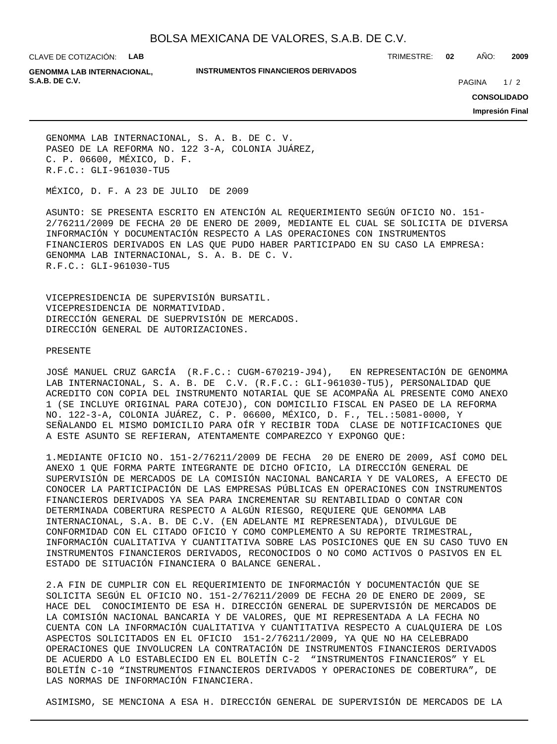GENOMMA LAB INTERNACIONAL, S. A. B. DE C. V.
PASEO DE LA REFORMA NO. 122 3-A, COLONIA JUÁREZ,
C. P. 06600, MÉXICO, D. F.
R.F.C.: GLI-961030-TU5

MÉXICO, D. F. A 23 DE JULIO DE 2009

ASUNTO: SE PRESENTA ESCRITO EN ATENCIÓN AL REQUERIMIENTO SEGÚN OFICIO NO. 151-2/76211/2009 DE FECHA 20 DE ENERO DE 2009, MEDIANTE EL CUAL SE SOLICITA DE DIVERSA INFORMACIÓN Y DOCUMENTACIÓN RESPECTO A LAS OPERACIONES CON INSTRUMENTOS FINANCIEROS DERIVADOS EN LAS QUE PUDO HABER PARTICIPADO EN SU CASO LA EMPRESA: GENOMMA LAB INTERNACIONAL, S. A. B. DE C. V.
R.F.C.: GLI-961030-TU5

VICEPRESIDENCIA DE SUPERVISIÓN BURSATIL.
VICEPRESIDENCIA DE NORMATIVIDAD.
DIRECCIÓN GENERAL DE SUEPRVISIÓN DE MERCADOS.
DIRECCIÓN GENERAL DE AUTORIZACIONES.

PRESENTE

JOSÉ MANUEL CRUZ GARCÍA (R.F.C.: CUGM-670219-J94), EN REPRESENTACIÓN DE GENOMMA LAB INTERNACIONAL, S. A. B. DE C.V. (R.F.C.: GLI-961030-TU5), PERSONALIDAD QUE ACREDITO CON COPIA DEL INSTRUMENTO NOTARIAL QUE SE ACOMPAÑA AL PRESENTE COMO ANEXO 1 (SE INCLUYE ORIGINAL PARA COTEJO), CON DOMICILIO FISCAL EN PASEO DE LA REFORMA NO. 122-3-A, COLONIA JUÁREZ, C. P. 06600, MÉXICO, D. F., TEL.:5081-0000, Y SEÑALANDO EL MISMO DOMICILIO PARA OÍR Y RECIBIR TODA CLASE DE NOTIFICACIONES QUE A ESTE ASUNTO SE REFIERAN, ATENTAMENTE COMPAREZCO Y EXPONGO QUE:

1.MEDIANTE OFICIO NO. 151-2/76211/2009 DE FECHA 20 DE ENERO DE 2009, ASÍ COMO DEL ANEXO 1 QUE FORMA PARTE INTEGRANTE DE DICHO OFICIO, LA DIRECCIÓN GENERAL DE SUPERVISIÓN DE MERCADOS DE LA COMISIÓN NACIONAL BANCARIA Y DE VALORES, A EFECTO DE CONOCER LA PARTICIPACIÓN DE LAS EMPRESAS PÚBLICAS EN OPERACIONES CON INSTRUMENTOS FINANCIEROS DERIVADOS YA SEA PARA INCREMENTAR SU RENTABILIDAD O CONTAR CON DETERMINADA COBERTURA RESPECTO A ALGÚN RIESGO, REQUIERE QUE GENOMMA LAB INTERNACIONAL, S.A. B. DE C.V. (EN ADELANTE MI REPRESENTADA), DIVULGUE DE CONFORMIDAD CON EL CITADO OFICIO Y COMO COMPLEMENTO A SU REPORTE TRIMESTRAL, INFORMACIÓN CUALITATIVA Y CUANTITATIVA SOBRE LAS POSICIONES QUE EN SU CASO TUVO EN INSTRUMENTOS FINANCIEROS DERIVADOS, RECONOCIDOS O NO COMO ACTIVOS O PASIVOS EN EL ESTADO DE SITUACIÓN FINANCIERA O BALANCE GENERAL.

2.A FIN DE CUMPLIR CON EL REQUERIMIENTO DE INFORMACIÓN Y DOCUMENTACIÓN QUE SE SOLICITA SEGÚN EL OFICIO NO. 151-2/76211/2009 DE FECHA 20 DE ENERO DE 2009, SE HACE DEL CONOCIMIENTO DE ESA H. DIRECCIÓN GENERAL DE SUPERVISIÓN DE MERCADOS DE LA COMISIÓN NACIONAL BANCARIA Y DE VALORES, QUE MI REPRESENTADA A LA FECHA NO CUENTA CON LA INFORMACIÓN CUALITATIVA Y CUANTITATIVA RESPECTO A CUALQUIERA DE LOS ASPECTOS SOLICITADOS EN EL OFICIO 151-2/76211/2009, YA QUE NO HA CELEBRADO OPERACIONES QUE INVOLUCREN LA CONTRATACIÓN DE INSTRUMENTOS FINANCIEROS DERIVADOS DE ACUERDO A LO ESTABLECIDO EN EL BOLETÍN C-2 "INSTRUMENTOS FINANCIEROS" Y EL BOLETÍN C-10 "INSTRUMENTOS FINANCIEROS DERIVADOS Y OPERACIONES DE COBERTURA", DE LAS NORMAS DE INFORMACIÓN FINANCIERA.

ASIMISMO, SE MENCIONA A ESA H. DIRECCIÓN GENERAL DE SUPERVISIÓN DE MERCADOS DE LA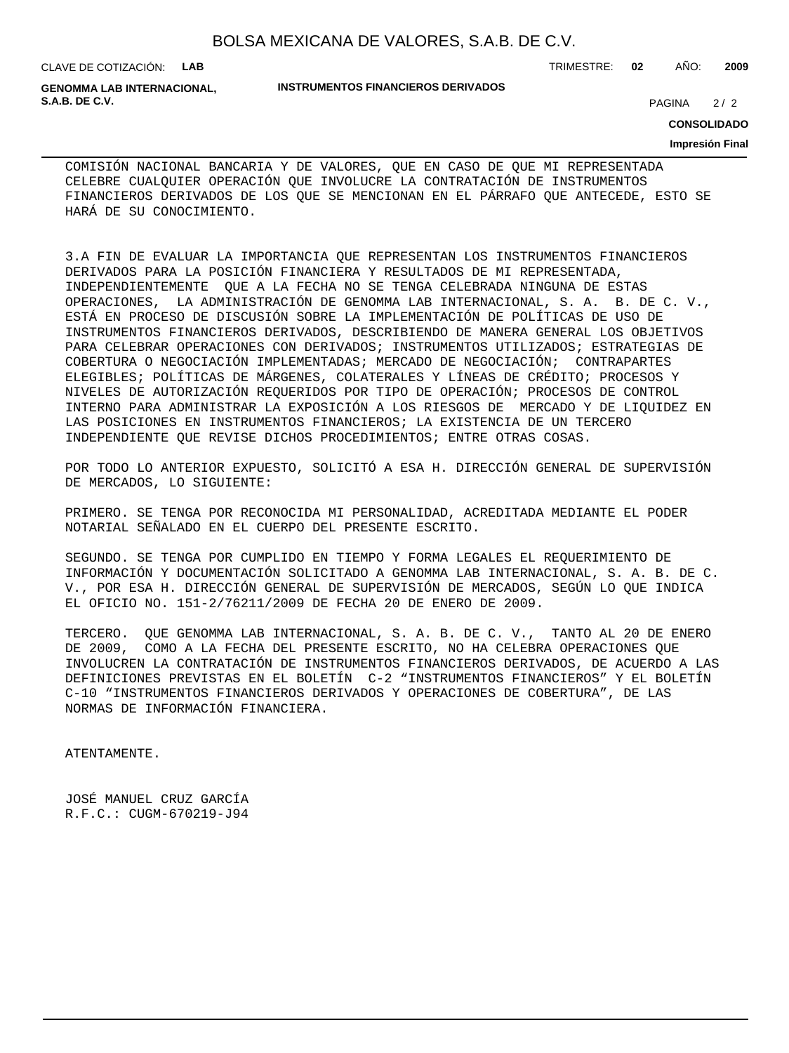COMISIÓN NACIONAL BANCARIA Y DE VALORES, QUE EN CASO DE QUE MI REPRESENTADA CELEBRE CUALQUIER OPERACIÓN QUE INVOLUCRE LA CONTRATACIÓN DE INSTRUMENTOS FINANCIEROS DERIVADOS DE LOS QUE SE MENCIONAN EN EL PÁRRAFO QUE ANTECEDE, ESTO SE HARÁ DE SU CONOCIMIENTO.

3.A FIN DE EVALUAR LA IMPORTANCIA QUE REPRESENTAN LOS INSTRUMENTOS FINANCIEROS DERIVADOS PARA LA POSICIÓN FINANCIERA Y RESULTADOS DE MI REPRESENTADA, INDEPENDIENTEMENTE QUE A LA FECHA NO SE TENGA CELEBRADA NINGUNA DE ESTAS OPERACIONES, LA ADMINISTRACIÓN DE GENOMMA LAB INTERNACIONAL, S. A. B. DE C. V., ESTÁ EN PROCESO DE DISCUSIÓN SOBRE LA IMPLEMENTACIÓN DE POLÍTICAS DE USO DE INSTRUMENTOS FINANCIEROS DERIVADOS, DESCRIBIENDO DE MANERA GENERAL LOS OBJETIVOS PARA CELEBRAR OPERACIONES CON DERIVADOS; INSTRUMENTOS UTILIZADOS; ESTRATEGIAS DE COBERTURA O NEGOCIACIÓN IMPLEMENTADAS; MERCADO DE NEGOCIACIÓN; CONTRAPARTES ELEGIBLES; POLÍTICAS DE MÁRGENES, COLATERALES Y LÍNEAS DE CRÉDITO; PROCESOS Y NIVELES DE AUTORIZACIÓN REQUERIDOS POR TIPO DE OPERACIÓN; PROCESOS DE CONTROL INTERNO PARA ADMINISTRAR LA EXPOSICIÓN A LOS RIESGOS DE MERCADO Y DE LIQUIDEZ EN LAS POSICIONES EN INSTRUMENTOS FINANCIEROS; LA EXISTENCIA DE UN TERCERO INDEPENDIENTE QUE REVISE DICHOS PROCEDIMIENTOS; ENTRE OTRAS COSAS.

POR TODO LO ANTERIOR EXPUESTO, SOLICITÓ A ESA H. DIRECCIÓN GENERAL DE SUPERVISIÓN DE MERCADOS, LO SIGUIENTE:

PRIMERO. SE TENGA POR RECONOCIDA MI PERSONALIDAD, ACREDITADA MEDIANTE EL PODER NOTARIAL SEÑALADO EN EL CUERPO DEL PRESENTE ESCRITO.

SEGUNDO. SE TENGA POR CUMPLIDO EN TIEMPO Y FORMA LEGALES EL REQUERIMIENTO DE INFORMACIÓN Y DOCUMENTACIÓN SOLICITADO A GENOMMA LAB INTERNACIONAL, S. A. B. DE C. V., POR ESA H. DIRECCIÓN GENERAL DE SUPERVISIÓN DE MERCADOS, SEGÚN LO QUE INDICA EL OFICIO NO. 151-2/76211/2009 DE FECHA 20 DE ENERO DE 2009.

TERCERO. QUE GENOMMA LAB INTERNACIONAL, S. A. B. DE C. V., TANTO AL 20 DE ENERO DE 2009, COMO A LA FECHA DEL PRESENTE ESCRITO, NO HA CELEBRA OPERACIONES QUE INVOLUCREN LA CONTRATACIÓN DE INSTRUMENTOS FINANCIEROS DERIVADOS, DE ACUERDO A LAS DEFINICIONES PREVISTAS EN EL BOLETÍN C-2 “INSTRUMENTOS FINANCIEROS” Y EL BOLETÍN C-10 “INSTRUMENTOS FINANCIEROS DERIVADOS Y OPERACIONES DE COBERTURA”, DE LAS NORMAS DE INFORMACIÓN FINANCIERA.

ATENTAMENTE.

JOSÉ MANUEL CRUZ GARCÍA
R.F.C.: CUGM-670219-J94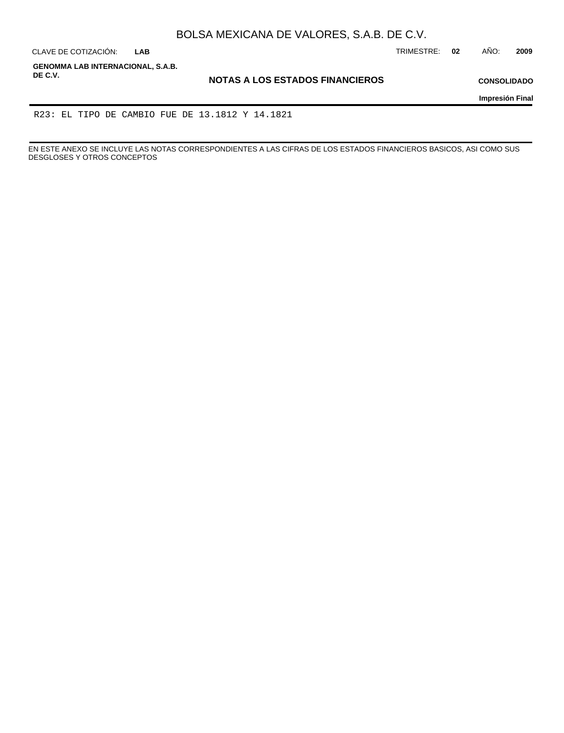# NOTAS A LOS ESTADOS FINANCIEROS

R23: EL TIPO DE CAMBIO FUE DE 13.1812 Y 14.1821

EN ESTE ANEXO SE INCLUYE LAS NOTAS CORRESPONDIENTES A LAS CIFRAS DE LOS ESTADOS FINANCIEROS BASICOS, ASI COMO SUS DESGLOSES Y OTROS CONCEPTOS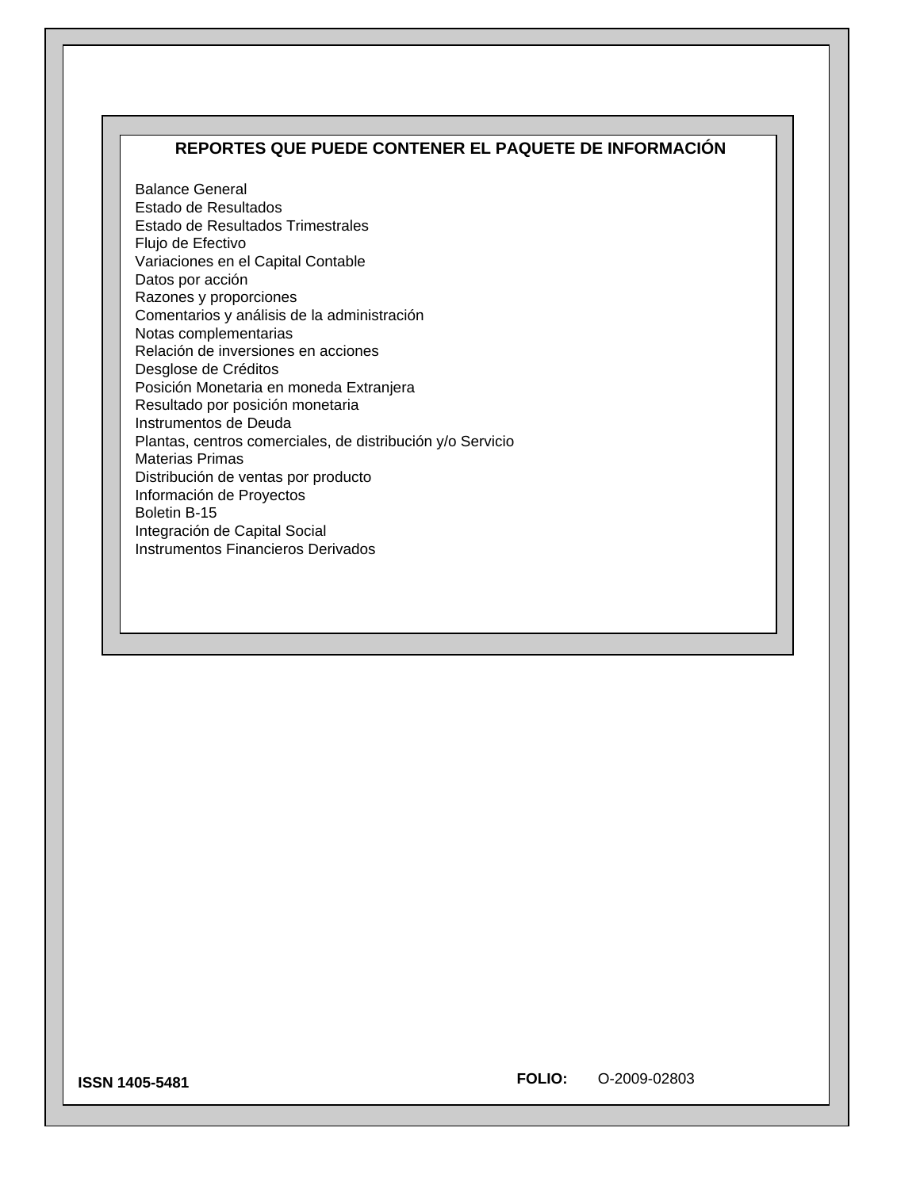## REPORTES QUE PUEDE CONTENER EL PAQUETE DE INFORMACIÓN

Balance General
Estado de Resultados
Estado de Resultados Trimestrales
Flujo de Efectivo
Variaciones en el Capital Contable
Datos por acción
Razones y proporciones
Comentarios y análisis de la administración
Notas complementarias
Relación de inversiones en acciones
Desglose de Créditos
Posición Monetaria en moneda Extranjera
Resultado por posición monetaria
Instrumentos de Deuda
Plantas, centros comerciales, de distribución y/o Servicio
Materias Primas
Distribución de ventas por producto
Información de Proyectos
Boletin B-15
Integración de Capital Social
Instrumentos Financieros Derivados

**ISSN 1405-5481**

**FOLIO:** O-2009-02803